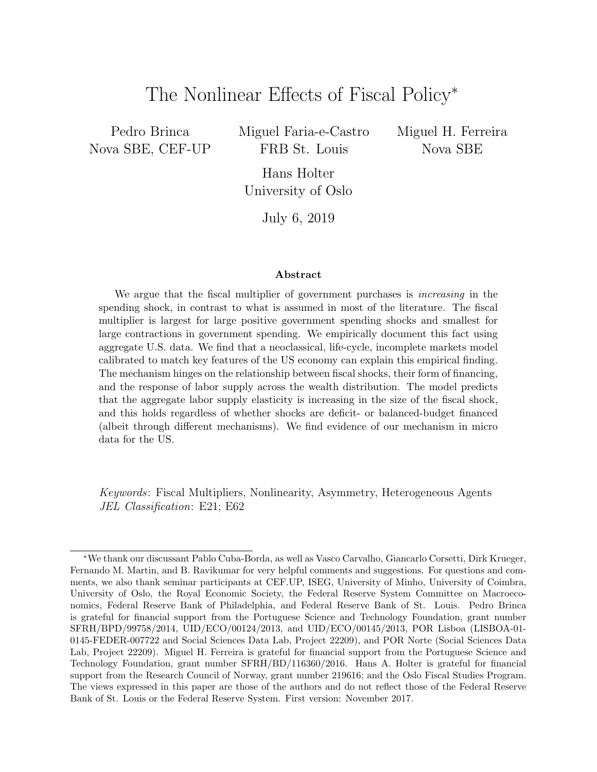# The Nonlinear Effects of Fiscal Policy*

Pedro Brinca
Nova SBE, CEF-UP

Miguel Faria-e-Castro
FRB St. Louis

Miguel H. Ferreira
Nova SBE

Hans Holter
University of Oslo

July 6, 2019

### Abstract

We argue that the fiscal multiplier of government purchases is *increasing* in the spending shock, in contrast to what is assumed in most of the literature. The fiscal multiplier is largest for large positive government spending shocks and smallest for large contractions in government spending. We empirically document this fact using aggregate U.S. data. We find that a neoclassical, life-cycle, incomplete markets model calibrated to match key features of the US economy can explain this empirical finding. The mechanism hinges on the relationship between fiscal shocks, their form of financing, and the response of labor supply across the wealth distribution. The model predicts that the aggregate labor supply elasticity is increasing in the size of the fiscal shock, and this holds regardless of whether shocks are deficit- or balanced-budget financed (albeit through different mechanisms). We find evidence of our mechanism in micro data for the US.

*Keywords*: Fiscal Multipliers, Nonlinearity, Asymmetry, Heterogeneous Agents
*JEL Classification*: E21; E62

*We thank our discussant Pablo Cuba-Borda, as well as Vasco Carvalho, Giancarlo Corsetti, Dirk Krueger, Fernando M. Martin, and B. Ravikumar for very helpful comments and suggestions. For questions and comments, we also thank seminar participants at CEF.UP, ISEG, University of Minho, University of Coimbra, University of Oslo, the Royal Economic Society, the Federal Reserve System Committee on Macroeconomics, Federal Reserve Bank of Philadelphia, and Federal Reserve Bank of St. Louis. Pedro Brinca is grateful for financial support from the Portuguese Science and Technology Foundation, grant number SFRH/BPD/99758/2014, UID/ECO/00124/2013, and UID/ECO/00145/2013, POR Lisboa (LISBOA-01-0145-FEDER-007722 and Social Sciences Data Lab, Project 22209), and POR Norte (Social Sciences Data Lab, Project 22209). Miguel H. Ferreira is grateful for financial support from the Portuguese Science and Technology Foundation, grant number SFRH/BD/116360/2016. Hans A. Holter is grateful for financial support from the Research Council of Norway, grant number 219616; and the Oslo Fiscal Studies Program. The views expressed in this paper are those of the authors and do not reflect those of the Federal Reserve Bank of St. Louis or the Federal Reserve System. First version: November 2017.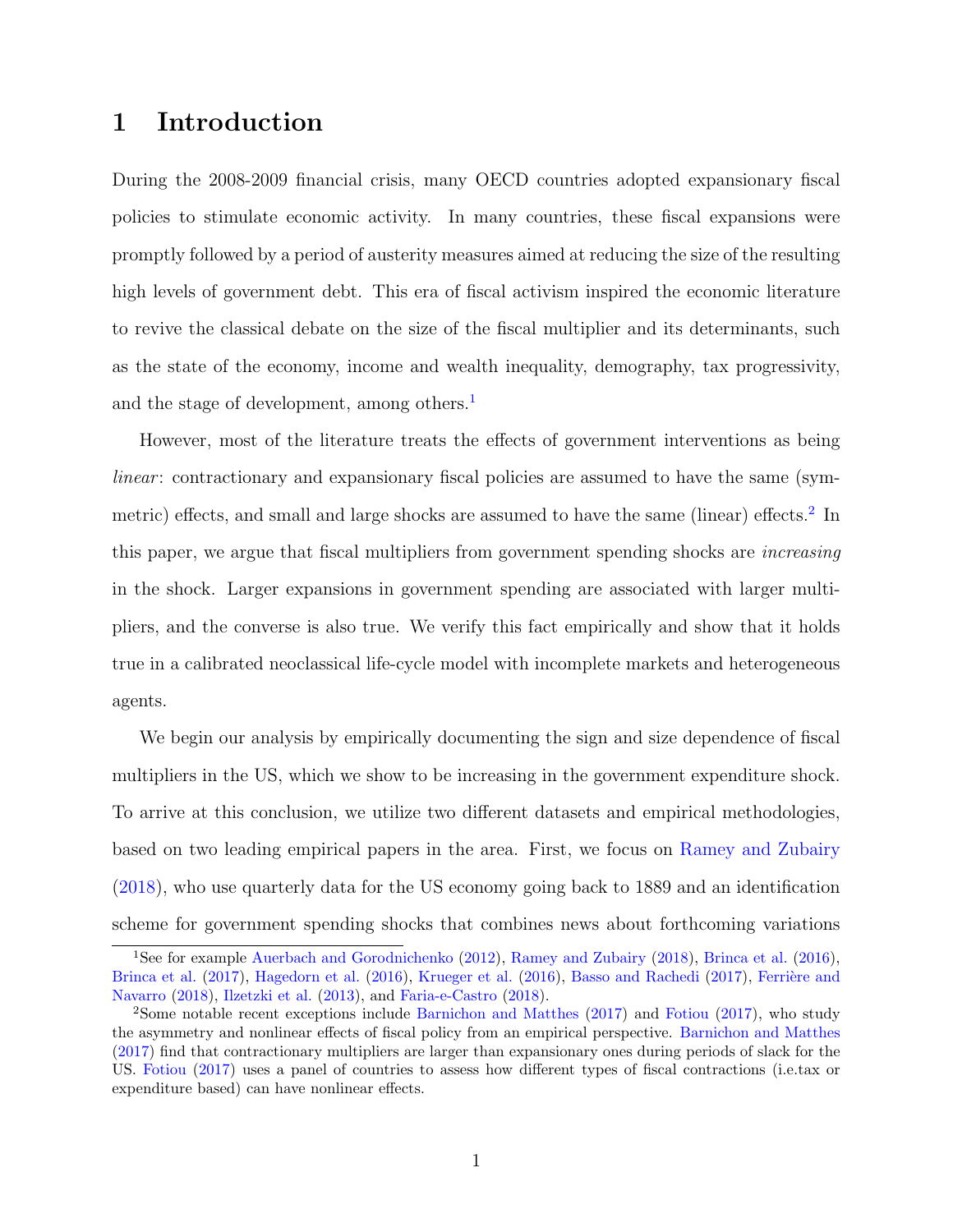# 1 Introduction

During the 2008-2009 financial crisis, many OECD countries adopted expansionary fiscal policies to stimulate economic activity. In many countries, these fiscal expansions were promptly followed by a period of austerity measures aimed at reducing the size of the resulting high levels of government debt. This era of fiscal activism inspired the economic literature to revive the classical debate on the size of the fiscal multiplier and its determinants, such as the state of the economy, income and wealth inequality, demography, tax progressivity, and the stage of development, among others.[1]

However, most of the literature treats the effects of government interventions as being *linear*: contractionary and expansionary fiscal policies are assumed to have the same (symmetric) effects, and small and large shocks are assumed to have the same (linear) effects.[2] In this paper, we argue that fiscal multipliers from government spending shocks are *increasing* in the shock. Larger expansions in government spending are associated with larger multipliers, and the converse is also true. We verify this fact empirically and show that it holds true in a calibrated neoclassical life-cycle model with incomplete markets and heterogeneous agents.

We begin our analysis by empirically documenting the sign and size dependence of fiscal multipliers in the US, which we show to be increasing in the government expenditure shock. To arrive at this conclusion, we utilize two different datasets and empirical methodologies, based on two leading empirical papers in the area. First, we focus on Ramey and Zubairy (2018), who use quarterly data for the US economy going back to 1889 and an identification scheme for government spending shocks that combines news about forthcoming variations

[1] See for example Auerbach and Gorodnichenko (2012), Ramey and Zubairy (2018), Brinca et al. (2016), Brinca et al. (2017), Hagedorn et al. (2016), Krueger et al. (2016), Basso and Rachedi (2017), Ferrière and Navarro (2018), Ilzetzki et al. (2013), and Faria-e-Castro (2018).

[2] Some notable recent exceptions include Barnichon and Matthes (2017) and Fotiou (2017), who study the asymmetry and nonlinear effects of fiscal policy from an empirical perspective. Barnichon and Matthes (2017) find that contractionary multipliers are larger than expansionary ones during periods of slack for the US. Fotiou (2017) uses a panel of countries to assess how different types of fiscal contractions (i.e.tax or expenditure based) can have nonlinear effects.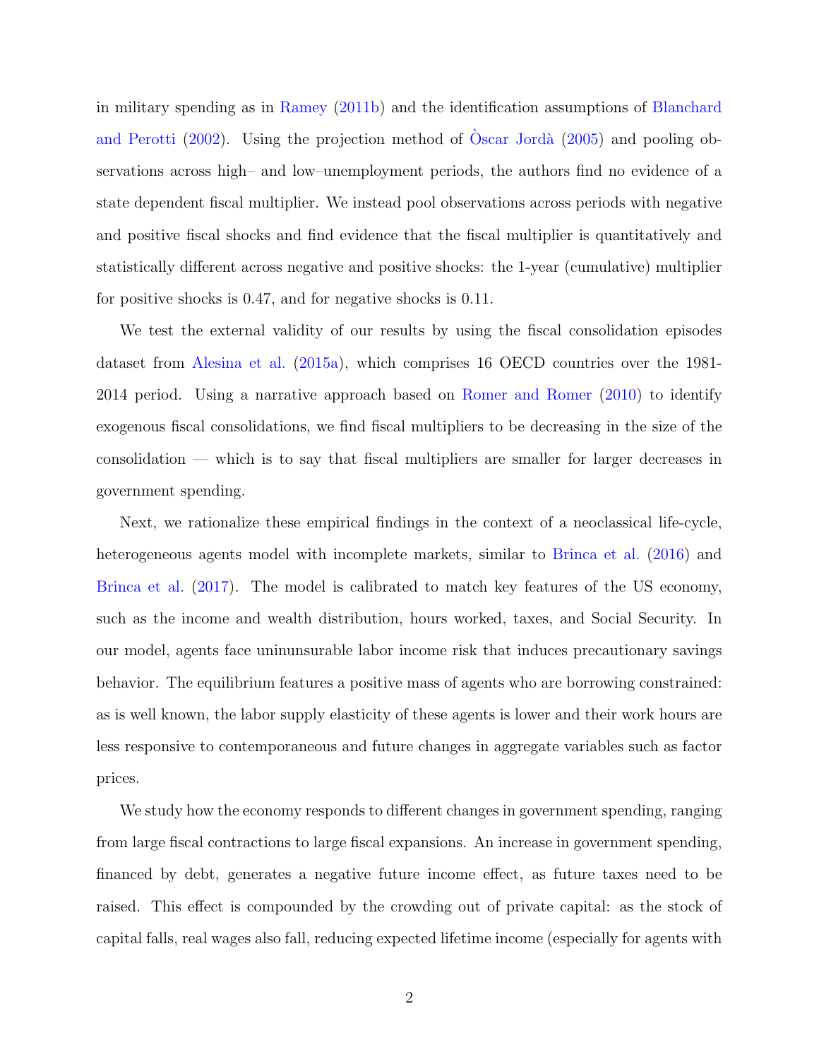in military spending as in Ramey (2011b) and the identification assumptions of Blanchard and Perotti (2002). Using the projection method of Òscar Jordà (2005) and pooling observations across high– and low–unemployment periods, the authors find no evidence of a state dependent fiscal multiplier. We instead pool observations across periods with negative and positive fiscal shocks and find evidence that the fiscal multiplier is quantitatively and statistically different across negative and positive shocks: the 1-year (cumulative) multiplier for positive shocks is 0.47, and for negative shocks is 0.11.

We test the external validity of our results by using the fiscal consolidation episodes dataset from Alesina et al. (2015a), which comprises 16 OECD countries over the 1981-2014 period. Using a narrative approach based on Romer and Romer (2010) to identify exogenous fiscal consolidations, we find fiscal multipliers to be decreasing in the size of the consolidation — which is to say that fiscal multipliers are smaller for larger decreases in government spending.

Next, we rationalize these empirical findings in the context of a neoclassical life-cycle, heterogeneous agents model with incomplete markets, similar to Brinca et al. (2016) and Brinca et al. (2017). The model is calibrated to match key features of the US economy, such as the income and wealth distribution, hours worked, taxes, and Social Security. In our model, agents face uninunsurable labor income risk that induces precautionary savings behavior. The equilibrium features a positive mass of agents who are borrowing constrained: as is well known, the labor supply elasticity of these agents is lower and their work hours are less responsive to contemporaneous and future changes in aggregate variables such as factor prices.

We study how the economy responds to different changes in government spending, ranging from large fiscal contractions to large fiscal expansions. An increase in government spending, financed by debt, generates a negative future income effect, as future taxes need to be raised. This effect is compounded by the crowding out of private capital: as the stock of capital falls, real wages also fall, reducing expected lifetime income (especially for agents with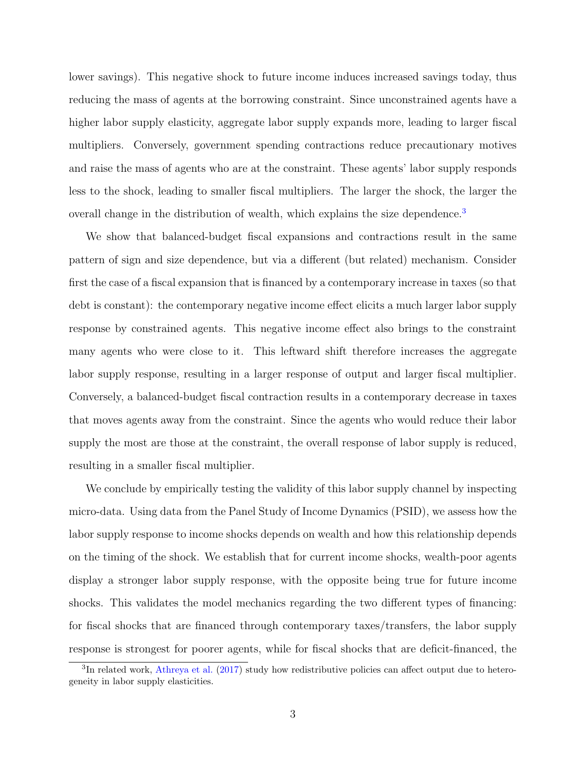lower savings). This negative shock to future income induces increased savings today, thus reducing the mass of agents at the borrowing constraint. Since unconstrained agents have a higher labor supply elasticity, aggregate labor supply expands more, leading to larger fiscal multipliers. Conversely, government spending contractions reduce precautionary motives and raise the mass of agents who are at the constraint. These agents' labor supply responds less to the shock, leading to smaller fiscal multipliers. The larger the shock, the larger the overall change in the distribution of wealth, which explains the size dependence.[3]

We show that balanced-budget fiscal expansions and contractions result in the same pattern of sign and size dependence, but via a different (but related) mechanism. Consider first the case of a fiscal expansion that is financed by a contemporary increase in taxes (so that debt is constant): the contemporary negative income effect elicits a much larger labor supply response by constrained agents. This negative income effect also brings to the constraint many agents who were close to it. This leftward shift therefore increases the aggregate labor supply response, resulting in a larger response of output and larger fiscal multiplier. Conversely, a balanced-budget fiscal contraction results in a contemporary decrease in taxes that moves agents away from the constraint. Since the agents who would reduce their labor supply the most are those at the constraint, the overall response of labor supply is reduced, resulting in a smaller fiscal multiplier.

We conclude by empirically testing the validity of this labor supply channel by inspecting micro-data. Using data from the Panel Study of Income Dynamics (PSID), we assess how the labor supply response to income shocks depends on wealth and how this relationship depends on the timing of the shock. We establish that for current income shocks, wealth-poor agents display a stronger labor supply response, with the opposite being true for future income shocks. This validates the model mechanics regarding the two different types of financing: for fiscal shocks that are financed through contemporary taxes/transfers, the labor supply response is strongest for poorer agents, while for fiscal shocks that are deficit-financed, the

[3] In related work, Athreya et al. (2017) study how redistributive policies can affect output due to heterogeneity in labor supply elasticities.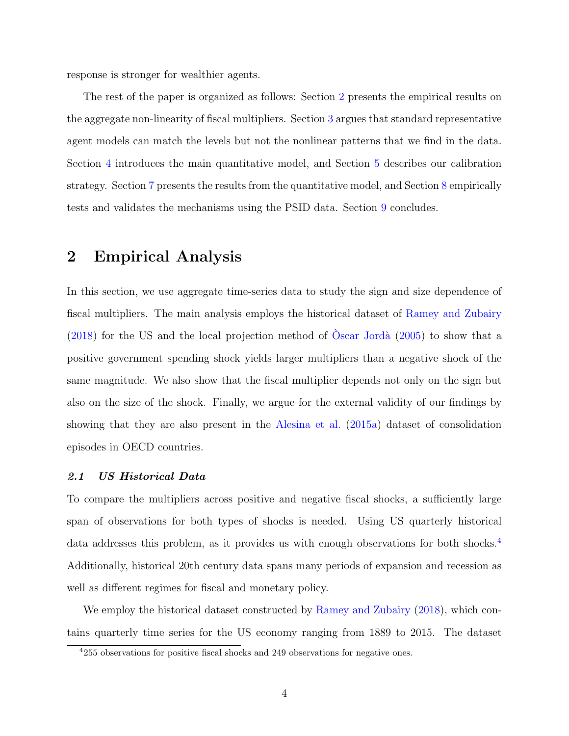response is stronger for wealthier agents.

The rest of the paper is organized as follows: Section 2 presents the empirical results on the aggregate non-linearity of fiscal multipliers. Section 3 argues that standard representative agent models can match the levels but not the nonlinear patterns that we find in the data. Section 4 introduces the main quantitative model, and Section 5 describes our calibration strategy. Section 7 presents the results from the quantitative model, and Section 8 empirically tests and validates the mechanisms using the PSID data. Section 9 concludes.

# 2 Empirical Analysis

In this section, we use aggregate time-series data to study the sign and size dependence of fiscal multipliers. The main analysis employs the historical dataset of Ramey and Zubairy (2018) for the US and the local projection method of Òscar Jordà (2005) to show that a positive government spending shock yields larger multipliers than a negative shock of the same magnitude. We also show that the fiscal multiplier depends not only on the sign but also on the size of the shock. Finally, we argue for the external validity of our findings by showing that they are also present in the Alesina et al. (2015a) dataset of consolidation episodes in OECD countries.

## *2.1 US Historical Data*

To compare the multipliers across positive and negative fiscal shocks, a sufficiently large span of observations for both types of shocks is needed. Using US quarterly historical data addresses this problem, as it provides us with enough observations for both shocks.[4] Additionally, historical 20th century data spans many periods of expansion and recession as well as different regimes for fiscal and monetary policy.

We employ the historical dataset constructed by Ramey and Zubairy (2018), which contains quarterly time series for the US economy ranging from 1889 to 2015. The dataset

[4] 255 observations for positive fiscal shocks and 249 observations for negative ones.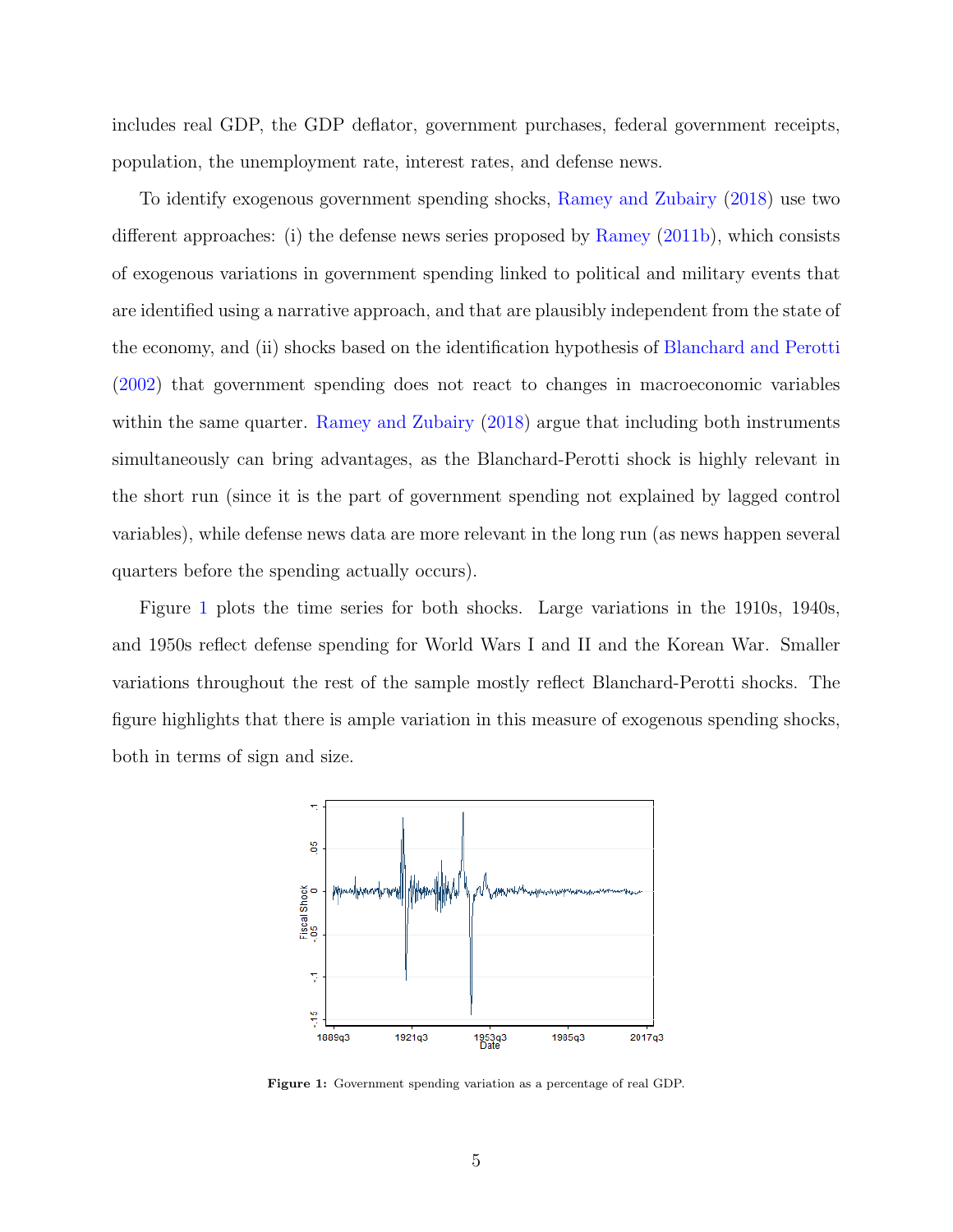includes real GDP, the GDP deflator, government purchases, federal government receipts, population, the unemployment rate, interest rates, and defense news.

To identify exogenous government spending shocks, Ramey and Zubairy (2018) use two different approaches: (i) the defense news series proposed by Ramey (2011b), which consists of exogenous variations in government spending linked to political and military events that are identified using a narrative approach, and that are plausibly independent from the state of the economy, and (ii) shocks based on the identification hypothesis of Blanchard and Perotti (2002) that government spending does not react to changes in macroeconomic variables within the same quarter. Ramey and Zubairy (2018) argue that including both instruments simultaneously can bring advantages, as the Blanchard-Perotti shock is highly relevant in the short run (since it is the part of government spending not explained by lagged control variables), while defense news data are more relevant in the long run (as news happen several quarters before the spending actually occurs).

Figure 1 plots the time series for both shocks. Large variations in the 1910s, 1940s, and 1950s reflect defense spending for World Wars I and II and the Korean War. Smaller variations throughout the rest of the sample mostly reflect Blanchard-Perotti shocks. The figure highlights that there is ample variation in this measure of exogenous spending shocks, both in terms of sign and size.

**Figure 1:** Government spending variation as a percentage of real GDP.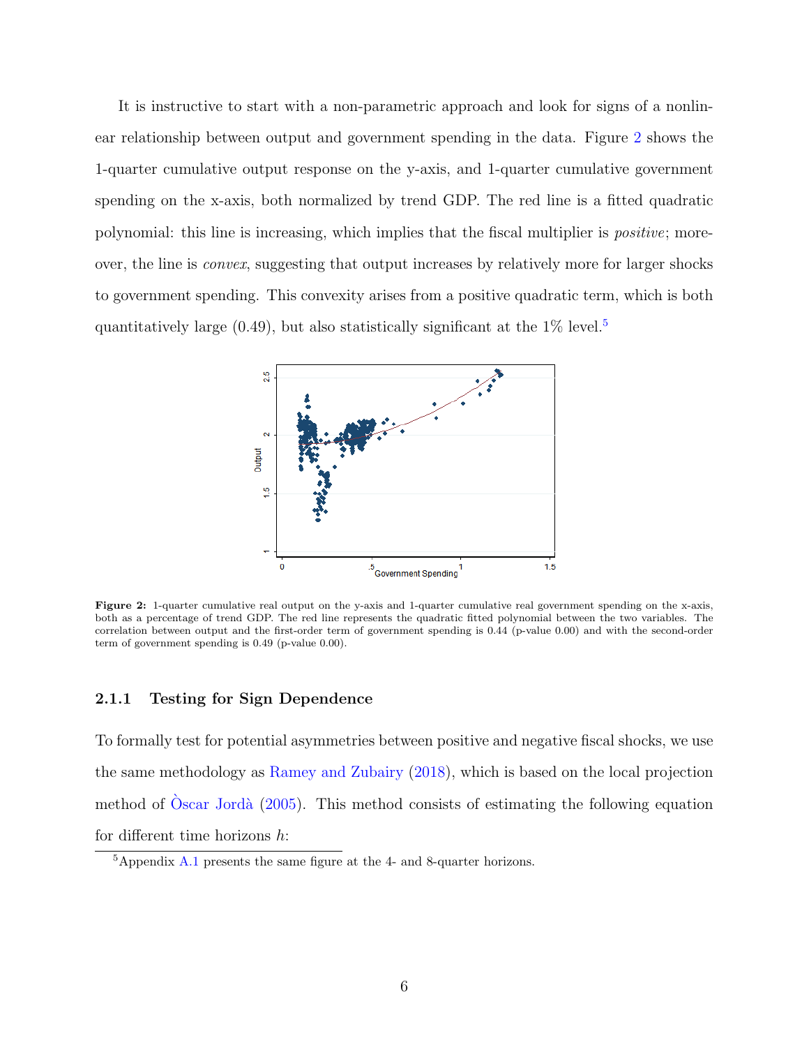It is instructive to start with a non-parametric approach and look for signs of a nonlinear relationship between output and government spending in the data. Figure 2 shows the 1-quarter cumulative output response on the y-axis, and 1-quarter cumulative government spending on the x-axis, both normalized by trend GDP. The red line is a fitted quadratic polynomial: this line is increasing, which implies that the fiscal multiplier is *positive*; moreover, the line is *convex*, suggesting that output increases by relatively more for larger shocks to government spending. This convexity arises from a positive quadratic term, which is both quantitatively large (0.49), but also statistically significant at the 1% level.[5]

**Figure 2:** 1-quarter cumulative real output on the y-axis and 1-quarter cumulative real government spending on the x-axis, both as a percentage of trend GDP. The red line represents the quadratic fitted polynomial between the two variables. The correlation between output and the first-order term of government spending is 0.44 (p-value 0.00) and with the second-order term of government spending is 0.49 (p-value 0.00).

### 2.1.1 Testing for Sign Dependence

To formally test for potential asymmetries between positive and negative fiscal shocks, we use the same methodology as Ramey and Zubairy (2018), which is based on the local projection method of Òscar Jordà (2005). This method consists of estimating the following equation for different time horizons $h$:

[5] Appendix A.1 presents the same figure at the 4- and 8-quarter horizons.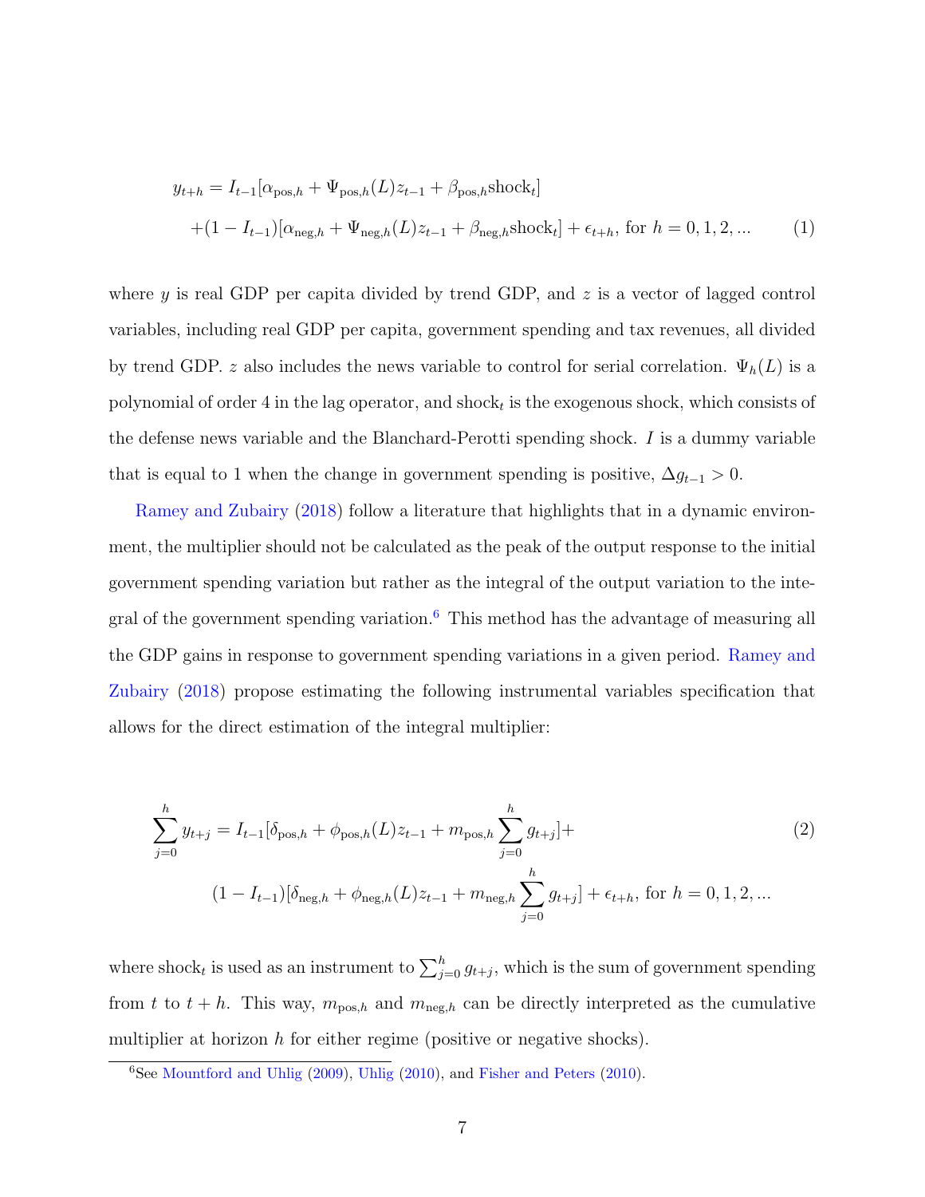$$
\begin{aligned}
y_{t+h} = {} & I_{t-1}[\alpha_{\text{pos},h} + \Psi_{\text{pos},h}(L) z_{t-1} + \beta_{\text{pos},h}\text{shock}_t] \\
& + (1 - I_{t-1})[\alpha_{\text{neg},h} + \Psi_{\text{neg},h}(L) z_{t-1} + \beta_{\text{neg},h}\text{shock}_t] + \epsilon_{t+h}, \text{ for } h = 0, 1, 2, ...
\end{aligned} \tag{1}
$$

where $y$ is real GDP per capita divided by trend GDP, and $z$ is a vector of lagged control variables, including real GDP per capita, government spending and tax revenues, all divided by trend GDP. $z$ also includes the news variable to control for serial correlation. $\Psi_h(L)$ is a polynomial of order 4 in the lag operator, and $\text{shock}_t$ is the exogenous shock, which consists of the defense news variable and the Blanchard-Perotti spending shock. $I$ is a dummy variable that is equal to 1 when the change in government spending is positive, $\Delta g_{t-1} > 0$.

Ramey and Zubairy (2018) follow a literature that highlights that in a dynamic environment, the multiplier should not be calculated as the peak of the output response to the initial government spending variation but rather as the integral of the output variation to the integral of the government spending variation.[6] This method has the advantage of measuring all the GDP gains in response to government spending variations in a given period. Ramey and Zubairy (2018) propose estimating the following instrumental variables specification that allows for the direct estimation of the integral multiplier:

$$
\begin{aligned}
\sum_{j=0}^{h} y_{t+j} = {} & I_{t-1}[\delta_{\text{pos},h} + \phi_{\text{pos},h}(L) z_{t-1} + m_{\text{pos},h} \sum_{j=0}^{h} g_{t+j}] + \\
& (1 - I_{t-1})[\delta_{\text{neg},h} + \phi_{\text{neg},h}(L) z_{t-1} + m_{\text{neg},h} \sum_{j=0}^{h} g_{t+j}] + \epsilon_{t+h}, \text{ for } h = 0, 1, 2, ...
\end{aligned} \tag{2}
$$

where $\text{shock}_t$ is used as an instrument to $\sum_{j=0}^{h} g_{t+j}$, which is the sum of government spending from $t$ to $t+h$. This way, $m_{\text{pos},h}$ and $m_{\text{neg},h}$ can be directly interpreted as the cumulative multiplier at horizon $h$ for either regime (positive or negative shocks).

[6] See Mountford and Uhlig (2009), Uhlig (2010), and Fisher and Peters (2010).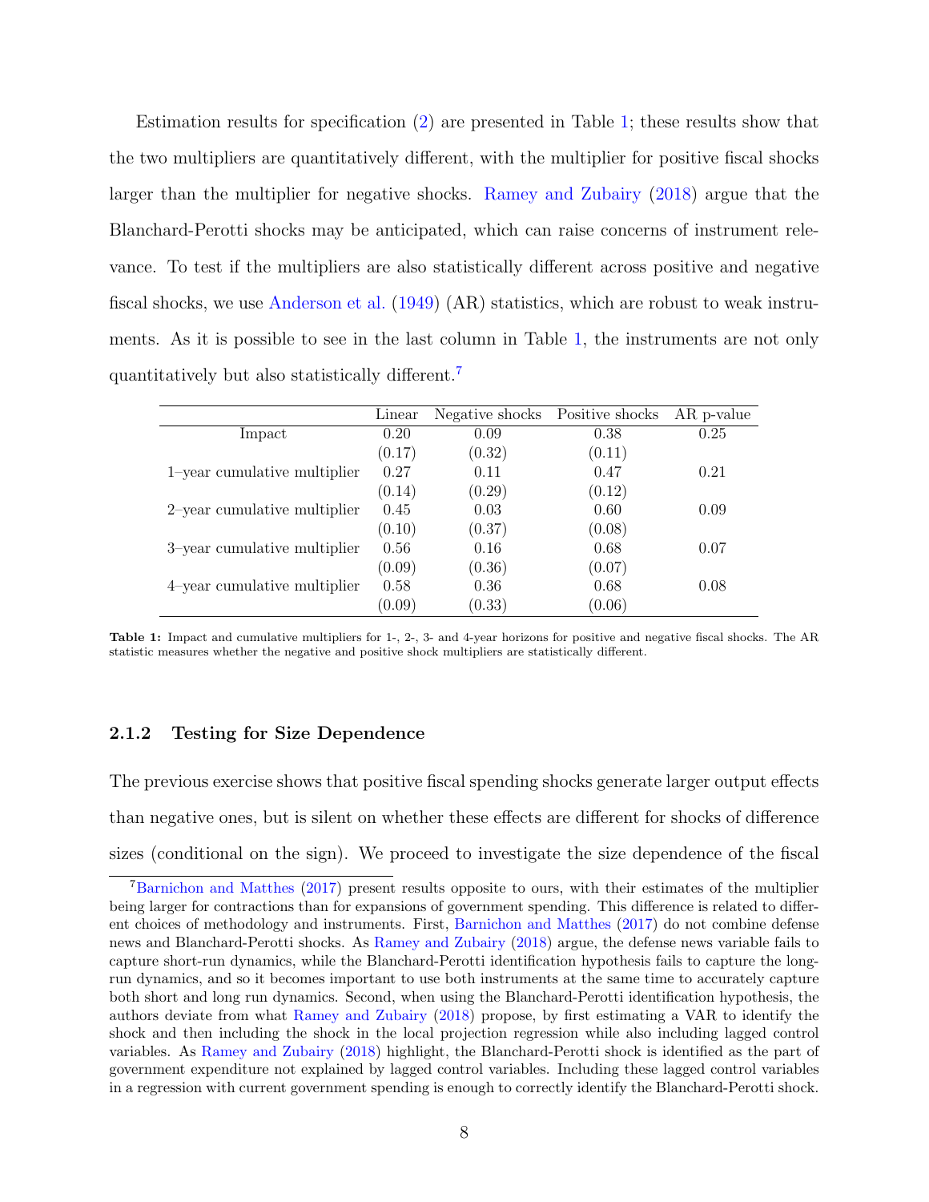Estimation results for specification (2) are presented in Table 1; these results show that the two multipliers are quantitatively different, with the multiplier for positive fiscal shocks larger than the multiplier for negative shocks. Ramey and Zubairy (2018) argue that the Blanchard-Perotti shocks may be anticipated, which can raise concerns of instrument relevance. To test if the multipliers are also statistically different across positive and negative fiscal shocks, we use Anderson et al. (1949) (AR) statistics, which are robust to weak instruments. As it is possible to see in the last column in Table 1, the instruments are not only quantitatively but also statistically different.[7]

| | Linear | Negative shocks | Positive shocks | AR p-value |
|---|---|---|---|---|
| Impact | 0.20 | 0.09 | 0.38 | 0.25 |
| | (0.17) | (0.32) | (0.11) | |
| 1–year cumulative multiplier | 0.27 | 0.11 | 0.47 | 0.21 |
| | (0.14) | (0.29) | (0.12) | |
| 2–year cumulative multiplier | 0.45 | 0.03 | 0.60 | 0.09 |
| | (0.10) | (0.37) | (0.08) | |
| 3–year cumulative multiplier | 0.56 | 0.16 | 0.68 | 0.07 |
| | (0.09) | (0.36) | (0.07) | |
| 4–year cumulative multiplier | 0.58 | 0.36 | 0.68 | 0.08 |
| | (0.09) | (0.33) | (0.06) | |

**Table 1:** Impact and cumulative multipliers for 1-, 2-, 3- and 4-year horizons for positive and negative fiscal shocks. The AR statistic measures whether the negative and positive shock multipliers are statistically different.

### 2.1.2 Testing for Size Dependence

The previous exercise shows that positive fiscal spending shocks generate larger output effects than negative ones, but is silent on whether these effects are different for shocks of difference sizes (conditional on the sign). We proceed to investigate the size dependence of the fiscal

[7] Barnichon and Matthes (2017) present results opposite to ours, with their estimates of the multiplier being larger for contractions than for expansions of government spending. This difference is related to different choices of methodology and instruments. First, Barnichon and Matthes (2017) do not combine defense news and Blanchard-Perotti shocks. As Ramey and Zubairy (2018) argue, the defense news variable fails to capture short-run dynamics, while the Blanchard-Perotti identification hypothesis fails to capture the long-run dynamics, and so it becomes important to use both instruments at the same time to accurately capture both short and long run dynamics. Second, when using the Blanchard-Perotti identification hypothesis, the authors deviate from what Ramey and Zubairy (2018) propose, by first estimating a VAR to identify the shock and then including the shock in the local projection regression while also including lagged control variables. As Ramey and Zubairy (2018) highlight, the Blanchard-Perotti shock is identified as the part of government expenditure not explained by lagged control variables. Including these lagged control variables in a regression with current government spending is enough to correctly identify the Blanchard-Perotti shock.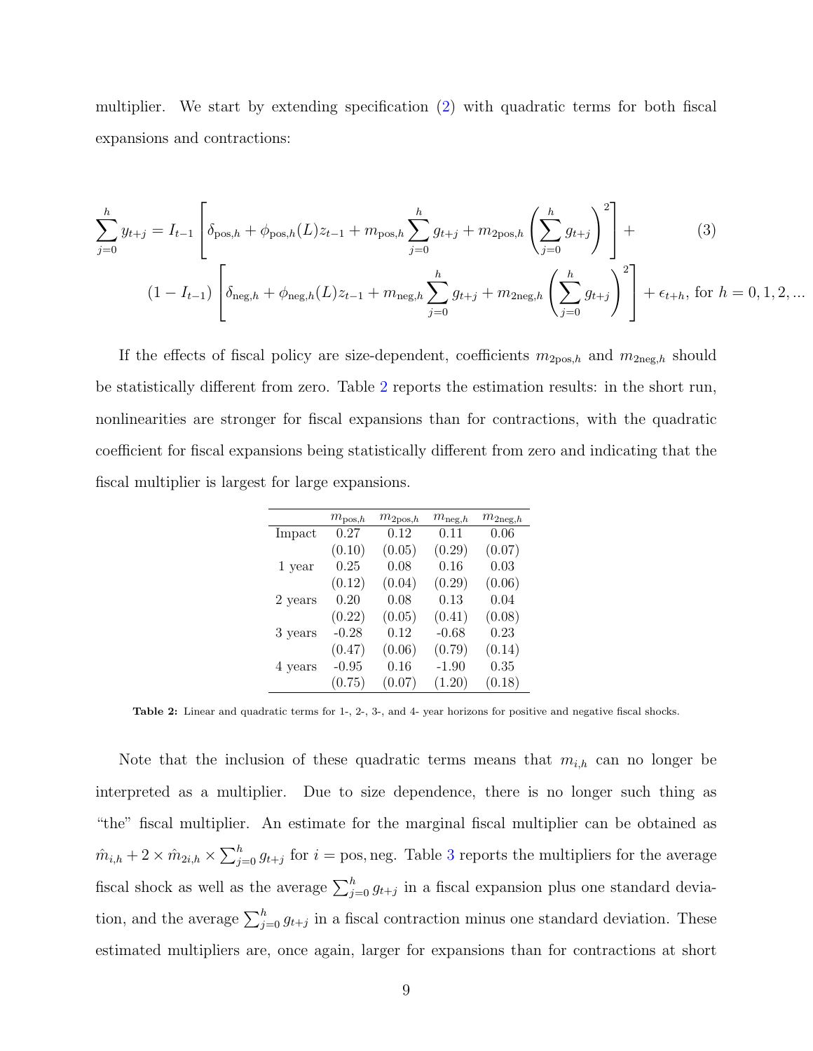multiplier. We start by extending specification (2) with quadratic terms for both fiscal expansions and contractions:

$$\sum_{j=0}^{h} y_{t+j} = I_{t-1}\left[\delta_{\text{pos},h} + \phi_{\text{pos},h}(L)z_{t-1} + m_{\text{pos},h}\sum_{j=0}^{h} g_{t+j} + m_{2\text{pos},h}\left(\sum_{j=0}^{h} g_{t+j}\right)^2\right] + \tag{3}$$
$$(1 - I_{t-1})\left[\delta_{\text{neg},h} + \phi_{\text{neg},h}(L)z_{t-1} + m_{\text{neg},h}\sum_{j=0}^{h} g_{t+j} + m_{2\text{neg},h}\left(\sum_{j=0}^{h} g_{t+j}\right)^2\right] + \epsilon_{t+h}, \text{ for } h = 0, 1, 2, ...$$

If the effects of fiscal policy are size-dependent, coefficients $m_{2\text{pos},h}$ and $m_{2\text{neg},h}$ should be statistically different from zero. Table 2 reports the estimation results: in the short run, nonlinearities are stronger for fiscal expansions than for contractions, with the quadratic coefficient for fiscal expansions being statistically different from zero and indicating that the fiscal multiplier is largest for large expansions.

| | $m_{\text{pos},h}$ | $m_{2\text{pos},h}$ | $m_{\text{neg},h}$ | $m_{2\text{neg},h}$ |
|---|---|---|---|---|
| Impact | 0.27 | 0.12 | 0.11 | 0.06 |
| | (0.10) | (0.05) | (0.29) | (0.07) |
| 1 year | 0.25 | 0.08 | 0.16 | 0.03 |
| | (0.12) | (0.04) | (0.29) | (0.06) |
| 2 years | 0.20 | 0.08 | 0.13 | 0.04 |
| | (0.22) | (0.05) | (0.41) | (0.08) |
| 3 years | -0.28 | 0.12 | -0.68 | 0.23 |
| | (0.47) | (0.06) | (0.79) | (0.14) |
| 4 years | -0.95 | 0.16 | -1.90 | 0.35 |
| | (0.75) | (0.07) | (1.20) | (0.18) |

**Table 2:** Linear and quadratic terms for 1-, 2-, 3-, and 4- year horizons for positive and negative fiscal shocks.

Note that the inclusion of these quadratic terms means that $m_{i,h}$ can no longer be interpreted as a multiplier. Due to size dependence, there is no longer such thing as "the" fiscal multiplier. An estimate for the marginal fiscal multiplier can be obtained as $\hat{m}_{i,h} + 2 \times \hat{m}_{2i,h} \times \sum_{j=0}^{h} g_{t+j}$ for $i = \text{pos}, \text{neg}$. Table 3 reports the multipliers for the average fiscal shock as well as the average $\sum_{j=0}^{h} g_{t+j}$ in a fiscal expansion plus one standard deviation, and the average $\sum_{j=0}^{h} g_{t+j}$ in a fiscal contraction minus one standard deviation. These estimated multipliers are, once again, larger for expansions than for contractions at short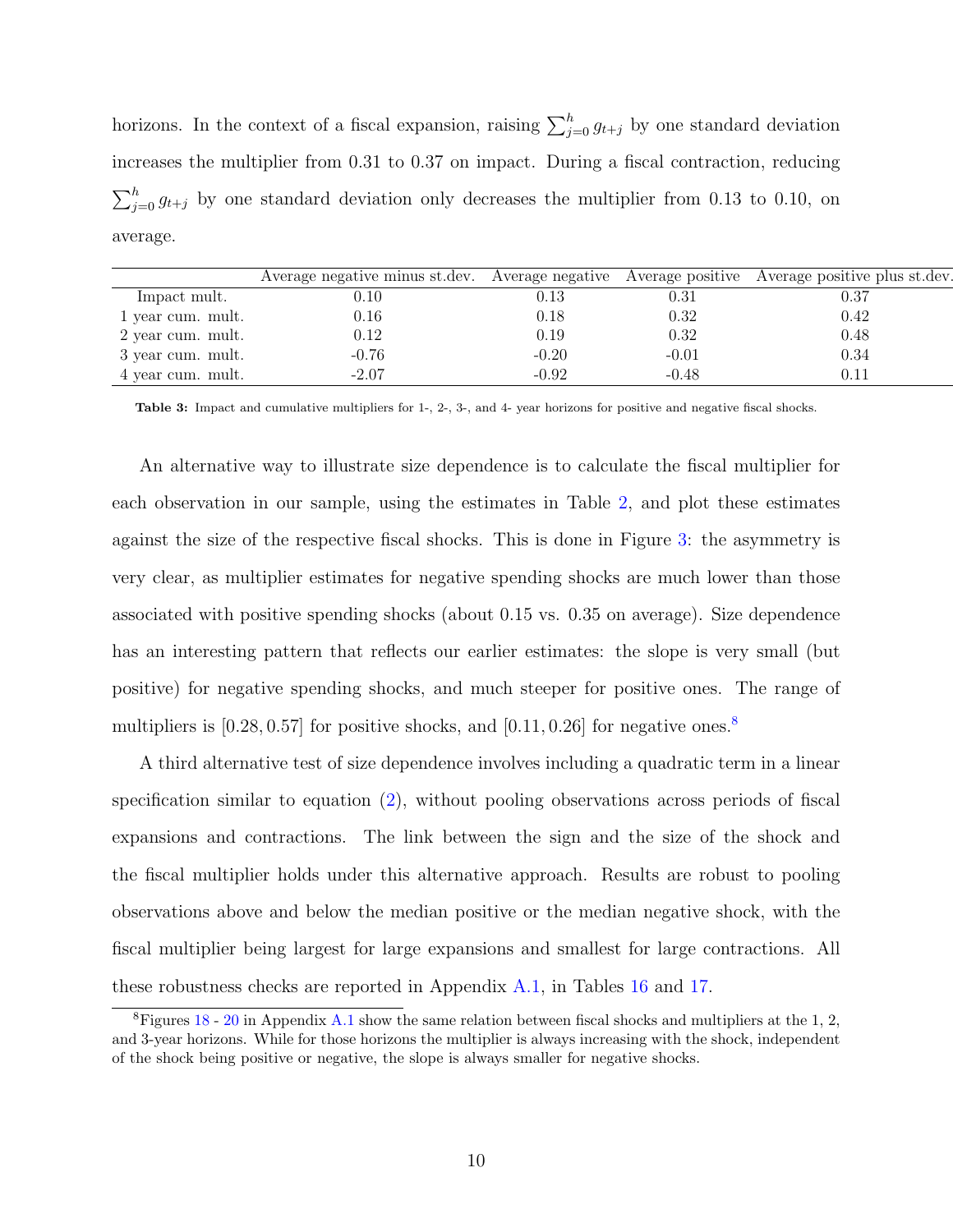horizons. In the context of a fiscal expansion, raising $\sum_{j=0}^{h} g_{t+j}$ by one standard deviation increases the multiplier from 0.31 to 0.37 on impact. During a fiscal contraction, reducing $\sum_{j=0}^{h} g_{t+j}$ by one standard deviation only decreases the multiplier from 0.13 to 0.10, on average.

| | Average negative minus st.dev. | Average negative | Average positive | Average positive plus st.dev. |
|---|---|---|---|---|
| Impact mult. | 0.10 | 0.13 | 0.31 | 0.37 |
| 1 year cum. mult. | 0.16 | 0.18 | 0.32 | 0.42 |
| 2 year cum. mult. | 0.12 | 0.19 | 0.32 | 0.48 |
| 3 year cum. mult. | -0.76 | -0.20 | -0.01 | 0.34 |
| 4 year cum. mult. | -2.07 | -0.92 | -0.48 | 0.11 |

**Table 3:** Impact and cumulative multipliers for 1-, 2-, 3-, and 4- year horizons for positive and negative fiscal shocks.

An alternative way to illustrate size dependence is to calculate the fiscal multiplier for each observation in our sample, using the estimates in Table 2, and plot these estimates against the size of the respective fiscal shocks. This is done in Figure 3: the asymmetry is very clear, as multiplier estimates for negative spending shocks are much lower than those associated with positive spending shocks (about 0.15 vs. 0.35 on average). Size dependence has an interesting pattern that reflects our earlier estimates: the slope is very small (but positive) for negative spending shocks, and much steeper for positive ones. The range of multipliers is $[0.28, 0.57]$ for positive shocks, and $[0.11, 0.26]$ for negative ones.[8]

A third alternative test of size dependence involves including a quadratic term in a linear specification similar to equation (2), without pooling observations across periods of fiscal expansions and contractions. The link between the sign and the size of the shock and the fiscal multiplier holds under this alternative approach. Results are robust to pooling observations above and below the median positive or the median negative shock, with the fiscal multiplier being largest for large expansions and smallest for large contractions. All these robustness checks are reported in Appendix A.1, in Tables 16 and 17.

[8] Figures 18 - 20 in Appendix A.1 show the same relation between fiscal shocks and multipliers at the 1, 2, and 3-year horizons. While for those horizons the multiplier is always increasing with the shock, independent of the shock being positive or negative, the slope is always smaller for negative shocks.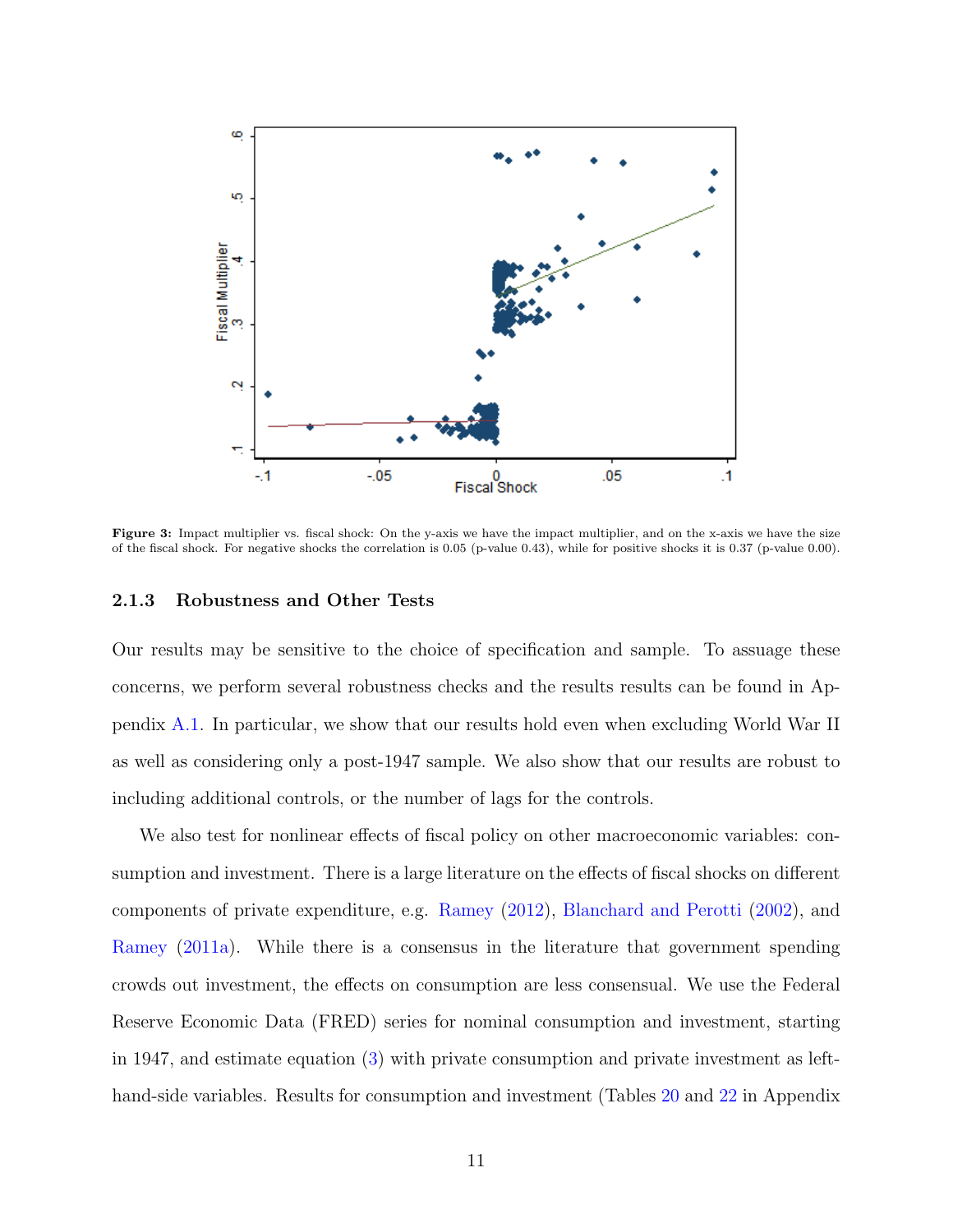**Figure 3:** Impact multiplier vs. fiscal shock: On the y-axis we have the impact multiplier, and on the x-axis we have the size of the fiscal shock. For negative shocks the correlation is 0.05 (p-value 0.43), while for positive shocks it is 0.37 (p-value 0.00).

### 2.1.3 Robustness and Other Tests

Our results may be sensitive to the choice of specification and sample. To assuage these concerns, we perform several robustness checks and the results results can be found in Appendix A.1. In particular, we show that our results hold even when excluding World War II as well as considering only a post-1947 sample. We also show that our results are robust to including additional controls, or the number of lags for the controls.

We also test for nonlinear effects of fiscal policy on other macroeconomic variables: consumption and investment. There is a large literature on the effects of fiscal shocks on different components of private expenditure, e.g. Ramey (2012), Blanchard and Perotti (2002), and Ramey (2011a). While there is a consensus in the literature that government spending crowds out investment, the effects on consumption are less consensual. We use the Federal Reserve Economic Data (FRED) series for nominal consumption and investment, starting in 1947, and estimate equation (3) with private consumption and private investment as left-hand-side variables. Results for consumption and investment (Tables 20 and 22 in Appendix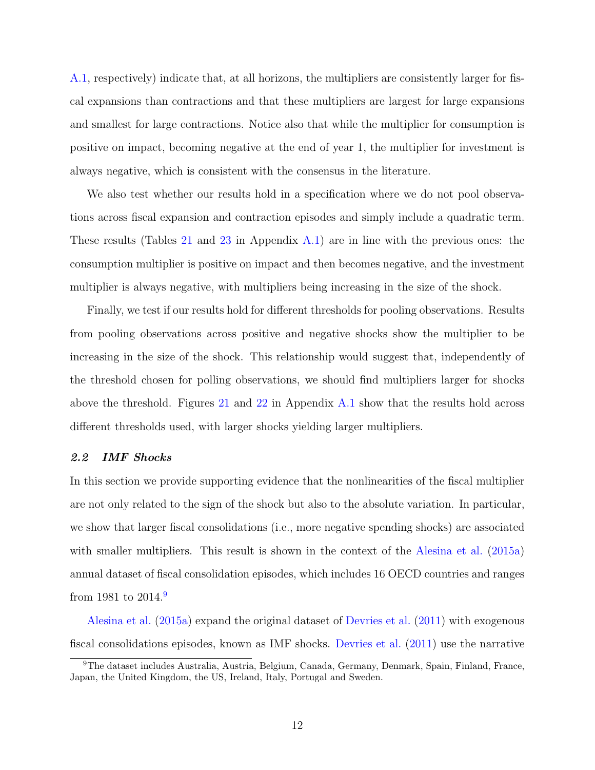A.1, respectively) indicate that, at all horizons, the multipliers are consistently larger for fiscal expansions than contractions and that these multipliers are largest for large expansions and smallest for large contractions. Notice also that while the multiplier for consumption is positive on impact, becoming negative at the end of year 1, the multiplier for investment is always negative, which is consistent with the consensus in the literature.

We also test whether our results hold in a specification where we do not pool observations across fiscal expansion and contraction episodes and simply include a quadratic term. These results (Tables 21 and 23 in Appendix A.1) are in line with the previous ones: the consumption multiplier is positive on impact and then becomes negative, and the investment multiplier is always negative, with multipliers being increasing in the size of the shock.

Finally, we test if our results hold for different thresholds for pooling observations. Results from pooling observations across positive and negative shocks show the multiplier to be increasing in the size of the shock. This relationship would suggest that, independently of the threshold chosen for polling observations, we should find multipliers larger for shocks above the threshold. Figures 21 and 22 in Appendix A.1 show that the results hold across different thresholds used, with larger shocks yielding larger multipliers.

### *2.2 IMF Shocks*

In this section we provide supporting evidence that the nonlinearities of the fiscal multiplier are not only related to the sign of the shock but also to the absolute variation. In particular, we show that larger fiscal consolidations (i.e., more negative spending shocks) are associated with smaller multipliers. This result is shown in the context of the Alesina et al. (2015a) annual dataset of fiscal consolidation episodes, which includes 16 OECD countries and ranges from 1981 to 2014.[9]

Alesina et al. (2015a) expand the original dataset of Devries et al. (2011) with exogenous fiscal consolidations episodes, known as IMF shocks. Devries et al. (2011) use the narrative

[9]The dataset includes Australia, Austria, Belgium, Canada, Germany, Denmark, Spain, Finland, France, Japan, the United Kingdom, the US, Ireland, Italy, Portugal and Sweden.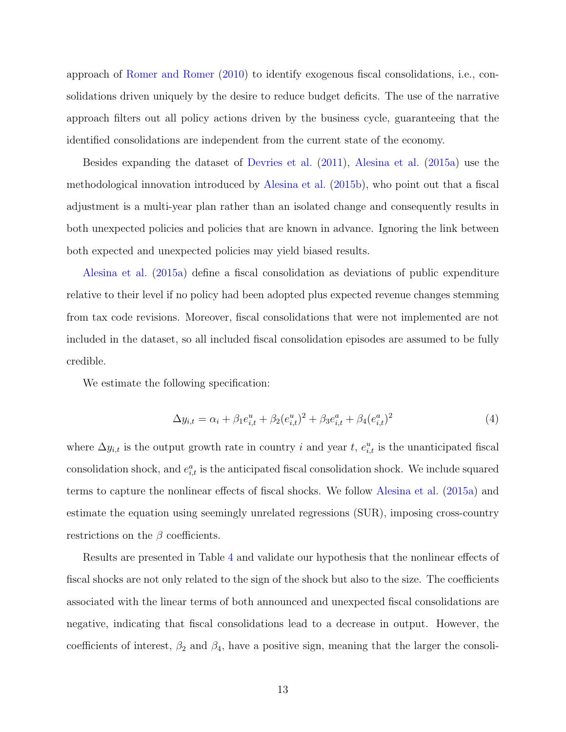approach of Romer and Romer (2010) to identify exogenous fiscal consolidations, i.e., consolidations driven uniquely by the desire to reduce budget deficits. The use of the narrative approach filters out all policy actions driven by the business cycle, guaranteeing that the identified consolidations are independent from the current state of the economy.

Besides expanding the dataset of Devries et al. (2011), Alesina et al. (2015a) use the methodological innovation introduced by Alesina et al. (2015b), who point out that a fiscal adjustment is a multi-year plan rather than an isolated change and consequently results in both unexpected policies and policies that are known in advance. Ignoring the link between both expected and unexpected policies may yield biased results.

Alesina et al. (2015a) define a fiscal consolidation as deviations of public expenditure relative to their level if no policy had been adopted plus expected revenue changes stemming from tax code revisions. Moreover, fiscal consolidations that were not implemented are not included in the dataset, so all included fiscal consolidation episodes are assumed to be fully credible.

We estimate the following specification:

$$\Delta y_{i,t} = \alpha_i + \beta_1 e^u_{i,t} + \beta_2 (e^u_{i,t})^2 + \beta_3 e^a_{i,t} + \beta_4 (e^a_{i,t})^2 \tag{4}$$

where $\Delta y_{i,t}$ is the output growth rate in country $i$ and year $t$, $e^u_{i,t}$ is the unanticipated fiscal consolidation shock, and $e^a_{i,t}$ is the anticipated fiscal consolidation shock. We include squared terms to capture the nonlinear effects of fiscal shocks. We follow Alesina et al. (2015a) and estimate the equation using seemingly unrelated regressions (SUR), imposing cross-country restrictions on the $\beta$ coefficients.

Results are presented in Table 4 and validate our hypothesis that the nonlinear effects of fiscal shocks are not only related to the sign of the shock but also to the size. The coefficients associated with the linear terms of both announced and unexpected fiscal consolidations are negative, indicating that fiscal consolidations lead to a decrease in output. However, the coefficients of interest, $\beta_2$ and $\beta_4$, have a positive sign, meaning that the larger the consoli-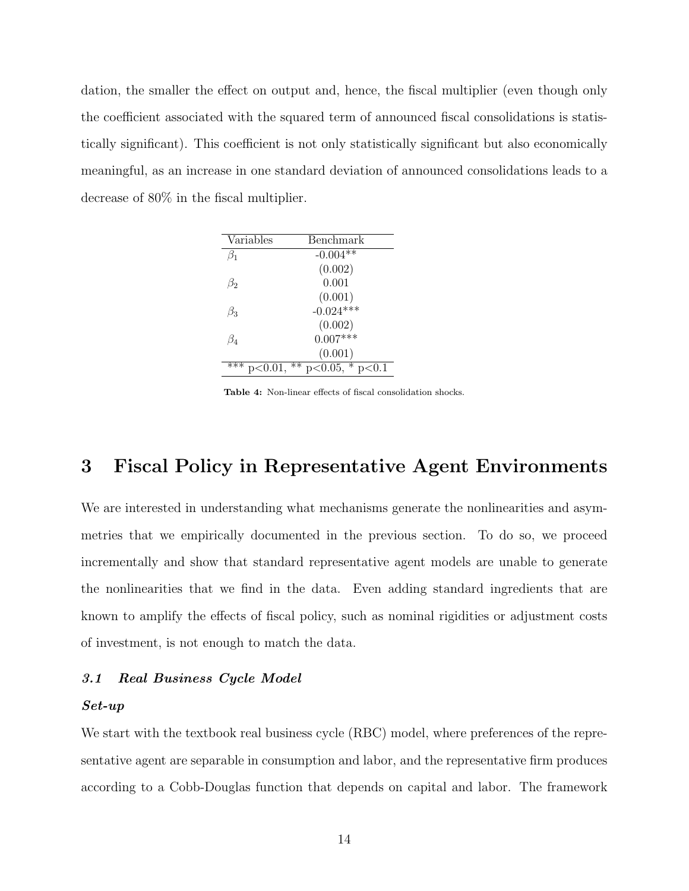dation, the smaller the effect on output and, hence, the fiscal multiplier (even though only the coefficient associated with the squared term of announced fiscal consolidations is statistically significant). This coefficient is not only statistically significant but also economically meaningful, as an increase in one standard deviation of announced consolidations leads to a decrease of 80% in the fiscal multiplier.

| Variables | Benchmark |
|---|---|
| $\beta_1$ | -0.004** |
| | (0.002) |
| $\beta_2$ | 0.001 |
| | (0.001) |
| $\beta_3$ | -0.024*** |
| | (0.002) |
| $\beta_4$ | 0.007*** |
| | (0.001) |
| *** p<0.01, ** p<0.05, * p<0.1 | |

**Table 4:** Non-linear effects of fiscal consolidation shocks.

# 3 Fiscal Policy in Representative Agent Environments

We are interested in understanding what mechanisms generate the nonlinearities and asymmetries that we empirically documented in the previous section. To do so, we proceed incrementally and show that standard representative agent models are unable to generate the nonlinearities that we find in the data. Even adding standard ingredients that are known to amplify the effects of fiscal policy, such as nominal rigidities or adjustment costs of investment, is not enough to match the data.

## *3.1 Real Business Cycle Model*

***Set-up***

We start with the textbook real business cycle (RBC) model, where preferences of the representative agent are separable in consumption and labor, and the representative firm produces according to a Cobb-Douglas function that depends on capital and labor. The framework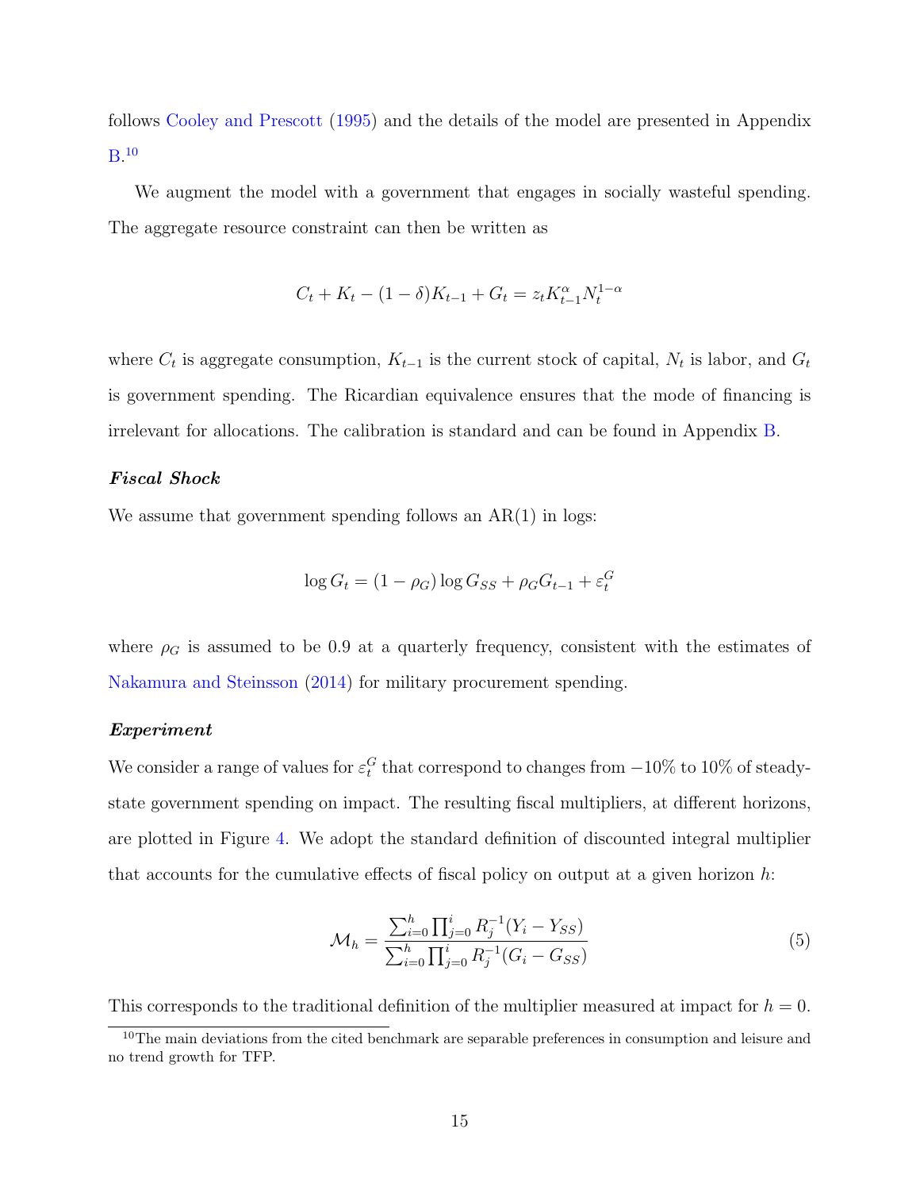follows Cooley and Prescott (1995) and the details of the model are presented in Appendix B.[10]

We augment the model with a government that engages in socially wasteful spending. The aggregate resource constraint can then be written as

$$C_t + K_t - (1-\delta)K_{t-1} + G_t = z_t K_{t-1}^{\alpha} N_t^{1-\alpha}$$

where $C_t$ is aggregate consumption, $K_{t-1}$ is the current stock of capital, $N_t$ is labor, and $G_t$ is government spending. The Ricardian equivalence ensures that the mode of financing is irrelevant for allocations. The calibration is standard and can be found in Appendix B.

***Fiscal Shock***

We assume that government spending follows an AR(1) in logs:

$$\log G_t = (1-\rho_G)\log G_{SS} + \rho_G G_{t-1} + \varepsilon_t^G$$

where $\rho_G$ is assumed to be 0.9 at a quarterly frequency, consistent with the estimates of Nakamura and Steinsson (2014) for military procurement spending.

***Experiment***

We consider a range of values for $\varepsilon_t^G$ that correspond to changes from $-10\%$ to $10\%$ of steady-state government spending on impact. The resulting fiscal multipliers, at different horizons, are plotted in Figure 4. We adopt the standard definition of discounted integral multiplier that accounts for the cumulative effects of fiscal policy on output at a given horizon $h$:

$$\mathcal{M}_h = \frac{\sum_{i=0}^{h} \prod_{j=0}^{i} R_j^{-1}(Y_i - Y_{SS})}{\sum_{i=0}^{h} \prod_{j=0}^{i} R_j^{-1}(G_i - G_{SS})} \tag{5}$$

This corresponds to the traditional definition of the multiplier measured at impact for $h = 0$.

[10] The main deviations from the cited benchmark are separable preferences in consumption and leisure and no trend growth for TFP.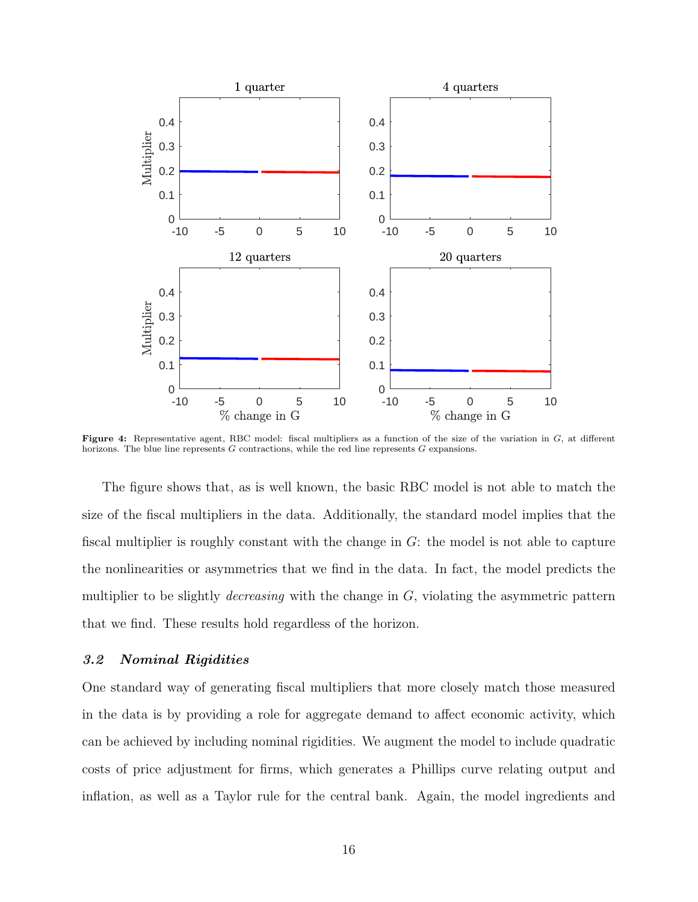**Figure 4:** Representative agent, RBC model: fiscal multipliers as a function of the size of the variation in $G$, at different horizons. The blue line represents $G$ contractions, while the red line represents $G$ expansions.

The figure shows that, as is well known, the basic RBC model is not able to match the size of the fiscal multipliers in the data. Additionally, the standard model implies that the fiscal multiplier is roughly constant with the change in $G$: the model is not able to capture the nonlinearities or asymmetries that we find in the data. In fact, the model predicts the multiplier to be slightly *decreasing* with the change in $G$, violating the asymmetric pattern that we find. These results hold regardless of the horizon.

### *3.2 Nominal Rigidities*

One standard way of generating fiscal multipliers that more closely match those measured in the data is by providing a role for aggregate demand to affect economic activity, which can be achieved by including nominal rigidities. We augment the model to include quadratic costs of price adjustment for firms, which generates a Phillips curve relating output and inflation, as well as a Taylor rule for the central bank. Again, the model ingredients and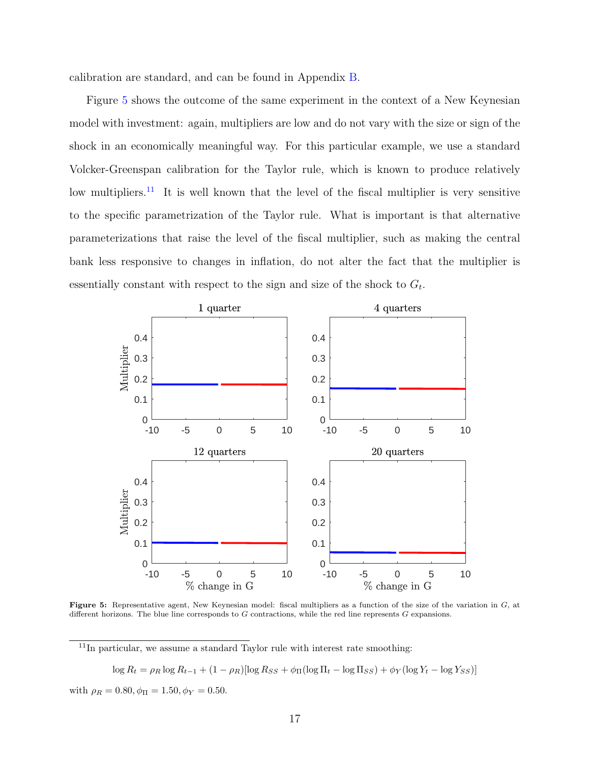calibration are standard, and can be found in Appendix B.

Figure 5 shows the outcome of the same experiment in the context of a New Keynesian model with investment: again, multipliers are low and do not vary with the size or sign of the shock in an economically meaningful way. For this particular example, we use a standard Volcker-Greenspan calibration for the Taylor rule, which is known to produce relatively low multipliers.[11] It is well known that the level of the fiscal multiplier is very sensitive to the specific parametrization of the Taylor rule. What is important is that alternative parameterizations that raise the level of the fiscal multiplier, such as making the central bank less responsive to changes in inflation, do not alter the fact that the multiplier is essentially constant with respect to the sign and size of the shock to $G_t$.

**Figure 5:** Representative agent, New Keynesian model: fiscal multipliers as a function of the size of the variation in $G$, at different horizons. The blue line corresponds to $G$ contractions, while the red line represents $G$ expansions.

[11] In particular, we assume a standard Taylor rule with interest rate smoothing:

$$\log R_t = \rho_R \log R_{t-1} + (1 - \rho_R)[\log R_{SS} + \phi_\Pi(\log \Pi_t - \log \Pi_{SS}) + \phi_Y(\log Y_t - \log Y_{SS})]$$

with $\rho_R = 0.80, \phi_\Pi = 1.50, \phi_Y = 0.50$.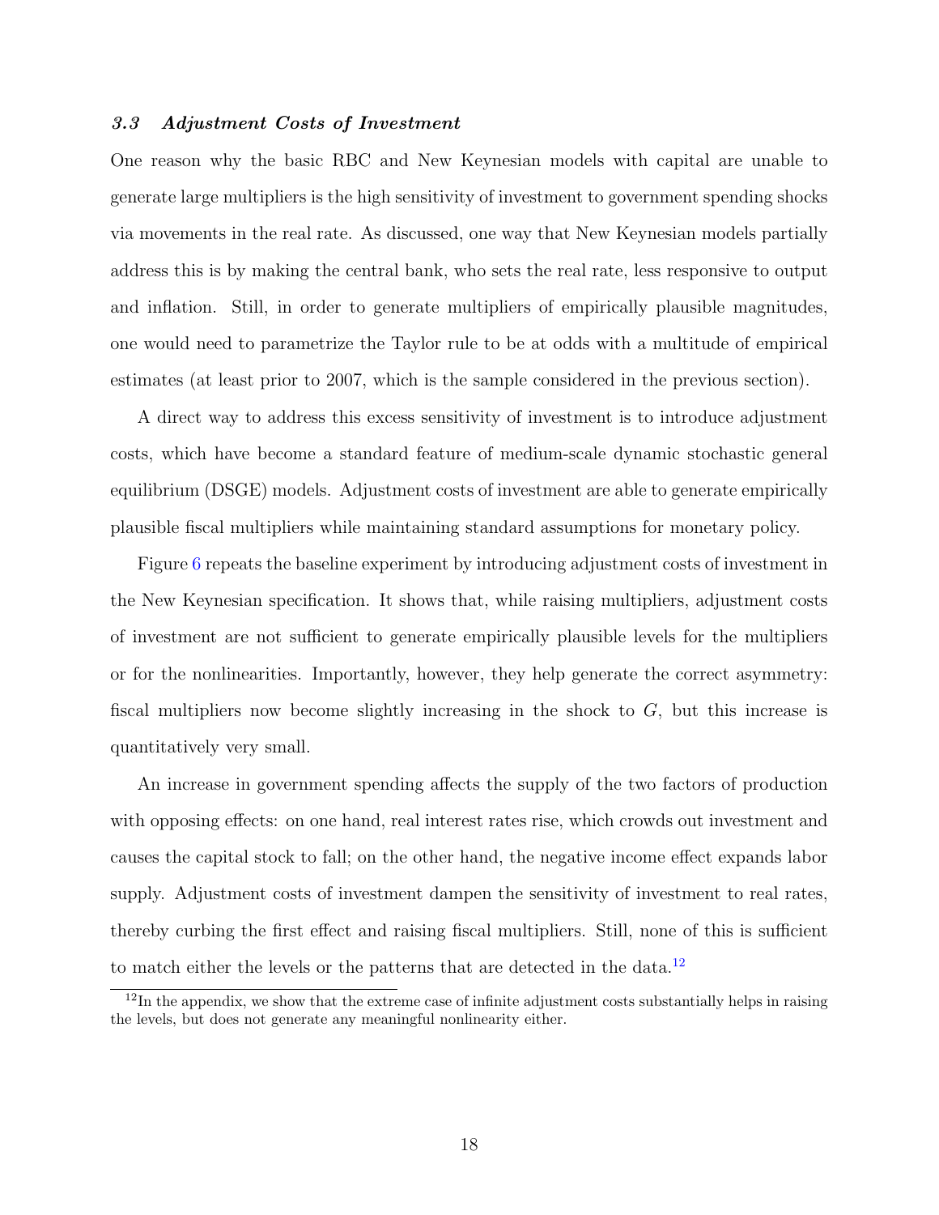### *3.3 Adjustment Costs of Investment*

One reason why the basic RBC and New Keynesian models with capital are unable to generate large multipliers is the high sensitivity of investment to government spending shocks via movements in the real rate. As discussed, one way that New Keynesian models partially address this is by making the central bank, who sets the real rate, less responsive to output and inflation. Still, in order to generate multipliers of empirically plausible magnitudes, one would need to parametrize the Taylor rule to be at odds with a multitude of empirical estimates (at least prior to 2007, which is the sample considered in the previous section).

A direct way to address this excess sensitivity of investment is to introduce adjustment costs, which have become a standard feature of medium-scale dynamic stochastic general equilibrium (DSGE) models. Adjustment costs of investment are able to generate empirically plausible fiscal multipliers while maintaining standard assumptions for monetary policy.

Figure 6 repeats the baseline experiment by introducing adjustment costs of investment in the New Keynesian specification. It shows that, while raising multipliers, adjustment costs of investment are not sufficient to generate empirically plausible levels for the multipliers or for the nonlinearities. Importantly, however, they help generate the correct asymmetry: fiscal multipliers now become slightly increasing in the shock to $G$, but this increase is quantitatively very small.

An increase in government spending affects the supply of the two factors of production with opposing effects: on one hand, real interest rates rise, which crowds out investment and causes the capital stock to fall; on the other hand, the negative income effect expands labor supply. Adjustment costs of investment dampen the sensitivity of investment to real rates, thereby curbing the first effect and raising fiscal multipliers. Still, none of this is sufficient to match either the levels or the patterns that are detected in the data.[12]

[12] In the appendix, we show that the extreme case of infinite adjustment costs substantially helps in raising the levels, but does not generate any meaningful nonlinearity either.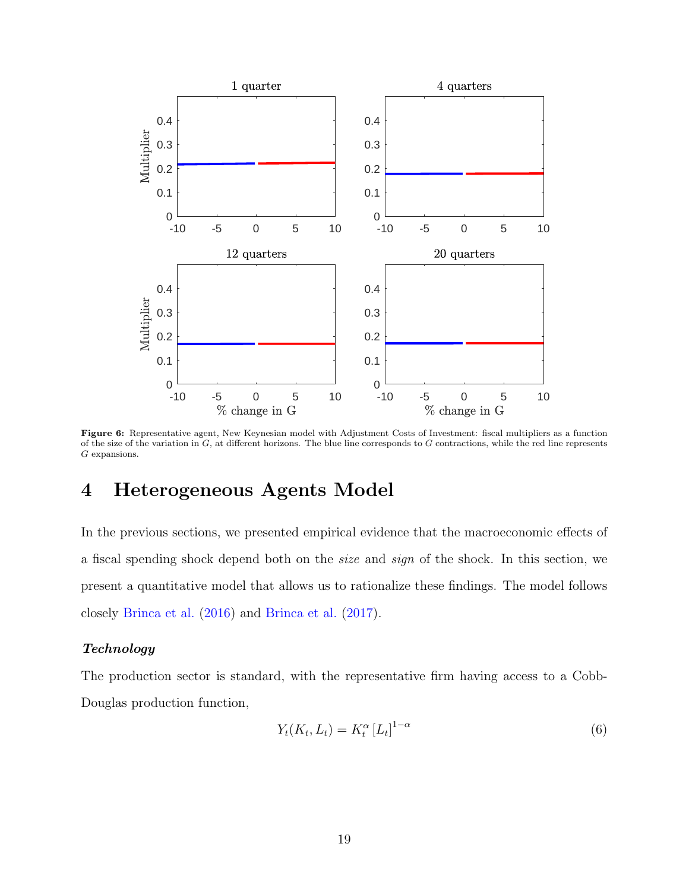**Figure 6:** Representative agent, New Keynesian model with Adjustment Costs of Investment: fiscal multipliers as a function of the size of the variation in $G$, at different horizons. The blue line corresponds to $G$ contractions, while the red line represents $G$ expansions.

# 4 Heterogeneous Agents Model

In the previous sections, we presented empirical evidence that the macroeconomic effects of a fiscal spending shock depend both on the *size* and *sign* of the shock. In this section, we present a quantitative model that allows us to rationalize these findings. The model follows closely Brinca et al. (2016) and Brinca et al. (2017).

***Technology***

The production sector is standard, with the representative firm having access to a Cobb-Douglas production function,

$$Y_t(K_t, L_t) = K_t^{\alpha} \left[L_t\right]^{1-\alpha} \tag{6}$$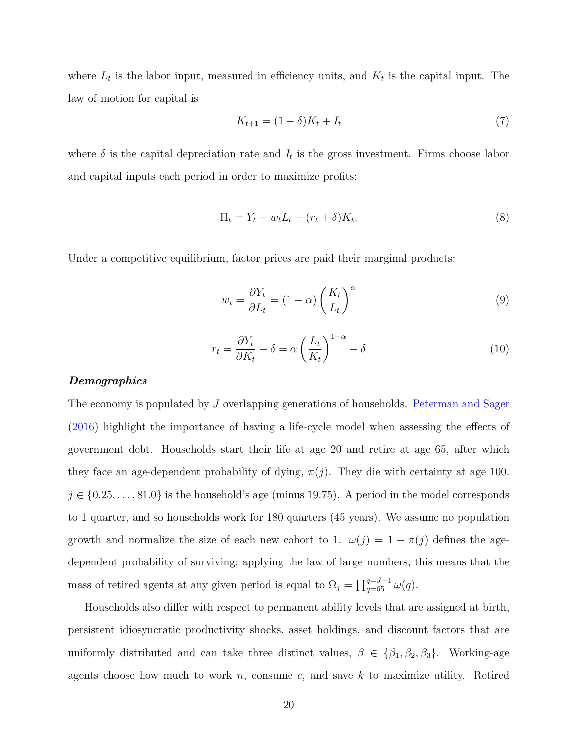where $L_t$ is the labor input, measured in efficiency units, and $K_t$ is the capital input. The law of motion for capital is

$$K_{t+1} = (1-\delta)K_t + I_t \tag{7}$$

where $\delta$ is the capital depreciation rate and $I_t$ is the gross investment. Firms choose labor and capital inputs each period in order to maximize profits:

$$\Pi_t = Y_t - w_t L_t - (r_t + \delta)K_t. \tag{8}$$

Under a competitive equilibrium, factor prices are paid their marginal products:

$$w_t = \frac{\partial Y_t}{\partial L_t} = (1-\alpha)\left(\frac{K_t}{L_t}\right)^{\alpha} \tag{9}$$

$$r_t = \frac{\partial Y_t}{\partial K_t} - \delta = \alpha\left(\frac{L_t}{K_t}\right)^{1-\alpha} - \delta \tag{10}$$

***Demographics***

The economy is populated by $J$ overlapping generations of households. Peterman and Sager (2016) highlight the importance of having a life-cycle model when assessing the effects of government debt. Households start their life at age 20 and retire at age 65, after which they face an age-dependent probability of dying, $\pi(j)$. They die with certainty at age 100. $j \in \{0.25, \dots, 81.0\}$ is the household's age (minus 19.75). A period in the model corresponds to 1 quarter, and so households work for 180 quarters (45 years). We assume no population growth and normalize the size of each new cohort to 1. $\omega(j) = 1 - \pi(j)$ defines the age-dependent probability of surviving; applying the law of large numbers, this means that the mass of retired agents at any given period is equal to $\Omega_j = \prod_{q=65}^{q=J-1} \omega(q)$.

Households also differ with respect to permanent ability levels that are assigned at birth, persistent idiosyncratic productivity shocks, asset holdings, and discount factors that are uniformly distributed and can take three distinct values, $\beta \in \{\beta_1, \beta_2, \beta_3\}$. Working-age agents choose how much to work $n$, consume $c$, and save $k$ to maximize utility. Retired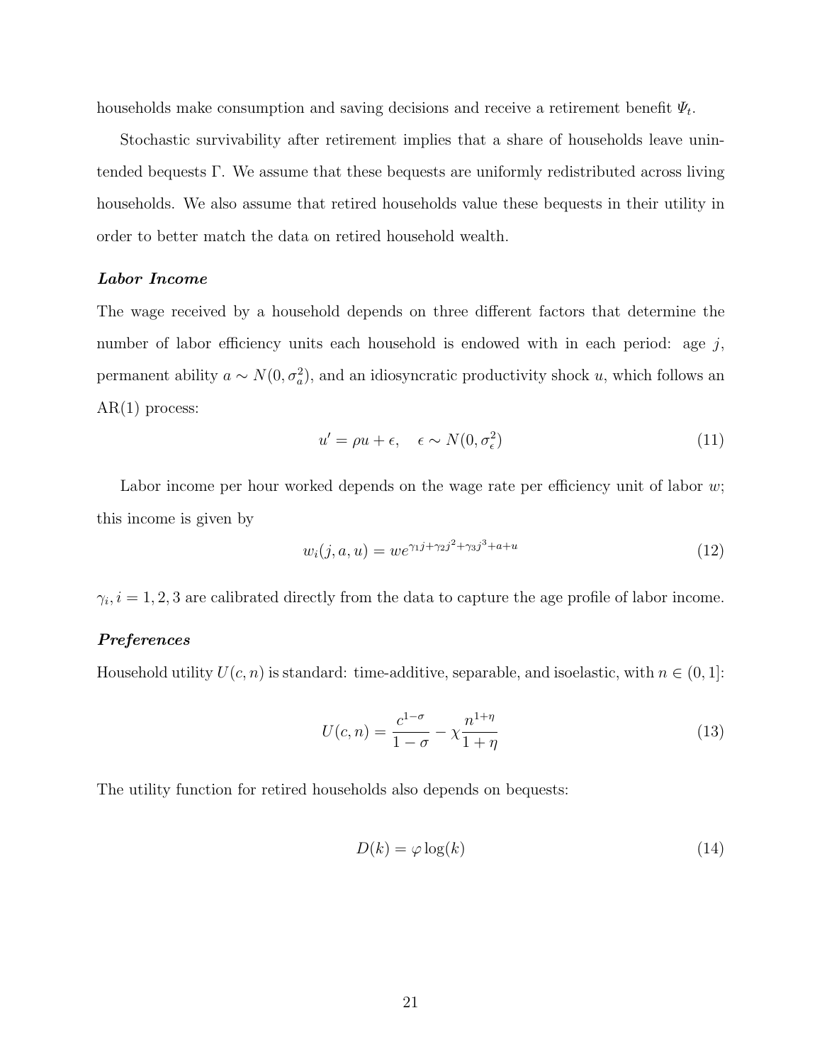households make consumption and saving decisions and receive a retirement benefit $\Psi_t$.

Stochastic survivability after retirement implies that a share of households leave unintended bequests $\Gamma$. We assume that these bequests are uniformly redistributed across living households. We also assume that retired households value these bequests in their utility in order to better match the data on retired household wealth.

***Labor Income***

The wage received by a household depends on three different factors that determine the number of labor efficiency units each household is endowed with in each period: age $j$, permanent ability $a \sim N(0, \sigma_a^2)$, and an idiosyncratic productivity shock $u$, which follows an AR(1) process:

$$u' = \rho u + \epsilon, \quad \epsilon \sim N(0, \sigma_\epsilon^2) \tag{11}$$

Labor income per hour worked depends on the wage rate per efficiency unit of labor $w$; this income is given by

$$w_i(j, a, u) = we^{\gamma_1 j + \gamma_2 j^2 + \gamma_3 j^3 + a + u} \tag{12}$$

$\gamma_i, i = 1, 2, 3$ are calibrated directly from the data to capture the age profile of labor income.

***Preferences***

Household utility $U(c, n)$ is standard: time-additive, separable, and isoelastic, with $n \in (0, 1]$:

$$U(c, n) = \frac{c^{1-\sigma}}{1-\sigma} - \chi \frac{n^{1+\eta}}{1+\eta} \tag{13}$$

The utility function for retired households also depends on bequests:

$$D(k) = \varphi \log(k) \tag{14}$$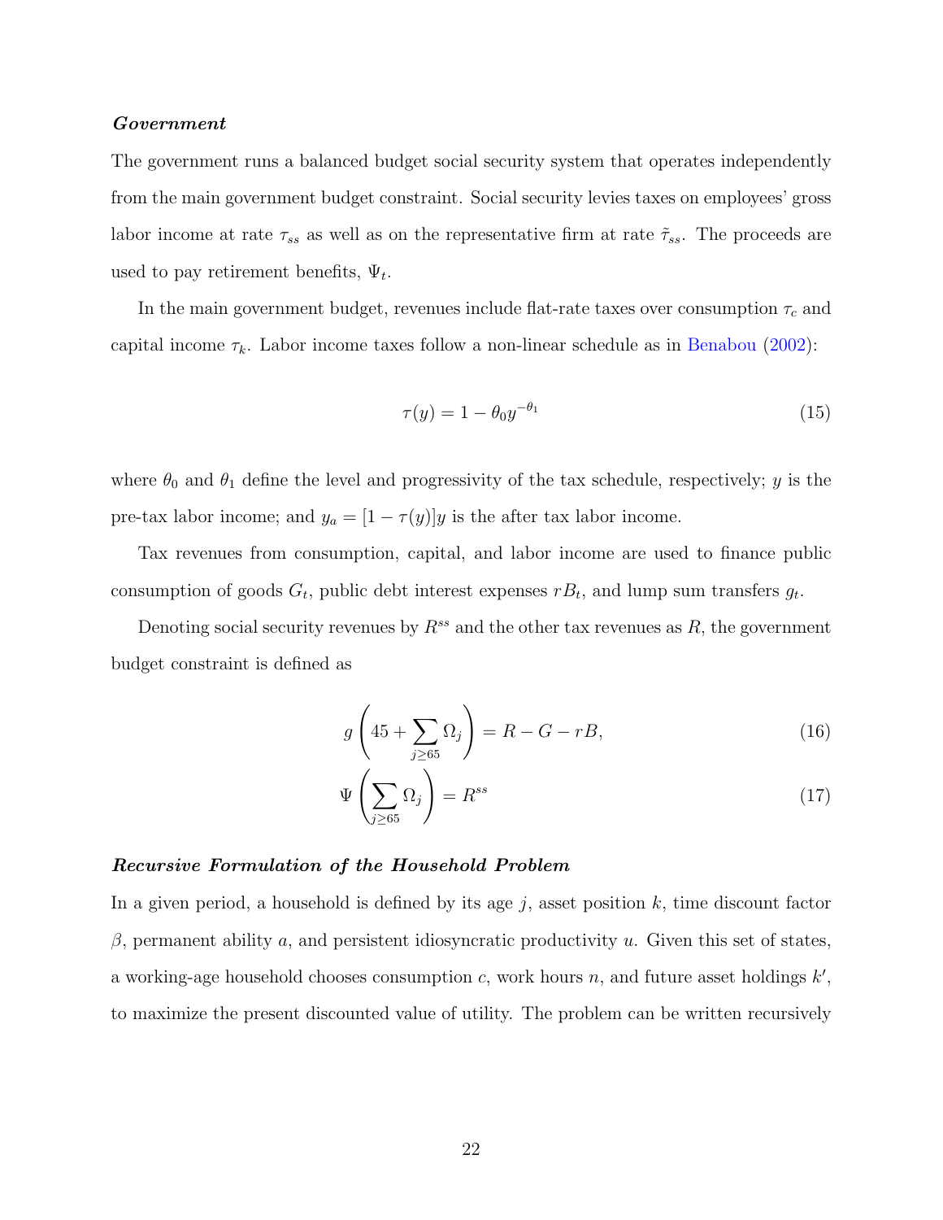***Government***

The government runs a balanced budget social security system that operates independently from the main government budget constraint. Social security levies taxes on employees' gross labor income at rate $\tau_{ss}$ as well as on the representative firm at rate $\tilde{\tau}_{ss}$. The proceeds are used to pay retirement benefits, $\Psi_t$.

In the main government budget, revenues include flat-rate taxes over consumption $\tau_c$ and capital income $\tau_k$. Labor income taxes follow a non-linear schedule as in Benabou (2002):

$$\tau(y) = 1 - \theta_0 y^{-\theta_1} \tag{15}$$

where $\theta_0$ and $\theta_1$ define the level and progressivity of the tax schedule, respectively; $y$ is the pre-tax labor income; and $y_a = [1 - \tau(y)]y$ is the after tax labor income.

Tax revenues from consumption, capital, and labor income are used to finance public consumption of goods $G_t$, public debt interest expenses $rB_t$, and lump sum transfers $g_t$.

Denoting social security revenues by $R^{ss}$ and the other tax revenues as $R$, the government budget constraint is defined as

$$g\left(45 + \sum_{j\geq 65} \Omega_j\right) = R - G - rB, \tag{16}$$

$$\Psi\left(\sum_{j\geq 65} \Omega_j\right) = R^{ss} \tag{17}$$

***Recursive Formulation of the Household Problem***

In a given period, a household is defined by its age $j$, asset position $k$, time discount factor $\beta$, permanent ability $a$, and persistent idiosyncratic productivity $u$. Given this set of states, a working-age household chooses consumption $c$, work hours $n$, and future asset holdings $k'$, to maximize the present discounted value of utility. The problem can be written recursively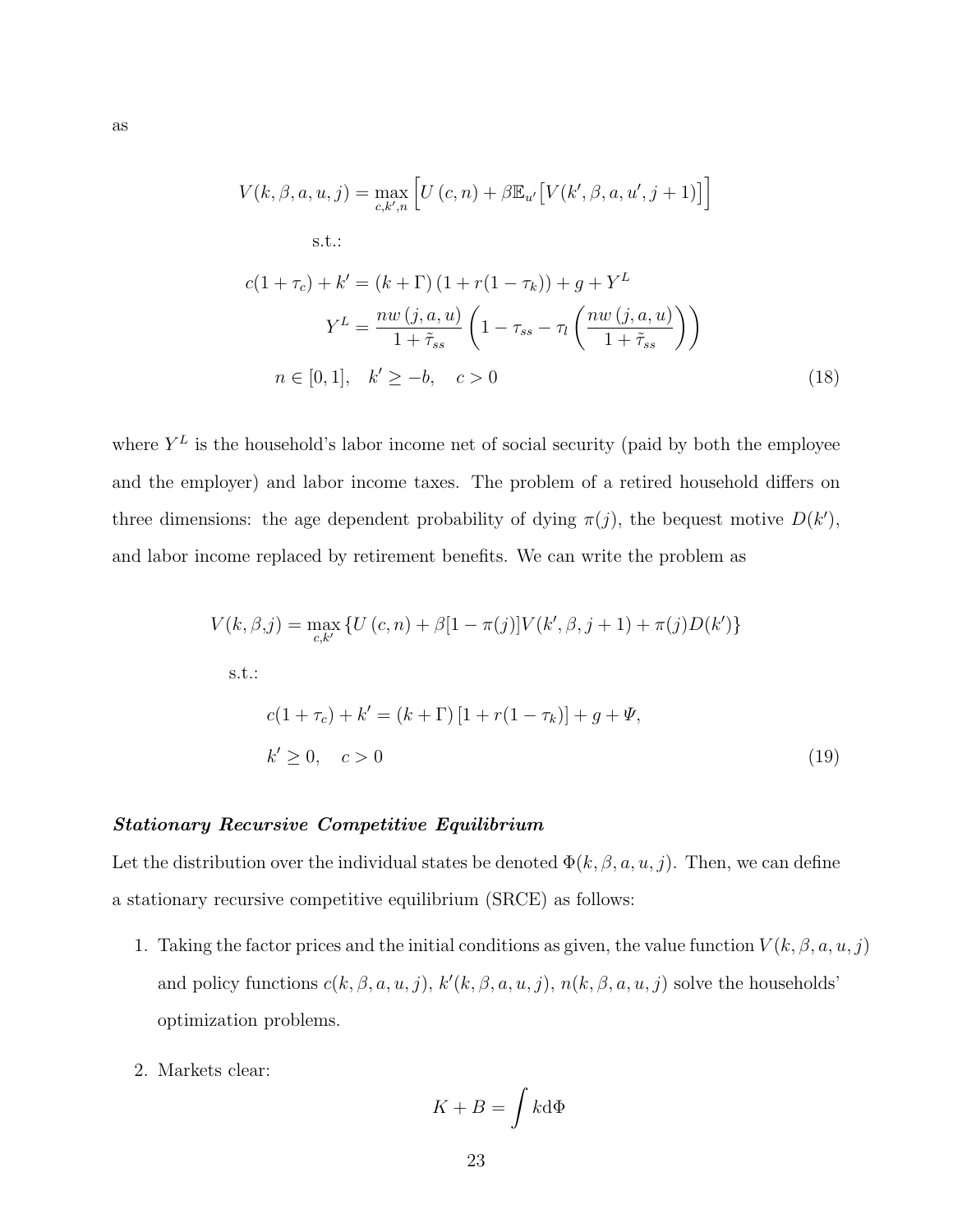as

$$
\begin{aligned}
V(k,\beta,a,u,j) &= \max_{c,k',n} \Big[ U\left(c,n\right) + \beta \mathbb{E}_{u'} \big[ V(k',\beta,a,u',j+1) \big] \Big] \\
&\text{s.t.:} \\
c(1+\tau_c) + k' &= \left(k+\Gamma\right)\left(1 + r(1-\tau_k)\right) + g + Y^L \\
Y^L &= \frac{nw\left(j,a,u\right)}{1+\tilde{\tau}_{ss}} \left( 1 - \tau_{ss} - \tau_l \left( \frac{nw\left(j,a,u\right)}{1+\tilde{\tau}_{ss}} \right) \right) \\
n \in [0,1], &\quad k' \geq -b, \quad c > 0
\end{aligned} \tag{18}
$$

where $Y^L$ is the household's labor income net of social security (paid by both the employee and the employer) and labor income taxes. The problem of a retired household differs on three dimensions: the age dependent probability of dying $\pi(j)$, the bequest motive $D(k')$, and labor income replaced by retirement benefits. We can write the problem as

$$
\begin{aligned}
V(k,\beta,j) &= \max_{c,k'} \left\{ U\left(c,n\right) + \beta[1-\pi(j)]V(k',\beta,j+1) + \pi(j)D(k') \right\} \\
&\text{s.t.:} \\
&c(1+\tau_c) + k' = \left(k+\Gamma\right)\left[1 + r(1-\tau_k)\right] + g + \Psi, \\
&k' \geq 0, \quad c > 0
\end{aligned} \tag{19}
$$

***Stationary Recursive Competitive Equilibrium***

Let the distribution over the individual states be denoted $\Phi(k,\beta,a,u,j)$. Then, we can define a stationary recursive competitive equilibrium (SRCE) as follows:

1. Taking the factor prices and the initial conditions as given, the value function $V(k,\beta,a,u,j)$ and policy functions $c(k,\beta,a,u,j)$, $k'(k,\beta,a,u,j)$, $n(k,\beta,a,u,j)$ solve the households' optimization problems.

2. Markets clear:

$$
K + B = \int k \mathrm{d}\Phi
$$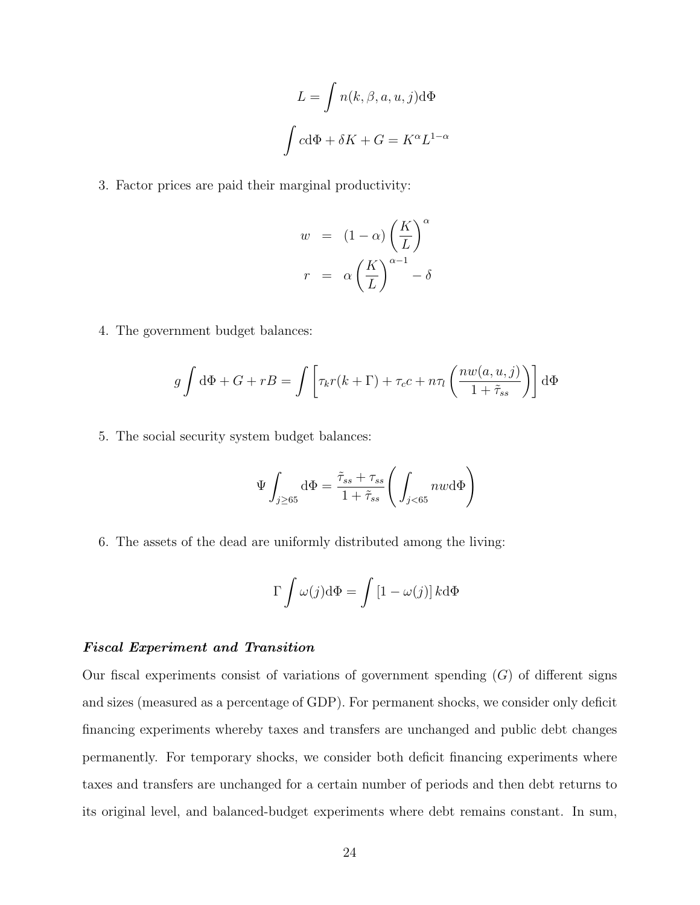$$L = \int n(k, \beta, a, u, j) \mathrm{d}\Phi$$

$$\int c \mathrm{d}\Phi + \delta K + G = K^{\alpha} L^{1-\alpha}$$

3. Factor prices are paid their marginal productivity:

$$\begin{aligned} w &= (1-\alpha)\left(\frac{K}{L}\right)^{\alpha} \\ r &= \alpha\left(\frac{K}{L}\right)^{\alpha-1} - \delta \end{aligned}$$

4. The government budget balances:

$$g \int \mathrm{d}\Phi + G + rB = \int \left[\tau_k r(k+\Gamma) + \tau_c c + n\tau_l \left(\frac{nw(a,u,j)}{1+\tilde{\tau}_{ss}}\right)\right] \mathrm{d}\Phi$$

5. The social security system budget balances:

$$\Psi \int_{j \geq 65} \mathrm{d}\Phi = \frac{\tilde{\tau}_{ss} + \tau_{ss}}{1+\tilde{\tau}_{ss}} \left(\int_{j<65} nw \mathrm{d}\Phi\right)$$

6. The assets of the dead are uniformly distributed among the living:

$$\Gamma \int \omega(j) \mathrm{d}\Phi = \int \left[1 - \omega(j)\right] k \mathrm{d}\Phi$$

***Fiscal Experiment and Transition***

Our fiscal experiments consist of variations of government spending ($G$) of different signs and sizes (measured as a percentage of GDP). For permanent shocks, we consider only deficit financing experiments whereby taxes and transfers are unchanged and public debt changes permanently. For temporary shocks, we consider both deficit financing experiments where taxes and transfers are unchanged for a certain number of periods and then debt returns to its original level, and balanced-budget experiments where debt remains constant. In sum,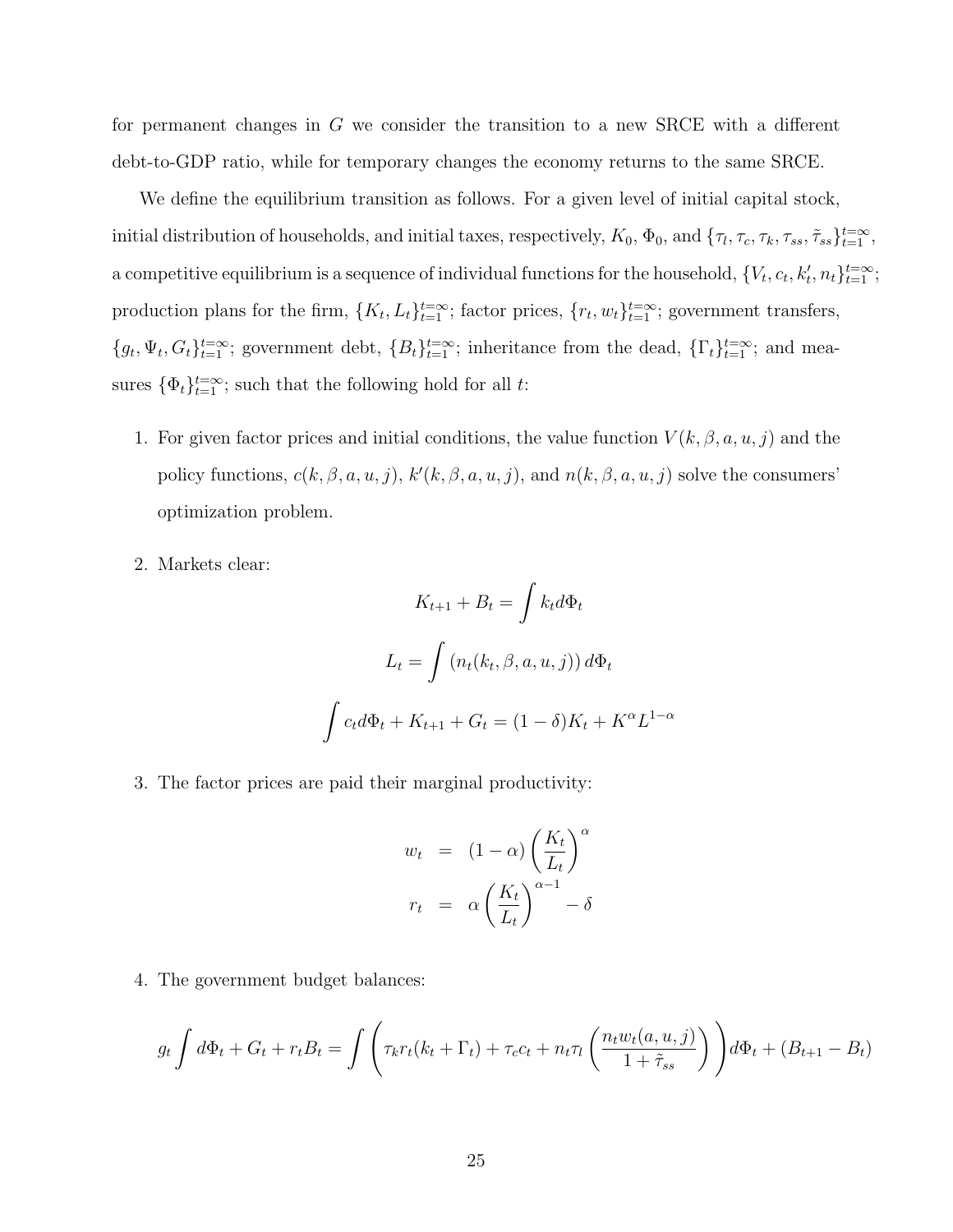for permanent changes in $G$ we consider the transition to a new SRCE with a different debt-to-GDP ratio, while for temporary changes the economy returns to the same SRCE.

We define the equilibrium transition as follows. For a given level of initial capital stock, initial distribution of households, and initial taxes, respectively, $K_0$, $\Phi_0$, and $\{\tau_l, \tau_c, \tau_k, \tau_{ss}, \tilde{\tau}_{ss}\}_{t=1}^{t=\infty}$, a competitive equilibrium is a sequence of individual functions for the household, $\{V_t, c_t, k'_t, n_t\}_{t=1}^{t=\infty}$; production plans for the firm, $\{K_t, L_t\}_{t=1}^{t=\infty}$; factor prices, $\{r_t, w_t\}_{t=1}^{t=\infty}$; government transfers, $\{g_t, \Psi_t, G_t\}_{t=1}^{t=\infty}$; government debt, $\{B_t\}_{t=1}^{t=\infty}$; inheritance from the dead, $\{\Gamma_t\}_{t=1}^{t=\infty}$; and measures $\{\Phi_t\}_{t=1}^{t=\infty}$; such that the following hold for all $t$:

1. For given factor prices and initial conditions, the value function $V(k, \beta, a, u, j)$ and the policy functions, $c(k, \beta, a, u, j)$, $k'(k, \beta, a, u, j)$, and $n(k, \beta, a, u, j)$ solve the consumers' optimization problem.

2. Markets clear:

$$K_{t+1} + B_t = \int k_t d\Phi_t$$

$$L_t = \int \left(n_t(k_t, \beta, a, u, j)\right) d\Phi_t$$

$$\int c_t d\Phi_t + K_{t+1} + G_t = (1-\delta)K_t + K^{\alpha}L^{1-\alpha}$$

3. The factor prices are paid their marginal productivity:

$$\begin{aligned} w_t &= (1-\alpha)\left(\frac{K_t}{L_t}\right)^{\alpha} \\ r_t &= \alpha\left(\frac{K_t}{L_t}\right)^{\alpha-1} - \delta \end{aligned}$$

4. The government budget balances:

$$g_t \int d\Phi_t + G_t + r_t B_t = \int \left(\tau_k r_t(k_t + \Gamma_t) + \tau_c c_t + n_t \tau_l \left(\frac{n_t w_t(a, u, j)}{1 + \tilde{\tau}_{ss}}\right)\right) d\Phi_t + (B_{t+1} - B_t)$$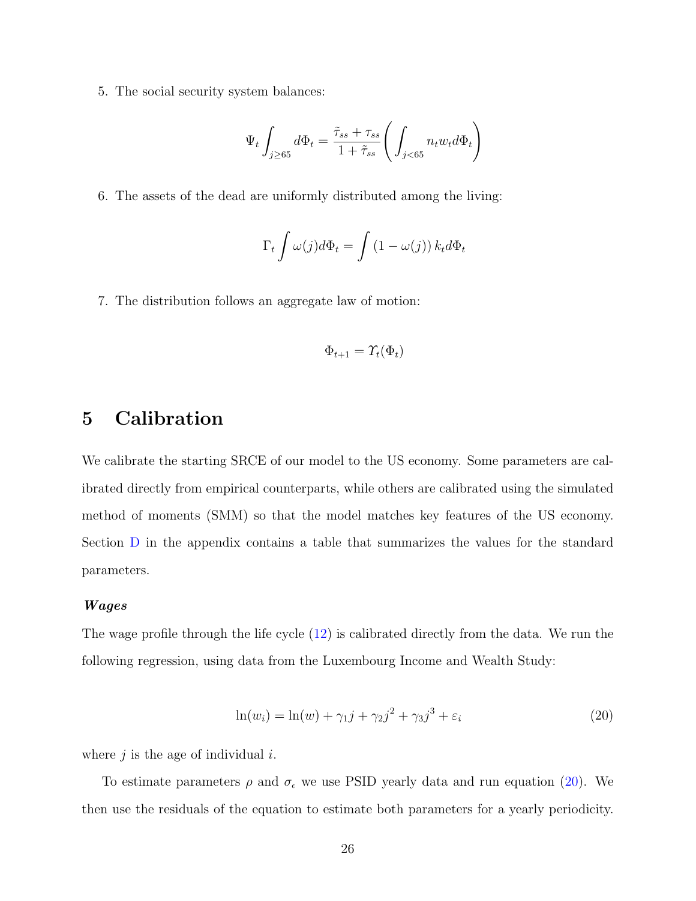5. The social security system balances:

$$\Psi_t \int_{j \geq 65} d\Phi_t = \frac{\tilde{\tau}_{ss} + \tau_{ss}}{1 + \tilde{\tau}_{ss}} \left( \int_{j<65} n_t w_t d\Phi_t \right)$$

6. The assets of the dead are uniformly distributed among the living:

$$\Gamma_t \int \omega(j) d\Phi_t = \int \left(1 - \omega(j)\right) k_t d\Phi_t$$

7. The distribution follows an aggregate law of motion:

$$\Phi_{t+1} = \Upsilon_t(\Phi_t)$$

# 5 Calibration

We calibrate the starting SRCE of our model to the US economy. Some parameters are calibrated directly from empirical counterparts, while others are calibrated using the simulated method of moments (SMM) so that the model matches key features of the US economy. Section D in the appendix contains a table that summarizes the values for the standard parameters.

***Wages***

The wage profile through the life cycle (12) is calibrated directly from the data. We run the following regression, using data from the Luxembourg Income and Wealth Study:

$$\ln(w_i) = \ln(w) + \gamma_1 j + \gamma_2 j^2 + \gamma_3 j^3 + \varepsilon_i \tag{20}$$

where $j$ is the age of individual $i$.

To estimate parameters $\rho$ and $\sigma_\epsilon$ we use PSID yearly data and run equation (20). We then use the residuals of the equation to estimate both parameters for a yearly periodicity.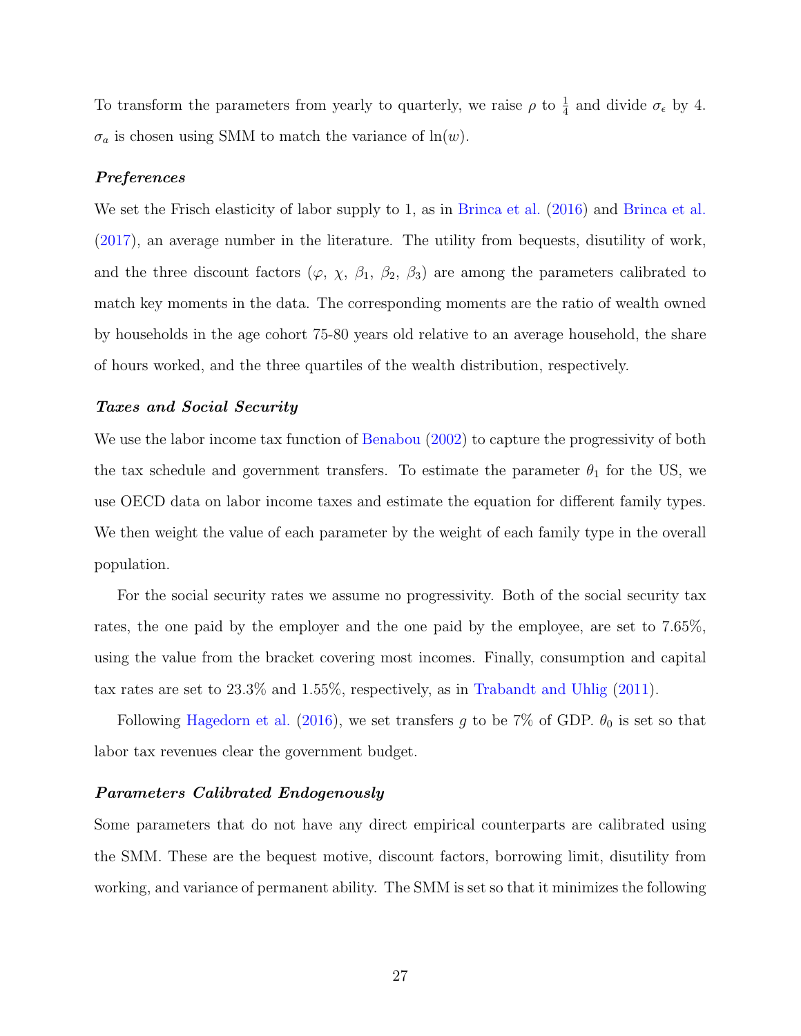To transform the parameters from yearly to quarterly, we raise $\rho$ to $\frac{1}{4}$ and divide $\sigma_\epsilon$ by 4. $\sigma_a$ is chosen using SMM to match the variance of $\ln(w)$.

### *Preferences*

We set the Frisch elasticity of labor supply to 1, as in Brinca et al. (2016) and Brinca et al. (2017), an average number in the literature. The utility from bequests, disutility of work, and the three discount factors ($\varphi$, $\chi$, $\beta_1$, $\beta_2$, $\beta_3$) are among the parameters calibrated to match key moments in the data. The corresponding moments are the ratio of wealth owned by households in the age cohort 75-80 years old relative to an average household, the share of hours worked, and the three quartiles of the wealth distribution, respectively.

### *Taxes and Social Security*

We use the labor income tax function of Benabou (2002) to capture the progressivity of both the tax schedule and government transfers. To estimate the parameter $\theta_1$ for the US, we use OECD data on labor income taxes and estimate the equation for different family types. We then weight the value of each parameter by the weight of each family type in the overall population.

For the social security rates we assume no progressivity. Both of the social security tax rates, the one paid by the employer and the one paid by the employee, are set to 7.65%, using the value from the bracket covering most incomes. Finally, consumption and capital tax rates are set to 23.3% and 1.55%, respectively, as in Trabandt and Uhlig (2011).

Following Hagedorn et al. (2016), we set transfers $g$ to be 7% of GDP. $\theta_0$ is set so that labor tax revenues clear the government budget.

### *Parameters Calibrated Endogenously*

Some parameters that do not have any direct empirical counterparts are calibrated using the SMM. These are the bequest motive, discount factors, borrowing limit, disutility from working, and variance of permanent ability. The SMM is set so that it minimizes the following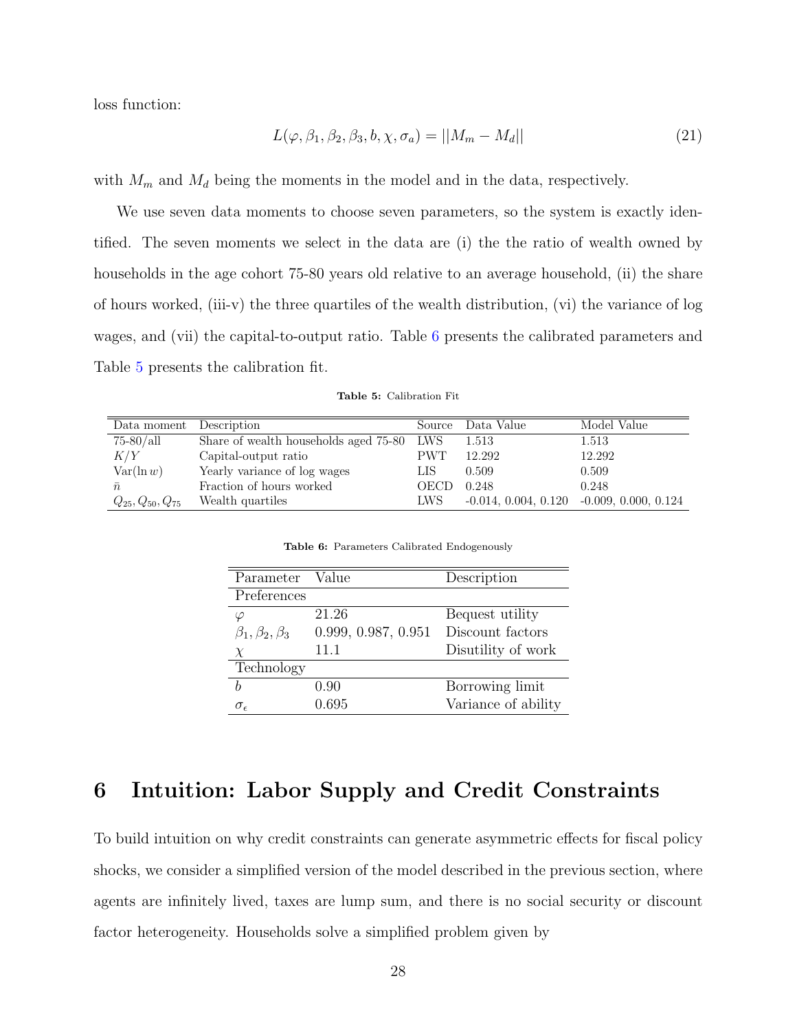loss function:

$$L(\varphi, \beta_1, \beta_2, \beta_3, b, \chi, \sigma_a) = ||M_m - M_d|| \tag{21}$$

with $M_m$ and $M_d$ being the moments in the model and in the data, respectively.

We use seven data moments to choose seven parameters, so the system is exactly identified. The seven moments we select in the data are (i) the the ratio of wealth owned by households in the age cohort 75-80 years old relative to an average household, (ii) the share of hours worked, (iii-v) the three quartiles of the wealth distribution, (vi) the variance of log wages, and (vii) the capital-to-output ratio. Table 6 presents the calibrated parameters and Table 5 presents the calibration fit.

**Table 5:** Calibration Fit

| Data moment | Description | Source | Data Value | Model Value |
|---|---|---|---|---|
| 75-80/all | Share of wealth households aged 75-80 | LWS | 1.513 | 1.513 |
| $K/Y$ | Capital-output ratio | PWT | 12.292 | 12.292 |
| $\text{Var}(\ln w)$ | Yearly variance of log wages | LIS | 0.509 | 0.509 |
| $\bar{n}$ | Fraction of hours worked | OECD | 0.248 | 0.248 |
| $Q_{25}, Q_{50}, Q_{75}$ | Wealth quartiles | LWS | -0.014, 0.004, 0.120 | -0.009, 0.000, 0.124 |

**Table 6:** Parameters Calibrated Endogenously

| Parameter | Value | Description |
|---|---|---|
| Preferences | | |
| $\varphi$ | 21.26 | Bequest utility |
| $\beta_1, \beta_2, \beta_3$ | 0.999, 0.987, 0.951 | Discount factors |
| $\chi$ | 11.1 | Disutility of work |
| Technology | | |
| $b$ | 0.90 | Borrowing limit |
| $\sigma_\epsilon$ | 0.695 | Variance of ability |

# 6 Intuition: Labor Supply and Credit Constraints

To build intuition on why credit constraints can generate asymmetric effects for fiscal policy shocks, we consider a simplified version of the model described in the previous section, where agents are infinitely lived, taxes are lump sum, and there is no social security or discount factor heterogeneity. Households solve a simplified problem given by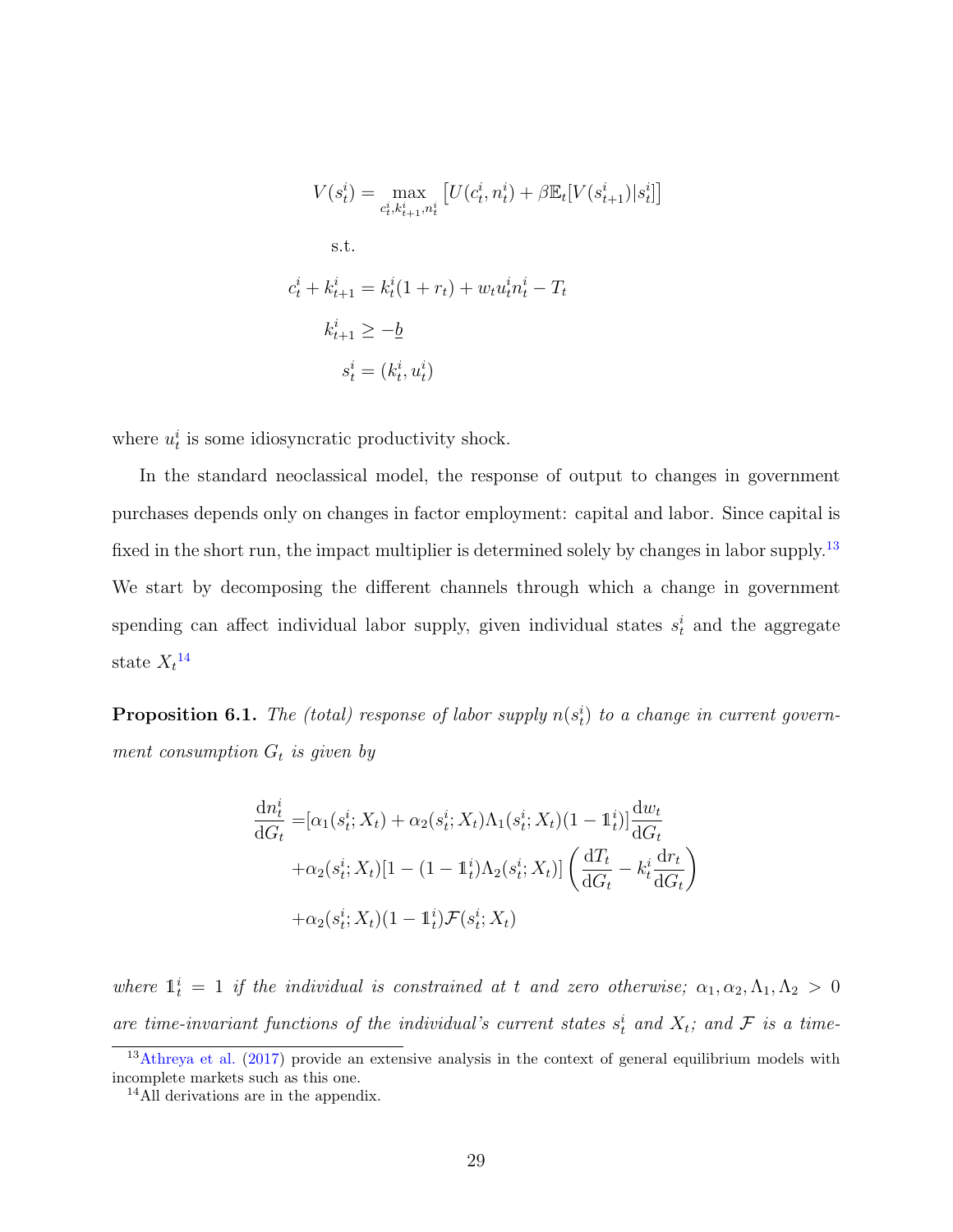$$
\begin{aligned}
V(s_t^i) &= \max_{c_t^i, k_{t+1}^i, n_t^i} \left[ U(c_t^i, n_t^i) + \beta \mathbb{E}_t[V(s_{t+1}^i)|s_t^i] \right] \\
&\text{s.t.} \\
c_t^i + k_{t+1}^i &= k_t^i(1+r_t) + w_t u_t^i n_t^i - T_t \\
k_{t+1}^i &\geq -\underline{b} \\
s_t^i &= (k_t^i, u_t^i)
\end{aligned}
$$

where $u_t^i$ is some idiosyncratic productivity shock.

In the standard neoclassical model, the response of output to changes in government purchases depends only on changes in factor employment: capital and labor. Since capital is fixed in the short run, the impact multiplier is determined solely by changes in labor supply.[13] We start by decomposing the different channels through which a change in government spending can affect individual labor supply, given individual states $s_t^i$ and the aggregate state $X_t$[14]

**Proposition 6.1.** *The (total) response of labor supply $n(s_t^i)$ to a change in current government consumption $G_t$ is given by*

$$
\begin{aligned}
\frac{\mathrm{d}n_t^i}{\mathrm{d}G_t} =& [\alpha_1(s_t^i; X_t) + \alpha_2(s_t^i; X_t)\Lambda_1(s_t^i; X_t)(1 - \mathbb{1}_t^i)] \frac{\mathrm{d}w_t}{\mathrm{d}G_t} \\
&+ \alpha_2(s_t^i; X_t)[1 - (1 - \mathbb{1}_t^i)\Lambda_2(s_t^i; X_t)] \left( \frac{\mathrm{d}T_t}{\mathrm{d}G_t} - k_t^i \frac{\mathrm{d}r_t}{\mathrm{d}G_t} \right) \\
&+ \alpha_2(s_t^i; X_t)(1 - \mathbb{1}_t^i)\mathcal{F}(s_t^i; X_t)
\end{aligned}
$$

*where $\mathbb{1}_t^i = 1$ if the individual is constrained at $t$ and zero otherwise; $\alpha_1, \alpha_2, \Lambda_1, \Lambda_2 > 0$ are time-invariant functions of the individual's current states $s_t^i$ and $X_t$; and $\mathcal{F}$ is a time-*

[13] Athreya et al. (2017) provide an extensive analysis in the context of general equilibrium models with incomplete markets such as this one.

[14] All derivations are in the appendix.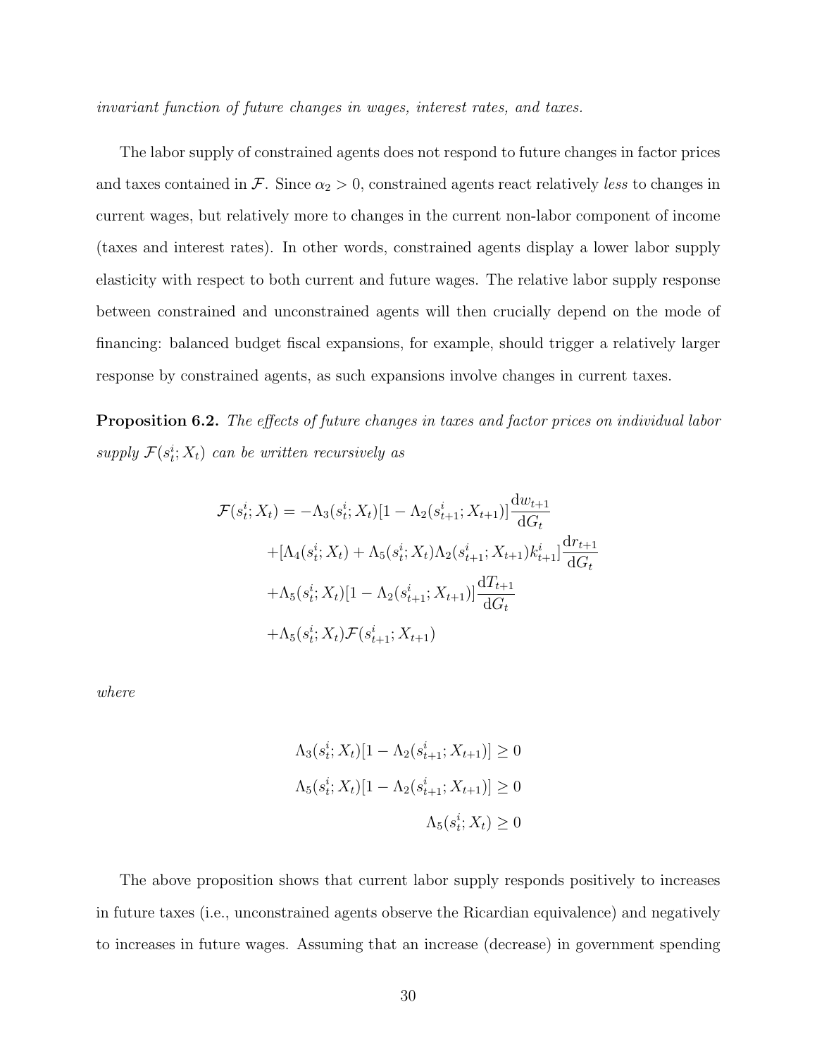*invariant function of future changes in wages, interest rates, and taxes.*

The labor supply of constrained agents does not respond to future changes in factor prices and taxes contained in $\mathcal{F}$. Since $\alpha_2 > 0$, constrained agents react relatively *less* to changes in current wages, but relatively more to changes in the current non-labor component of income (taxes and interest rates). In other words, constrained agents display a lower labor supply elasticity with respect to both current and future wages. The relative labor supply response between constrained and unconstrained agents will then crucially depend on the mode of financing: balanced budget fiscal expansions, for example, should trigger a relatively larger response by constrained agents, as such expansions involve changes in current taxes.

**Proposition 6.2.** *The effects of future changes in taxes and factor prices on individual labor supply $\mathcal{F}(s_t^i; X_t)$ can be written recursively as*

$$
\begin{aligned}
\mathcal{F}(s_t^i; X_t) = & -\Lambda_3(s_t^i; X_t)[1 - \Lambda_2(s_{t+1}^i; X_{t+1})]\frac{\mathrm{d}w_{t+1}}{\mathrm{d}G_t} \\
& + [\Lambda_4(s_t^i; X_t) + \Lambda_5(s_t^i; X_t)\Lambda_2(s_{t+1}^i; X_{t+1})k_{t+1}^i]\frac{\mathrm{d}r_{t+1}}{\mathrm{d}G_t} \\
& + \Lambda_5(s_t^i; X_t)[1 - \Lambda_2(s_{t+1}^i; X_{t+1})]\frac{\mathrm{d}T_{t+1}}{\mathrm{d}G_t} \\
& + \Lambda_5(s_t^i; X_t)\mathcal{F}(s_{t+1}^i; X_{t+1})
\end{aligned}
$$

*where*

$$
\begin{aligned}
\Lambda_3(s_t^i; X_t)[1 - \Lambda_2(s_{t+1}^i; X_{t+1})] &\geq 0 \\
\Lambda_5(s_t^i; X_t)[1 - \Lambda_2(s_{t+1}^i; X_{t+1})] &\geq 0 \\
\Lambda_5(s_t^i; X_t) &\geq 0
\end{aligned}
$$

The above proposition shows that current labor supply responds positively to increases in future taxes (i.e., unconstrained agents observe the Ricardian equivalence) and negatively to increases in future wages. Assuming that an increase (decrease) in government spending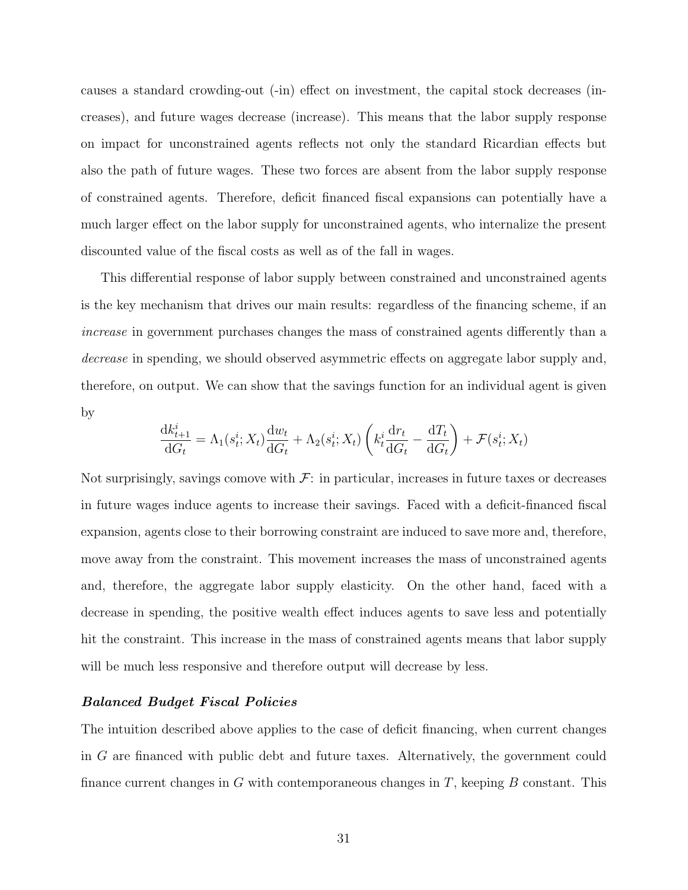causes a standard crowding-out (-in) effect on investment, the capital stock decreases (increases), and future wages decrease (increase). This means that the labor supply response on impact for unconstrained agents reflects not only the standard Ricardian effects but also the path of future wages. These two forces are absent from the labor supply response of constrained agents. Therefore, deficit financed fiscal expansions can potentially have a much larger effect on the labor supply for unconstrained agents, who internalize the present discounted value of the fiscal costs as well as of the fall in wages.

This differential response of labor supply between constrained and unconstrained agents is the key mechanism that drives our main results: regardless of the financing scheme, if an *increase* in government purchases changes the mass of constrained agents differently than a *decrease* in spending, we should observed asymmetric effects on aggregate labor supply and, therefore, on output. We can show that the savings function for an individual agent is given by

$$\frac{\mathrm{d}k^i_{t+1}}{\mathrm{d}G_t} = \Lambda_1(s^i_t; X_t)\frac{\mathrm{d}w_t}{\mathrm{d}G_t} + \Lambda_2(s^i_t; X_t)\left(k^i_t\frac{\mathrm{d}r_t}{\mathrm{d}G_t} - \frac{\mathrm{d}T_t}{\mathrm{d}G_t}\right) + \mathcal{F}(s^i_t; X_t)$$

Not surprisingly, savings comove with $\mathcal{F}$: in particular, increases in future taxes or decreases in future wages induce agents to increase their savings. Faced with a deficit-financed fiscal expansion, agents close to their borrowing constraint are induced to save more and, therefore, move away from the constraint. This movement increases the mass of unconstrained agents and, therefore, the aggregate labor supply elasticity. On the other hand, faced with a decrease in spending, the positive wealth effect induces agents to save less and potentially hit the constraint. This increase in the mass of constrained agents means that labor supply will be much less responsive and therefore output will decrease by less.

#### ***Balanced Budget Fiscal Policies***

The intuition described above applies to the case of deficit financing, when current changes in $G$ are financed with public debt and future taxes. Alternatively, the government could finance current changes in $G$ with contemporaneous changes in $T$, keeping $B$ constant. This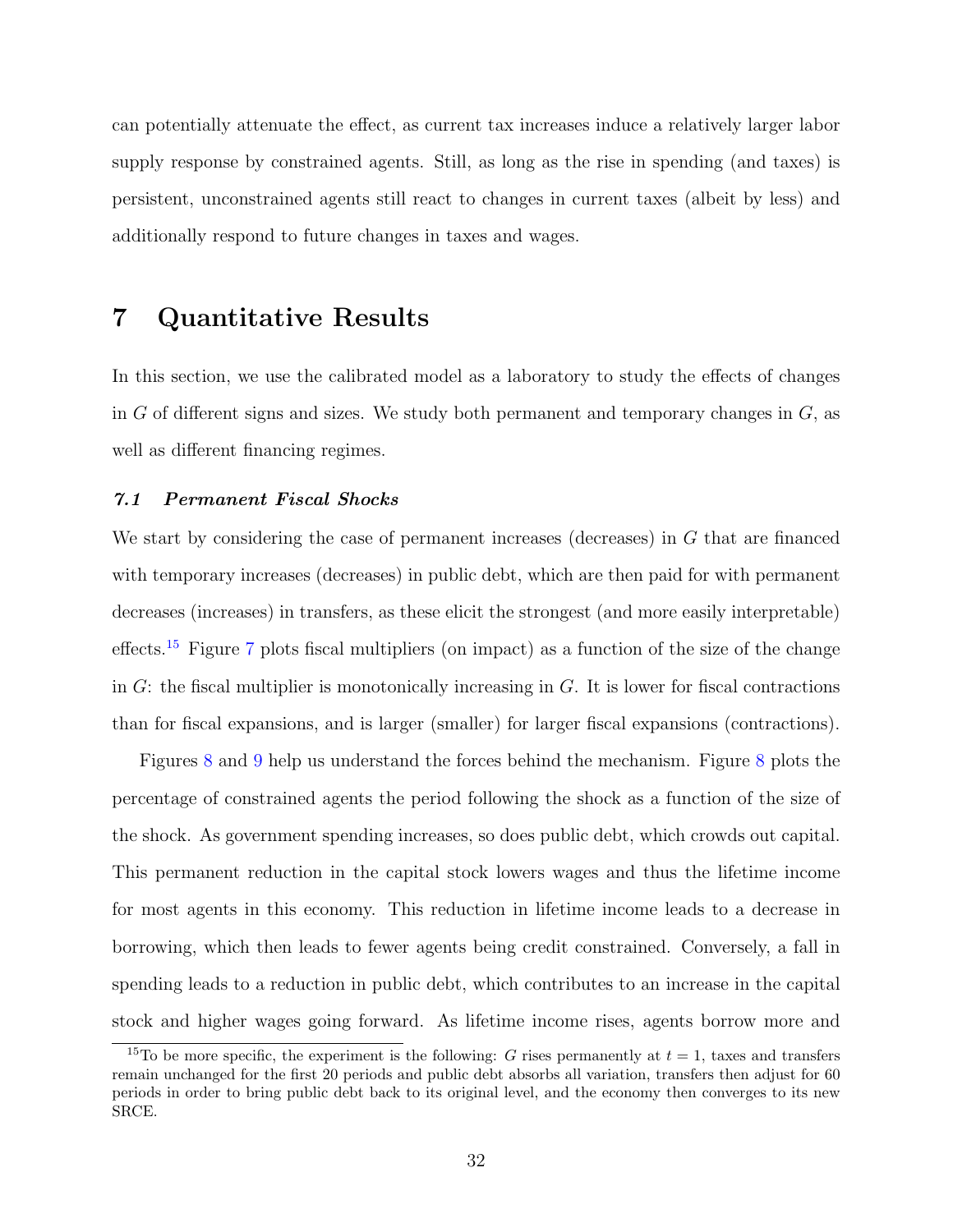can potentially attenuate the effect, as current tax increases induce a relatively larger labor supply response by constrained agents. Still, as long as the rise in spending (and taxes) is persistent, unconstrained agents still react to changes in current taxes (albeit by less) and additionally respond to future changes in taxes and wages.

# 7 Quantitative Results

In this section, we use the calibrated model as a laboratory to study the effects of changes in $G$ of different signs and sizes. We study both permanent and temporary changes in $G$, as well as different financing regimes.

### *7.1 Permanent Fiscal Shocks*

We start by considering the case of permanent increases (decreases) in $G$ that are financed with temporary increases (decreases) in public debt, which are then paid for with permanent decreases (increases) in transfers, as these elicit the strongest (and more easily interpretable) effects.[15] Figure 7 plots fiscal multipliers (on impact) as a function of the size of the change in $G$: the fiscal multiplier is monotonically increasing in $G$. It is lower for fiscal contractions than for fiscal expansions, and is larger (smaller) for larger fiscal expansions (contractions).

Figures 8 and 9 help us understand the forces behind the mechanism. Figure 8 plots the percentage of constrained agents the period following the shock as a function of the size of the shock. As government spending increases, so does public debt, which crowds out capital. This permanent reduction in the capital stock lowers wages and thus the lifetime income for most agents in this economy. This reduction in lifetime income leads to a decrease in borrowing, which then leads to fewer agents being credit constrained. Conversely, a fall in spending leads to a reduction in public debt, which contributes to an increase in the capital stock and higher wages going forward. As lifetime income rises, agents borrow more and

[15] To be more specific, the experiment is the following: $G$ rises permanently at $t = 1$, taxes and transfers remain unchanged for the first 20 periods and public debt absorbs all variation, transfers then adjust for 60 periods in order to bring public debt back to its original level, and the economy then converges to its new SRCE.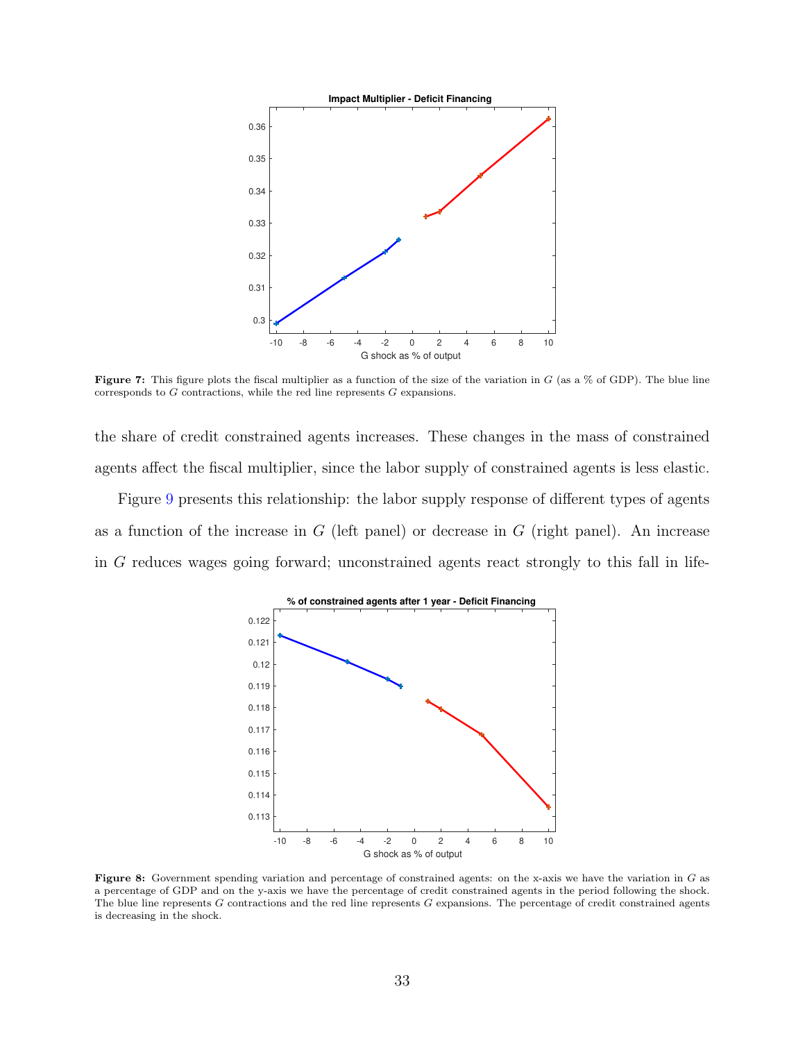**Figure 7:** This figure plots the fiscal multiplier as a function of the size of the variation in $G$ (as a % of GDP). The blue line corresponds to $G$ contractions, while the red line represents $G$ expansions.

the share of credit constrained agents increases. These changes in the mass of constrained agents affect the fiscal multiplier, since the labor supply of constrained agents is less elastic.

Figure 9 presents this relationship: the labor supply response of different types of agents as a function of the increase in $G$ (left panel) or decrease in $G$ (right panel). An increase in $G$ reduces wages going forward; unconstrained agents react strongly to this fall in life-

**Figure 8:** Government spending variation and percentage of constrained agents: on the x-axis we have the variation in $G$ as a percentage of GDP and on the y-axis we have the percentage of credit constrained agents in the period following the shock. The blue line represents $G$ contractions and the red line represents $G$ expansions. The percentage of credit constrained agents is decreasing in the shock.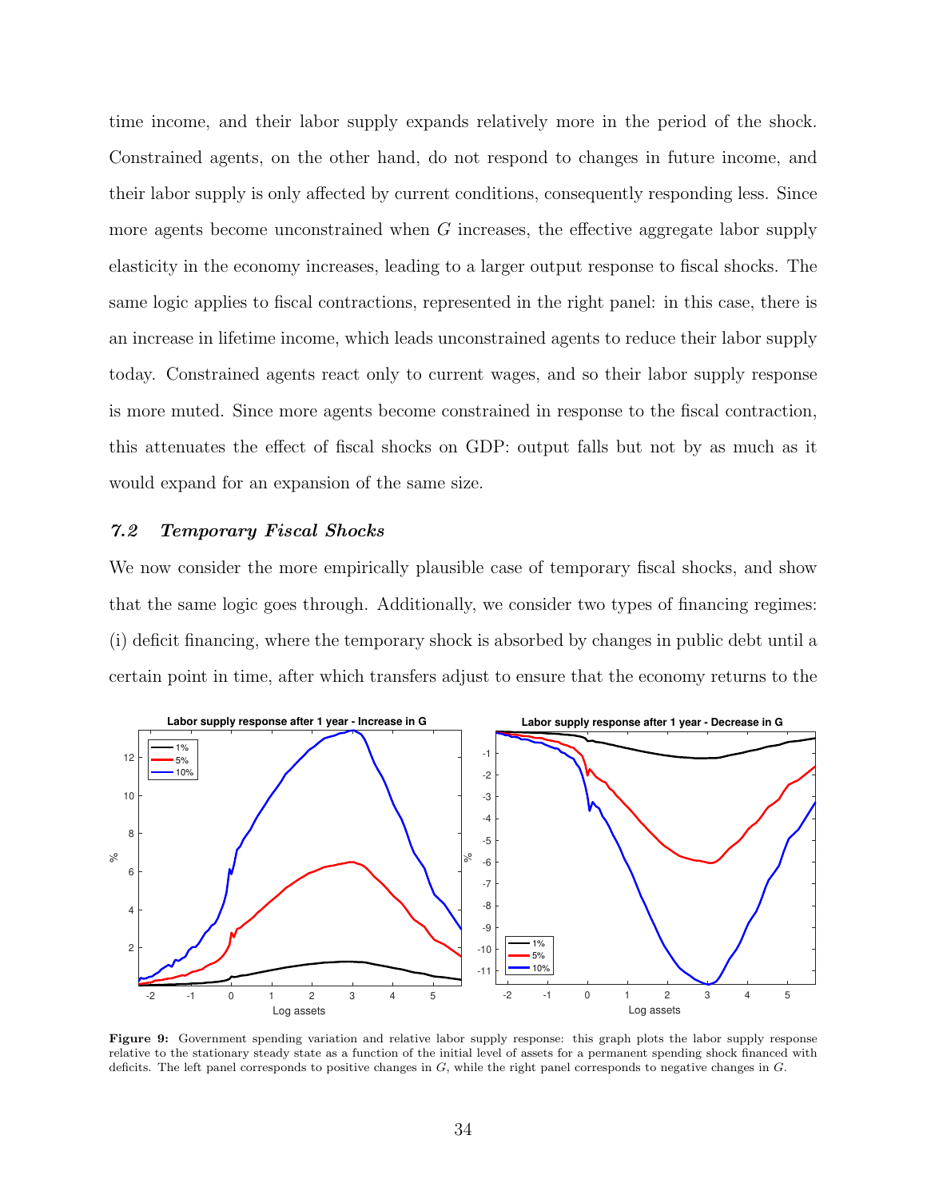time income, and their labor supply expands relatively more in the period of the shock. Constrained agents, on the other hand, do not respond to changes in future income, and their labor supply is only affected by current conditions, consequently responding less. Since more agents become unconstrained when $G$ increases, the effective aggregate labor supply elasticity in the economy increases, leading to a larger output response to fiscal shocks. The same logic applies to fiscal contractions, represented in the right panel: in this case, there is an increase in lifetime income, which leads unconstrained agents to reduce their labor supply today. Constrained agents react only to current wages, and so their labor supply response is more muted. Since more agents become constrained in response to the fiscal contraction, this attenuates the effect of fiscal shocks on GDP: output falls but not by as much as it would expand for an expansion of the same size.

### *7.2 Temporary Fiscal Shocks*

We now consider the more empirically plausible case of temporary fiscal shocks, and show that the same logic goes through. Additionally, we consider two types of financing regimes: (i) deficit financing, where the temporary shock is absorbed by changes in public debt until a certain point in time, after which transfers adjust to ensure that the economy returns to the

**Figure 9:** Government spending variation and relative labor supply response: this graph plots the labor supply response relative to the stationary steady state as a function of the initial level of assets for a permanent spending shock financed with deficits. The left panel corresponds to positive changes in $G$, while the right panel corresponds to negative changes in $G$.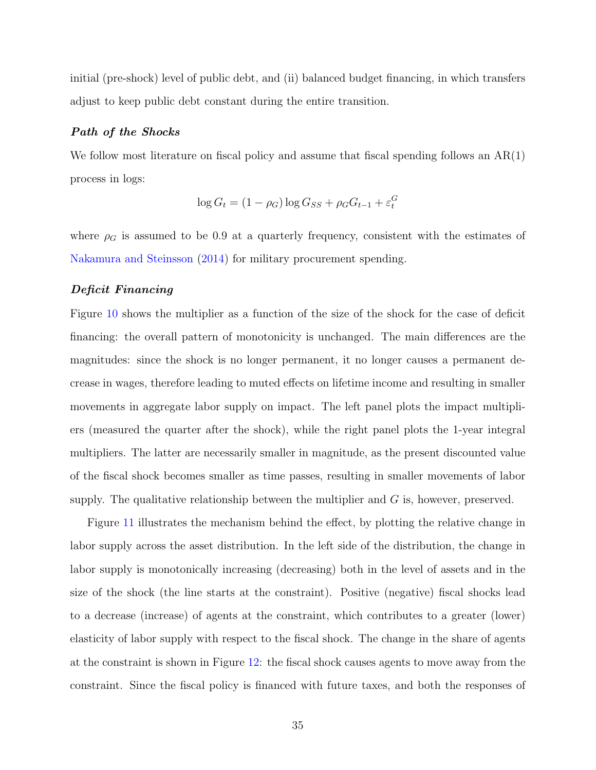initial (pre-shock) level of public debt, and (ii) balanced budget financing, in which transfers adjust to keep public debt constant during the entire transition.

### *Path of the Shocks*

We follow most literature on fiscal policy and assume that fiscal spending follows an AR(1) process in logs:

$$\log G_t = (1 - \rho_G) \log G_{SS} + \rho_G G_{t-1} + \varepsilon_t^G$$

where $\rho_G$ is assumed to be 0.9 at a quarterly frequency, consistent with the estimates of Nakamura and Steinsson (2014) for military procurement spending.

### *Deficit Financing*

Figure 10 shows the multiplier as a function of the size of the shock for the case of deficit financing: the overall pattern of monotonicity is unchanged. The main differences are the magnitudes: since the shock is no longer permanent, it no longer causes a permanent decrease in wages, therefore leading to muted effects on lifetime income and resulting in smaller movements in aggregate labor supply on impact. The left panel plots the impact multipliers (measured the quarter after the shock), while the right panel plots the 1-year integral multipliers. The latter are necessarily smaller in magnitude, as the present discounted value of the fiscal shock becomes smaller as time passes, resulting in smaller movements of labor supply. The qualitative relationship between the multiplier and $G$ is, however, preserved.

Figure 11 illustrates the mechanism behind the effect, by plotting the relative change in labor supply across the asset distribution. In the left side of the distribution, the change in labor supply is monotonically increasing (decreasing) both in the level of assets and in the size of the shock (the line starts at the constraint). Positive (negative) fiscal shocks lead to a decrease (increase) of agents at the constraint, which contributes to a greater (lower) elasticity of labor supply with respect to the fiscal shock. The change in the share of agents at the constraint is shown in Figure 12: the fiscal shock causes agents to move away from the constraint. Since the fiscal policy is financed with future taxes, and both the responses of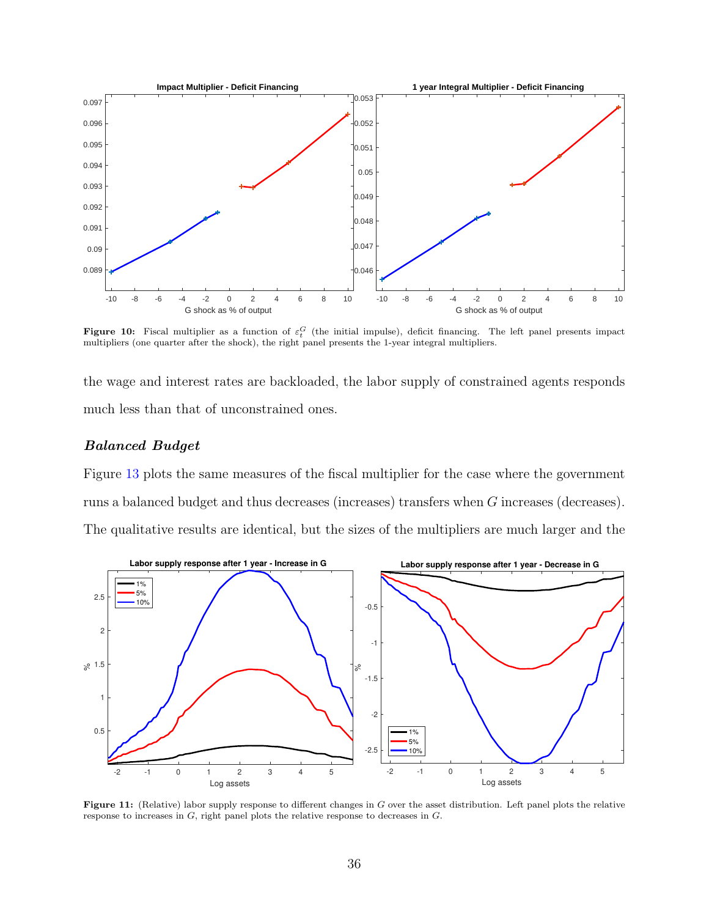Figure 10: Fiscal multiplier as a function of $\varepsilon_t^G$ (the initial impulse), deficit financing. The left panel presents impact multipliers (one quarter after the shock), the right panel presents the 1-year integral multipliers.

the wage and interest rates are backloaded, the labor supply of constrained agents responds much less than that of unconstrained ones.

### *Balanced Budget*

Figure 13 plots the same measures of the fiscal multiplier for the case where the government runs a balanced budget and thus decreases (increases) transfers when $G$ increases (decreases). The qualitative results are identical, but the sizes of the multipliers are much larger and the

Figure 11: (Relative) labor supply response to different changes in $G$ over the asset distribution. Left panel plots the relative response to increases in $G$, right panel plots the relative response to decreases in $G$.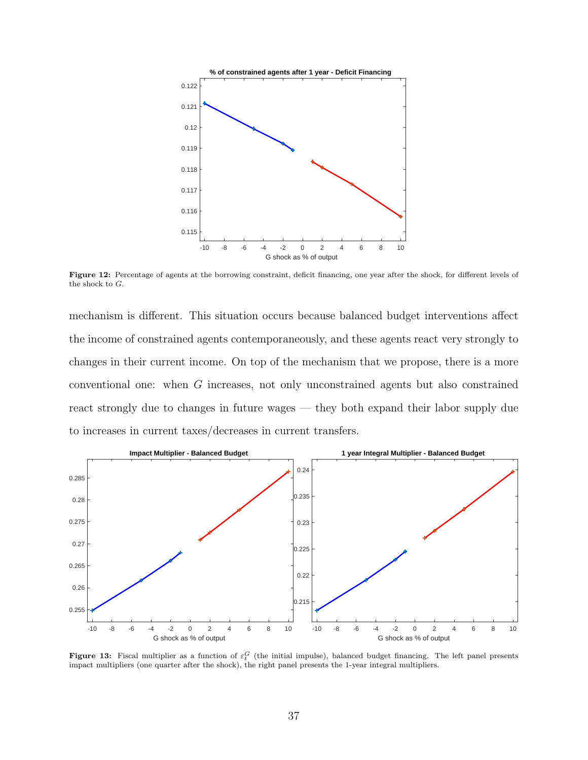**Figure 12:** Percentage of agents at the borrowing constraint, deficit financing, one year after the shock, for different levels of the shock to $G$.

mechanism is different. This situation occurs because balanced budget interventions affect the income of constrained agents contemporaneously, and these agents react very strongly to changes in their current income. On top of the mechanism that we propose, there is a more conventional one: when $G$ increases, not only unconstrained agents but also constrained react strongly due to changes in future wages — they both expand their labor supply due to increases in current taxes/decreases in current transfers.

**Figure 13:** Fiscal multiplier as a function of $\varepsilon_t^G$ (the initial impulse), balanced budget financing. The left panel presents impact multipliers (one quarter after the shock), the right panel presents the 1-year integral multipliers.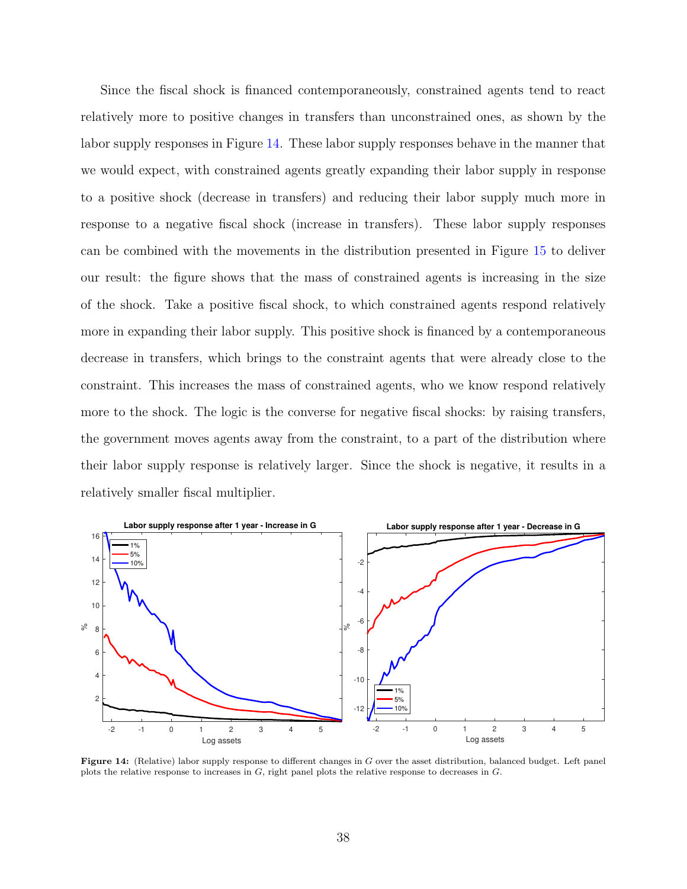Since the fiscal shock is financed contemporaneously, constrained agents tend to react relatively more to positive changes in transfers than unconstrained ones, as shown by the labor supply responses in Figure 14. These labor supply responses behave in the manner that we would expect, with constrained agents greatly expanding their labor supply in response to a positive shock (decrease in transfers) and reducing their labor supply much more in response to a negative fiscal shock (increase in transfers). These labor supply responses can be combined with the movements in the distribution presented in Figure 15 to deliver our result: the figure shows that the mass of constrained agents is increasing in the size of the shock. Take a positive fiscal shock, to which constrained agents respond relatively more in expanding their labor supply. This positive shock is financed by a contemporaneous decrease in transfers, which brings to the constraint agents that were already close to the constraint. This increases the mass of constrained agents, who we know respond relatively more to the shock. The logic is the converse for negative fiscal shocks: by raising transfers, the government moves agents away from the constraint, to a part of the distribution where their labor supply response is relatively larger. Since the shock is negative, it results in a relatively smaller fiscal multiplier.

**Figure 14:** (Relative) labor supply response to different changes in $G$ over the asset distribution, balanced budget. Left panel plots the relative response to increases in $G$, right panel plots the relative response to decreases in $G$.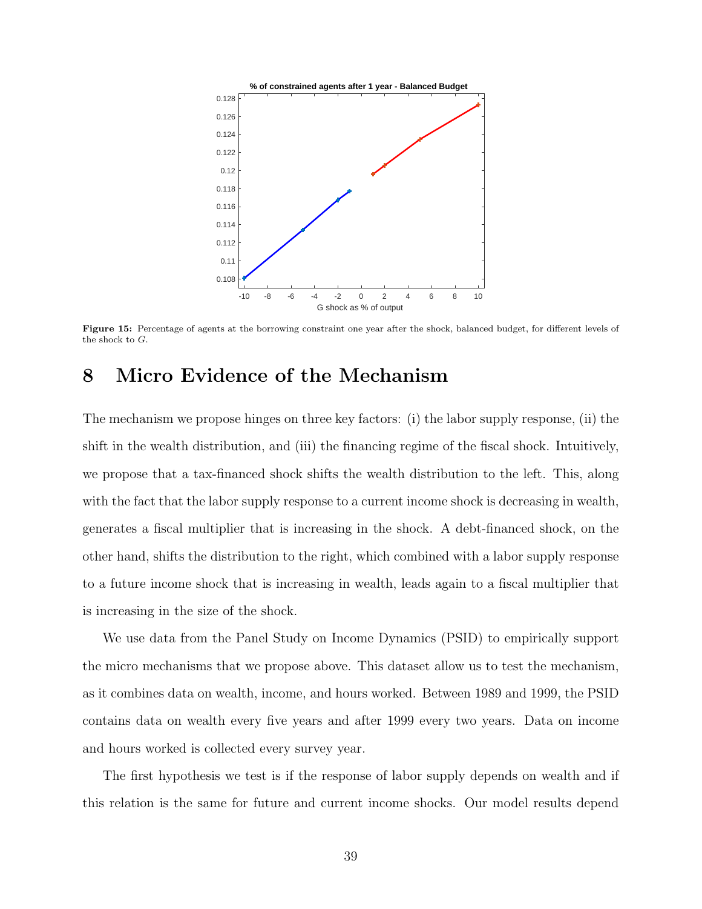Figure 15: Percentage of agents at the borrowing constraint one year after the shock, balanced budget, for different levels of the shock to $G$.

# 8 Micro Evidence of the Mechanism

The mechanism we propose hinges on three key factors: (i) the labor supply response, (ii) the shift in the wealth distribution, and (iii) the financing regime of the fiscal shock. Intuitively, we propose that a tax-financed shock shifts the wealth distribution to the left. This, along with the fact that the labor supply response to a current income shock is decreasing in wealth, generates a fiscal multiplier that is increasing in the shock. A debt-financed shock, on the other hand, shifts the distribution to the right, which combined with a labor supply response to a future income shock that is increasing in wealth, leads again to a fiscal multiplier that is increasing in the size of the shock.

We use data from the Panel Study on Income Dynamics (PSID) to empirically support the micro mechanisms that we propose above. This dataset allow us to test the mechanism, as it combines data on wealth, income, and hours worked. Between 1989 and 1999, the PSID contains data on wealth every five years and after 1999 every two years. Data on income and hours worked is collected every survey year.

The first hypothesis we test is if the response of labor supply depends on wealth and if this relation is the same for future and current income shocks. Our model results depend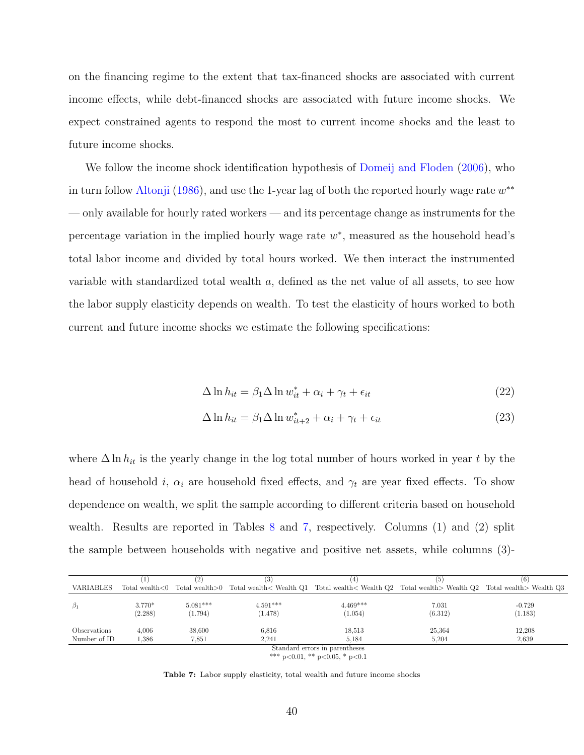on the financing regime to the extent that tax-financed shocks are associated with current income effects, while debt-financed shocks are associated with future income shocks. We expect constrained agents to respond the most to current income shocks and the least to future income shocks.

We follow the income shock identification hypothesis of Domeij and Floden (2006), who in turn follow Altonji (1986), and use the 1-year lag of both the reported hourly wage rate $w^{**}$ — only available for hourly rated workers — and its percentage change as instruments for the percentage variation in the implied hourly wage rate $w^{*}$, measured as the household head's total labor income and divided by total hours worked. We then interact the instrumented variable with standardized total wealth $a$, defined as the net value of all assets, to see how the labor supply elasticity depends on wealth. To test the elasticity of hours worked to both current and future income shocks we estimate the following specifications:

$$\Delta \ln h_{it} = \beta_1 \Delta \ln w^*_{it} + \alpha_i + \gamma_t + \epsilon_{it} \tag{22}$$

$$\Delta \ln h_{it} = \beta_1 \Delta \ln w^*_{it+2} + \alpha_i + \gamma_t + \epsilon_{it} \tag{23}$$

where $\Delta \ln h_{it}$ is the yearly change in the log total number of hours worked in year $t$ by the head of household $i$, $\alpha_i$ are household fixed effects, and $\gamma_t$ are year fixed effects. To show dependence on wealth, we split the sample according to different criteria based on household wealth. Results are reported in Tables 8 and 7, respectively. Columns (1) and (2) split the sample between households with negative and positive net assets, while columns (3)-

| | (1) | (2) | (3) | (4) | (5) | (6) |
|---|---|---|---|---|---|---|
| VARIABLES | Total wealth<0 | Total wealth>0 | Total wealth< Wealth Q1 | Total wealth< Wealth Q2 | Total wealth> Wealth Q2 | Total wealth> Wealth Q3 |
| $\beta_1$ | 3.770* | 5.081*** | 4.591*** | 4.469*** | 7.031 | -0.729 |
| | (2.288) | (1.794) | (1.478) | (1.054) | (6.312) | (1.183) |
| Observations | 4,006 | 38,600 | 6,816 | 18,513 | 25,364 | 12,208 |
| Number of ID | 1,386 | 7,851 | 2,241 | 5,184 | 5,204 | 2,639 |

Standard errors in parentheses
*** p<0.01, ** p<0.05, * p<0.1

**Table 7:** Labor supply elasticity, total wealth and future income shocks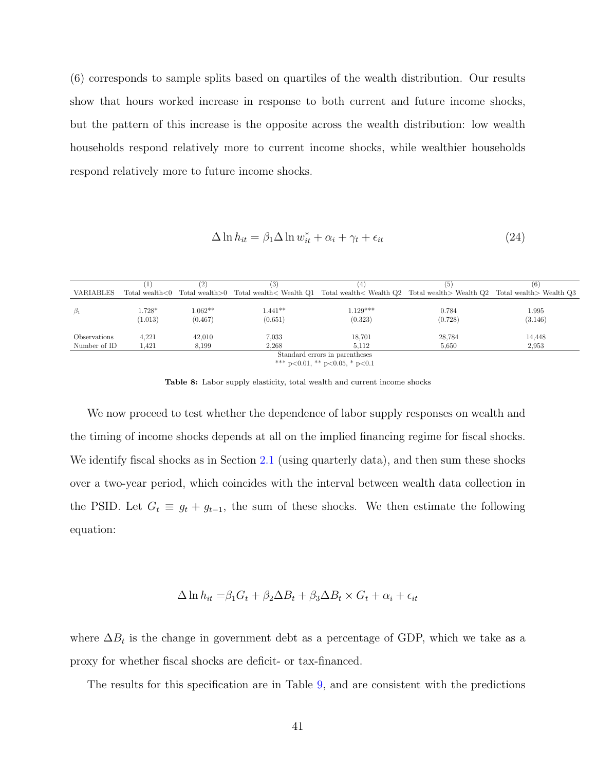(6) corresponds to sample splits based on quartiles of the wealth distribution. Our results show that hours worked increase in response to both current and future income shocks, but the pattern of this increase is the opposite across the wealth distribution: low wealth households respond relatively more to current income shocks, while wealthier households respond relatively more to future income shocks.

$$\Delta \ln h_{it} = \beta_1 \Delta \ln w_{it}^* + \alpha_i + \gamma_t + \epsilon_{it} \tag{24}$$

| VARIABLES | (1) Total wealth<0 | (2) Total wealth>0 | (3) Total wealth< Wealth Q1 | (4) Total wealth< Wealth Q2 | (5) Total wealth> Wealth Q2 | (6) Total wealth> Wealth Q3 |
|---|---|---|---|---|---|---|
| $\beta_1$ | 1.728* | 1.062** | 1.441** | 1.129*** | 0.784 | 1.995 |
| | (1.013) | (0.467) | (0.651) | (0.323) | (0.728) | (3.146) |
| Observations | 4,221 | 42,010 | 7,033 | 18,701 | 28,784 | 14,448 |
| Number of ID | 1,421 | 8,199 | 2,268 | 5,112 | 5,650 | 2,953 |

Standard errors in parentheses
*** p<0.01, ** p<0.05, * p<0.1

**Table 8:** Labor supply elasticity, total wealth and current income shocks

We now proceed to test whether the dependence of labor supply responses on wealth and the timing of income shocks depends at all on the implied financing regime for fiscal shocks. We identify fiscal shocks as in Section 2.1 (using quarterly data), and then sum these shocks over a two-year period, which coincides with the interval between wealth data collection in the PSID. Let $G_t \equiv g_t + g_{t-1}$, the sum of these shocks. We then estimate the following equation:

$$\Delta \ln h_{it} = \beta_1 G_t + \beta_2 \Delta B_t + \beta_3 \Delta B_t \times G_t + \alpha_i + \epsilon_{it}$$

where $\Delta B_t$ is the change in government debt as a percentage of GDP, which we take as a proxy for whether fiscal shocks are deficit- or tax-financed.

The results for this specification are in Table 9, and are consistent with the predictions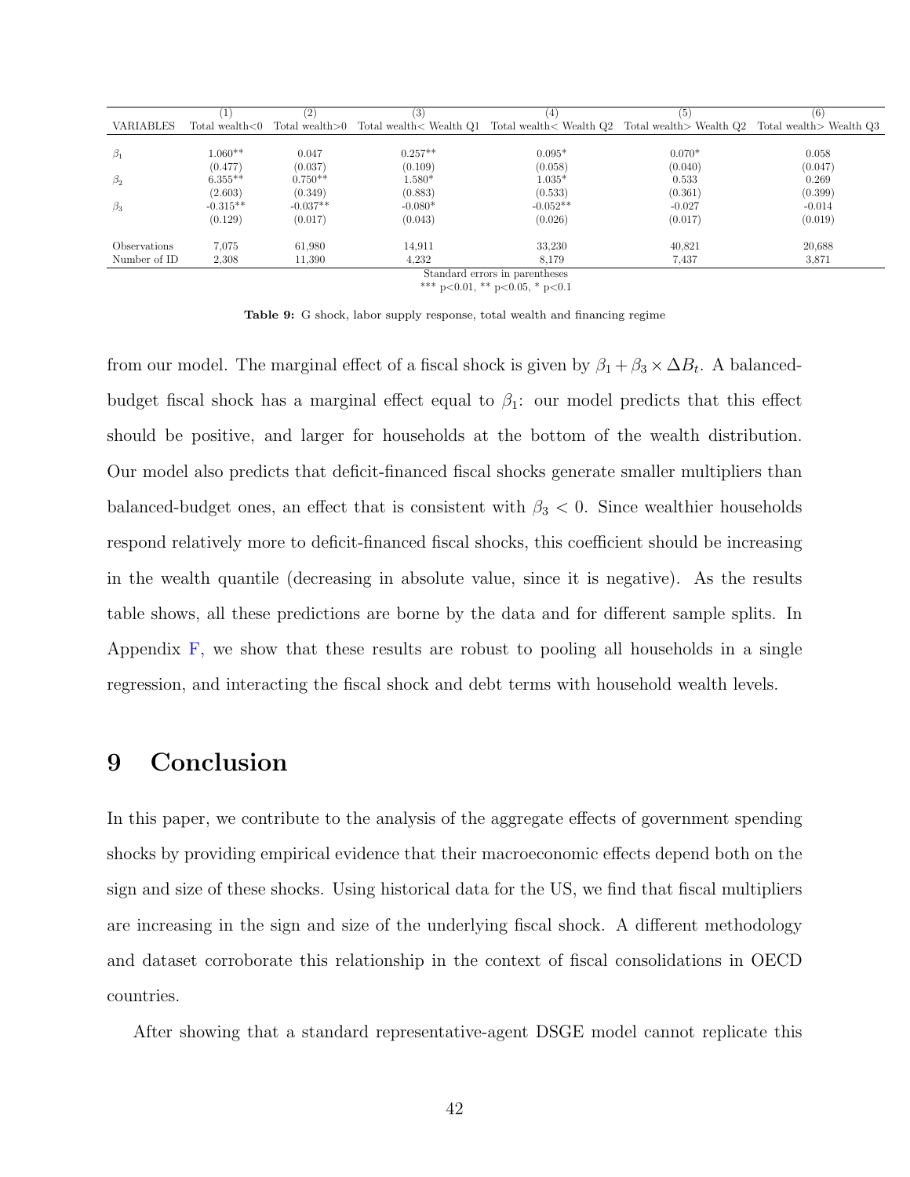| VARIABLES | (1) Total wealth<0 | (2) Total wealth>0 | (3) Total wealth< Wealth Q1 | (4) Total wealth< Wealth Q2 | (5) Total wealth> Wealth Q2 | (6) Total wealth> Wealth Q3 |
|---|---|---|---|---|---|---|
| $\beta_1$ | 1.060** | 0.047 | 0.257** | 0.095* | 0.070* | 0.058 |
| | (0.477) | (0.037) | (0.109) | (0.058) | (0.040) | (0.047) |
| $\beta_2$ | 6.355** | 0.750** | 1.580* | 1.035* | 0.533 | 0.269 |
| | (2.603) | (0.349) | (0.883) | (0.533) | (0.361) | (0.399) |
| $\beta_3$ | -0.315** | -0.037** | -0.080* | -0.052** | -0.027 | -0.014 |
| | (0.129) | (0.017) | (0.043) | (0.026) | (0.017) | (0.019) |
| Observations | 7,075 | 61,980 | 14,911 | 33,230 | 40,821 | 20,688 |
| Number of ID | 2,308 | 11,390 | 4,232 | 8,179 | 7,437 | 3,871 |

Standard errors in parentheses
*** p<0.01, ** p<0.05, * p<0.1

**Table 9:** G shock, labor supply response, total wealth and financing regime

from our model. The marginal effect of a fiscal shock is given by $\beta_1 + \beta_3 \times \Delta B_t$. A balanced-budget fiscal shock has a marginal effect equal to $\beta_1$: our model predicts that this effect should be positive, and larger for households at the bottom of the wealth distribution. Our model also predicts that deficit-financed fiscal shocks generate smaller multipliers than balanced-budget ones, an effect that is consistent with $\beta_3 < 0$. Since wealthier households respond relatively more to deficit-financed fiscal shocks, this coefficient should be increasing in the wealth quantile (decreasing in absolute value, since it is negative). As the results table shows, all these predictions are borne by the data and for different sample splits. In Appendix F, we show that these results are robust to pooling all households in a single regression, and interacting the fiscal shock and debt terms with household wealth levels.

# 9 Conclusion

In this paper, we contribute to the analysis of the aggregate effects of government spending shocks by providing empirical evidence that their macroeconomic effects depend both on the sign and size of these shocks. Using historical data for the US, we find that fiscal multipliers are increasing in the sign and size of the underlying fiscal shock. A different methodology and dataset corroborate this relationship in the context of fiscal consolidations in OECD countries.

After showing that a standard representative-agent DSGE model cannot replicate this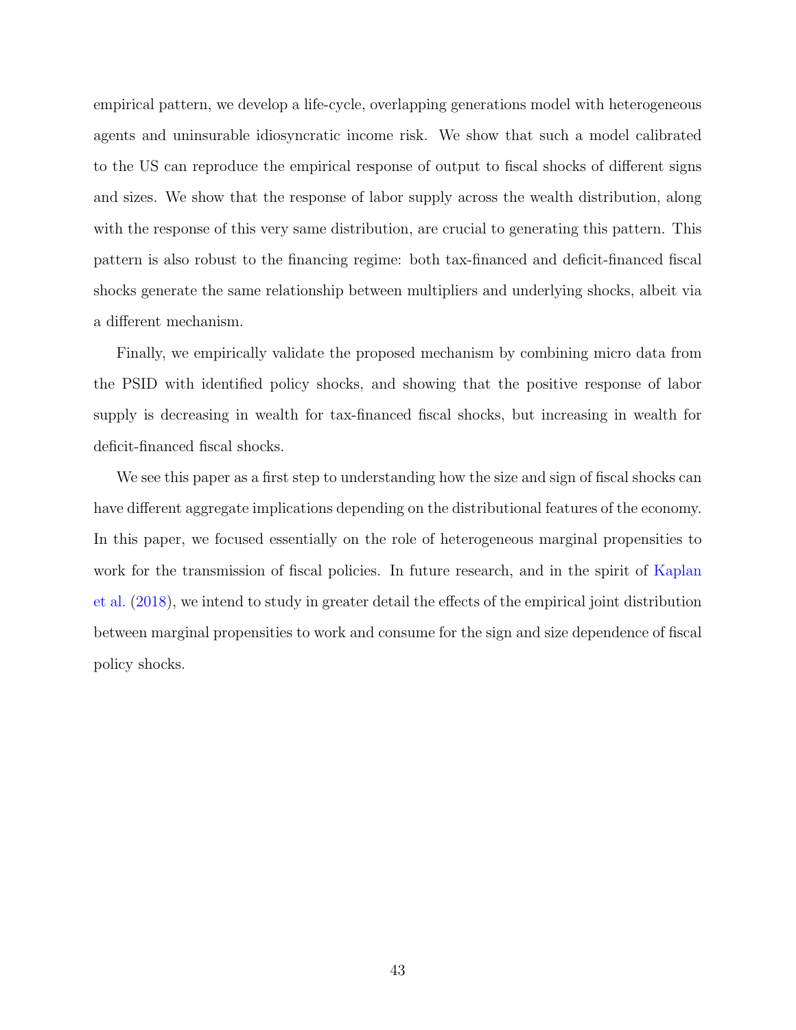empirical pattern, we develop a life-cycle, overlapping generations model with heterogeneous agents and uninsurable idiosyncratic income risk. We show that such a model calibrated to the US can reproduce the empirical response of output to fiscal shocks of different signs and sizes. We show that the response of labor supply across the wealth distribution, along with the response of this very same distribution, are crucial to generating this pattern. This pattern is also robust to the financing regime: both tax-financed and deficit-financed fiscal shocks generate the same relationship between multipliers and underlying shocks, albeit via a different mechanism.

Finally, we empirically validate the proposed mechanism by combining micro data from the PSID with identified policy shocks, and showing that the positive response of labor supply is decreasing in wealth for tax-financed fiscal shocks, but increasing in wealth for deficit-financed fiscal shocks.

We see this paper as a first step to understanding how the size and sign of fiscal shocks can have different aggregate implications depending on the distributional features of the economy. In this paper, we focused essentially on the role of heterogeneous marginal propensities to work for the transmission of fiscal policies. In future research, and in the spirit of Kaplan et al. (2018), we intend to study in greater detail the effects of the empirical joint distribution between marginal propensities to work and consume for the sign and size dependence of fiscal policy shocks.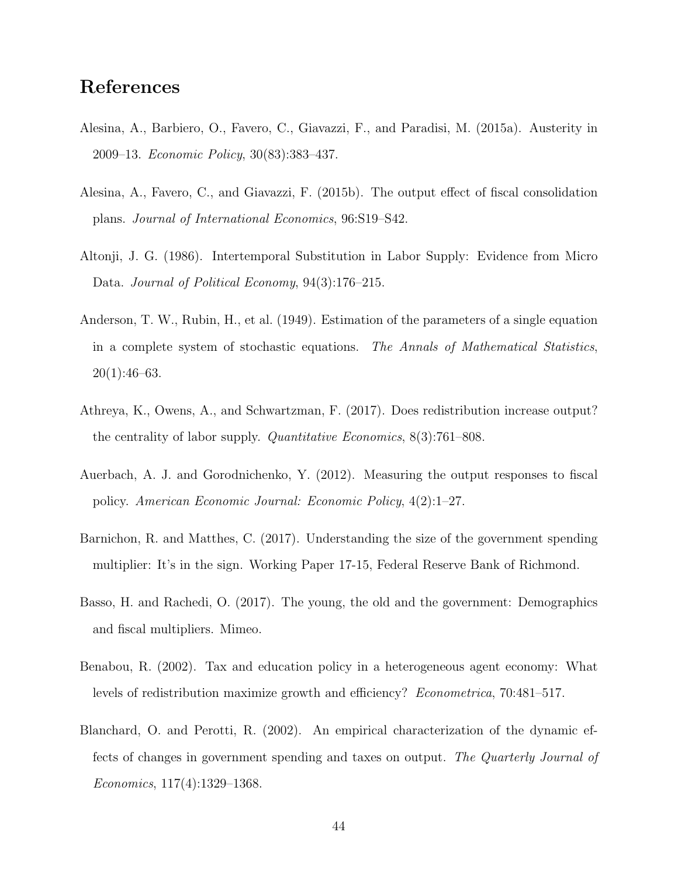## References

Alesina, A., Barbiero, O., Favero, C., Giavazzi, F., and Paradisi, M. (2015a). Austerity in 2009–13. *Economic Policy*, 30(83):383–437.

Alesina, A., Favero, C., and Giavazzi, F. (2015b). The output effect of fiscal consolidation plans. *Journal of International Economics*, 96:S19–S42.

Altonji, J. G. (1986). Intertemporal Substitution in Labor Supply: Evidence from Micro Data. *Journal of Political Economy*, 94(3):176–215.

Anderson, T. W., Rubin, H., et al. (1949). Estimation of the parameters of a single equation in a complete system of stochastic equations. *The Annals of Mathematical Statistics*, 20(1):46–63.

Athreya, K., Owens, A., and Schwartzman, F. (2017). Does redistribution increase output? the centrality of labor supply. *Quantitative Economics*, 8(3):761–808.

Auerbach, A. J. and Gorodnichenko, Y. (2012). Measuring the output responses to fiscal policy. *American Economic Journal: Economic Policy*, 4(2):1–27.

Barnichon, R. and Matthes, C. (2017). Understanding the size of the government spending multiplier: It's in the sign. Working Paper 17-15, Federal Reserve Bank of Richmond.

Basso, H. and Rachedi, O. (2017). The young, the old and the government: Demographics and fiscal multipliers. Mimeo.

Benabou, R. (2002). Tax and education policy in a heterogeneous agent economy: What levels of redistribution maximize growth and efficiency? *Econometrica*, 70:481–517.

Blanchard, O. and Perotti, R. (2002). An empirical characterization of the dynamic effects of changes in government spending and taxes on output. *The Quarterly Journal of Economics*, 117(4):1329–1368.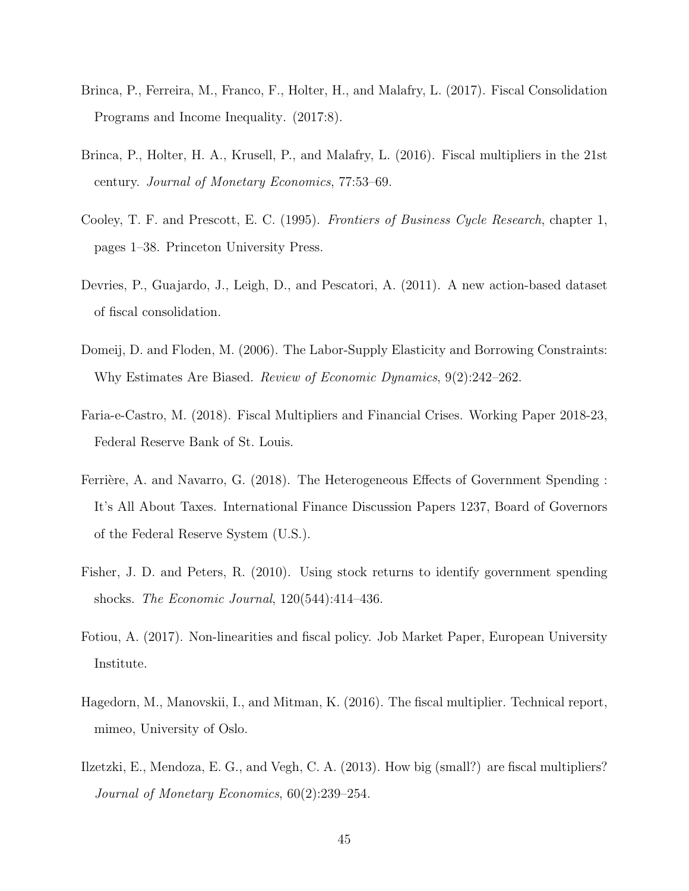Brinca, P., Ferreira, M., Franco, F., Holter, H., and Malafry, L. (2017). Fiscal Consolidation Programs and Income Inequality. (2017:8).

Brinca, P., Holter, H. A., Krusell, P., and Malafry, L. (2016). Fiscal multipliers in the 21st century. *Journal of Monetary Economics*, 77:53–69.

Cooley, T. F. and Prescott, E. C. (1995). *Frontiers of Business Cycle Research*, chapter 1, pages 1–38. Princeton University Press.

Devries, P., Guajardo, J., Leigh, D., and Pescatori, A. (2011). A new action-based dataset of fiscal consolidation.

Domeij, D. and Floden, M. (2006). The Labor-Supply Elasticity and Borrowing Constraints: Why Estimates Are Biased. *Review of Economic Dynamics*, 9(2):242–262.

Faria-e-Castro, M. (2018). Fiscal Multipliers and Financial Crises. Working Paper 2018-23, Federal Reserve Bank of St. Louis.

Ferrière, A. and Navarro, G. (2018). The Heterogeneous Effects of Government Spending : It's All About Taxes. International Finance Discussion Papers 1237, Board of Governors of the Federal Reserve System (U.S.).

Fisher, J. D. and Peters, R. (2010). Using stock returns to identify government spending shocks. *The Economic Journal*, 120(544):414–436.

Fotiou, A. (2017). Non-linearities and fiscal policy. Job Market Paper, European University Institute.

Hagedorn, M., Manovskii, I., and Mitman, K. (2016). The fiscal multiplier. Technical report, mimeo, University of Oslo.

Ilzetzki, E., Mendoza, E. G., and Vegh, C. A. (2013). How big (small?) are fiscal multipliers? *Journal of Monetary Economics*, 60(2):239–254.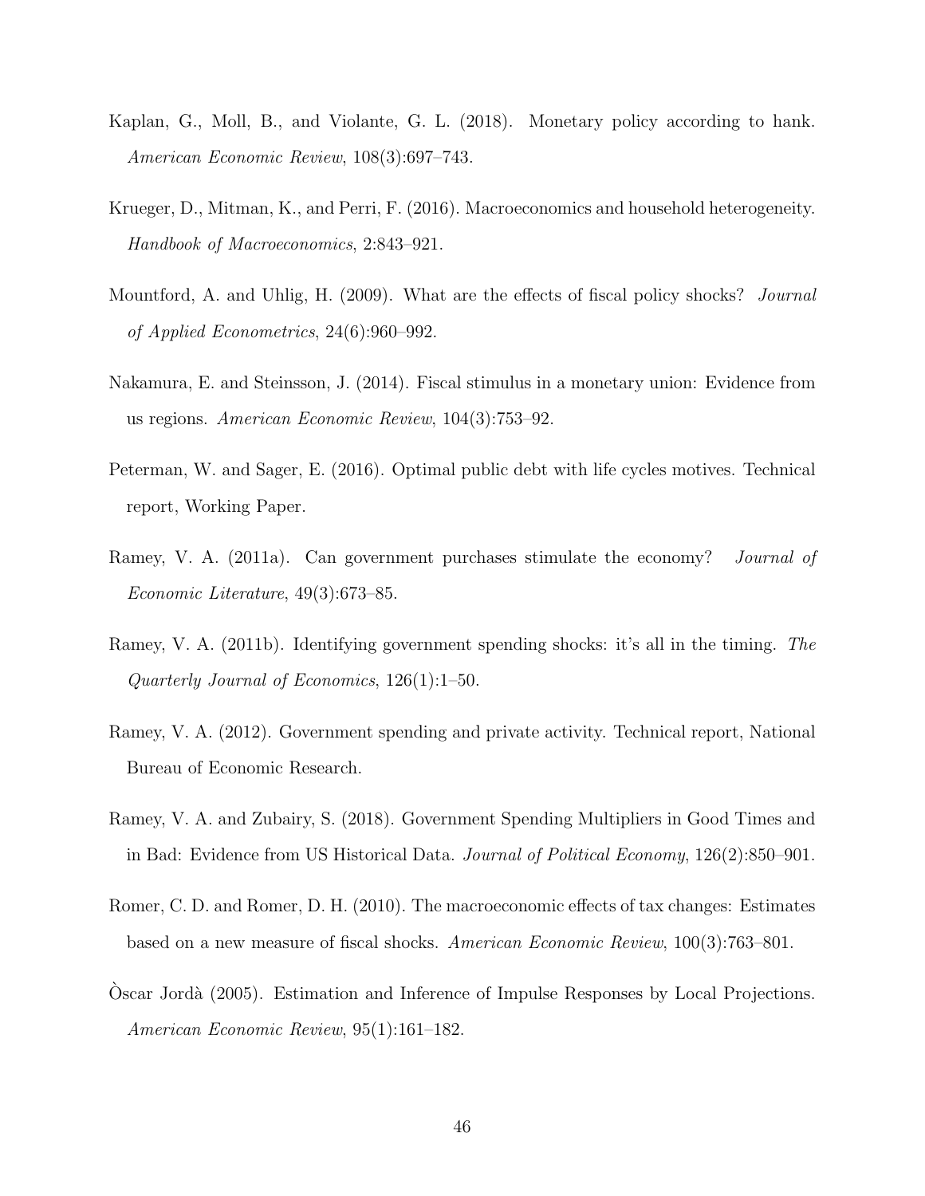Kaplan, G., Moll, B., and Violante, G. L. (2018). Monetary policy according to hank. *American Economic Review*, 108(3):697–743.

Krueger, D., Mitman, K., and Perri, F. (2016). Macroeconomics and household heterogeneity. *Handbook of Macroeconomics*, 2:843–921.

Mountford, A. and Uhlig, H. (2009). What are the effects of fiscal policy shocks? *Journal of Applied Econometrics*, 24(6):960–992.

Nakamura, E. and Steinsson, J. (2014). Fiscal stimulus in a monetary union: Evidence from us regions. *American Economic Review*, 104(3):753–92.

Peterman, W. and Sager, E. (2016). Optimal public debt with life cycles motives. Technical report, Working Paper.

Ramey, V. A. (2011a). Can government purchases stimulate the economy? *Journal of Economic Literature*, 49(3):673–85.

Ramey, V. A. (2011b). Identifying government spending shocks: it's all in the timing. *The Quarterly Journal of Economics*, 126(1):1–50.

Ramey, V. A. (2012). Government spending and private activity. Technical report, National Bureau of Economic Research.

Ramey, V. A. and Zubairy, S. (2018). Government Spending Multipliers in Good Times and in Bad: Evidence from US Historical Data. *Journal of Political Economy*, 126(2):850–901.

Romer, C. D. and Romer, D. H. (2010). The macroeconomic effects of tax changes: Estimates based on a new measure of fiscal shocks. *American Economic Review*, 100(3):763–801.

Òscar Jordà (2005). Estimation and Inference of Impulse Responses by Local Projections. *American Economic Review*, 95(1):161–182.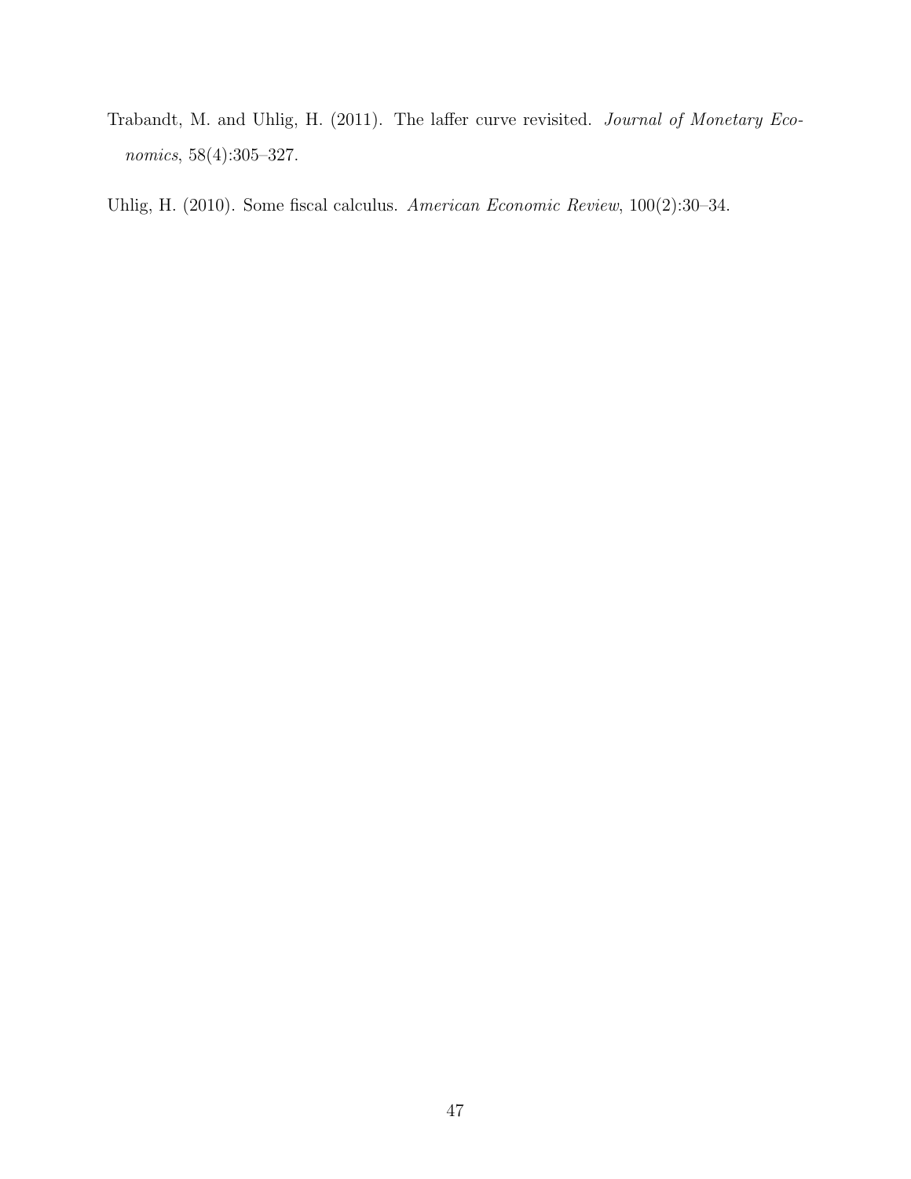Trabandt, M. and Uhlig, H. (2011). The laffer curve revisited. *Journal of Monetary Economics*, 58(4):305–327.

Uhlig, H. (2010). Some fiscal calculus. *American Economic Review*, 100(2):30–34.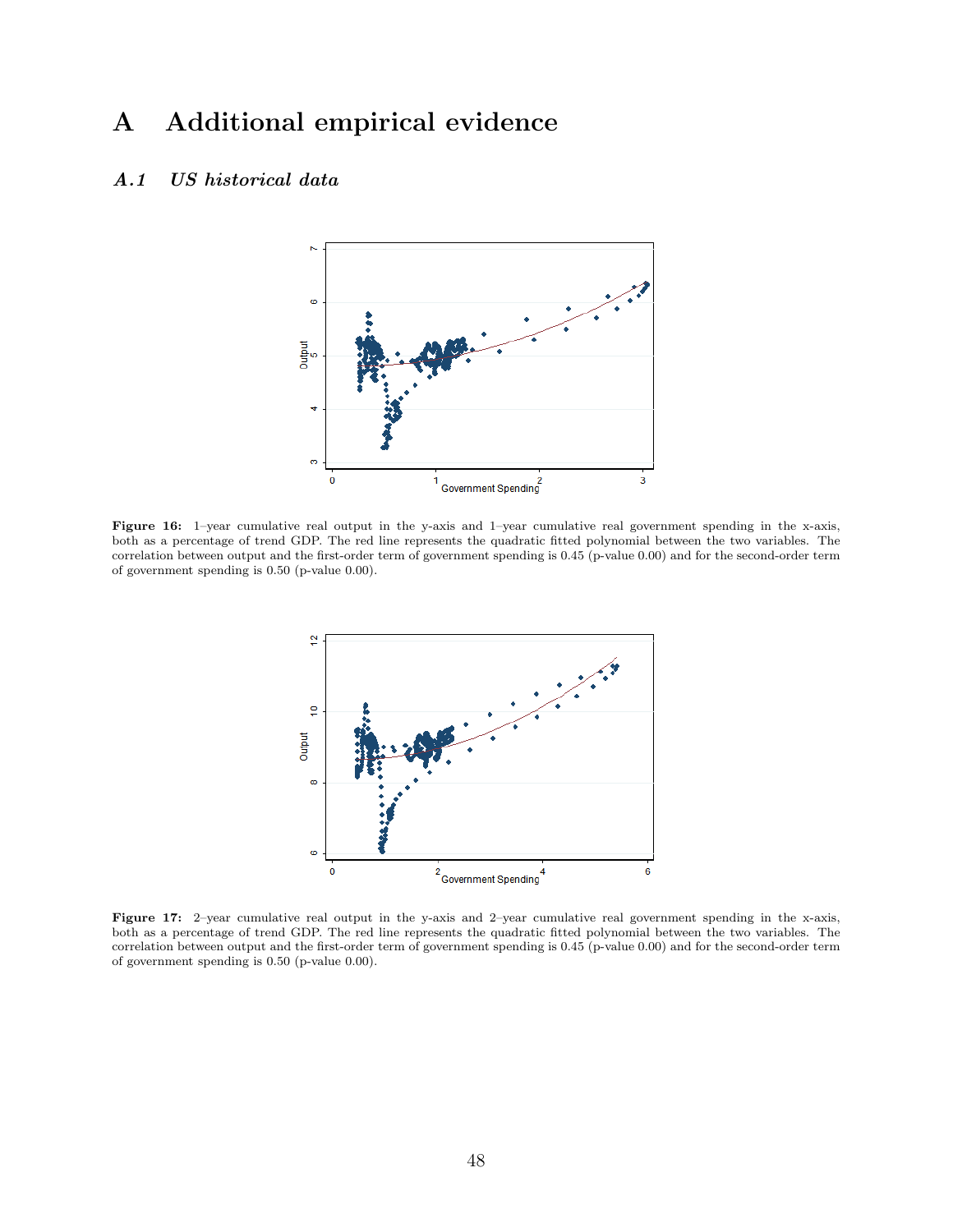# A Additional empirical evidence

## *A.1 US historical data*

**Figure 16:** 1–year cumulative real output in the y-axis and 1–year cumulative real government spending in the x-axis, both as a percentage of trend GDP. The red line represents the quadratic fitted polynomial between the two variables. The correlation between output and the first-order term of government spending is 0.45 (p-value 0.00) and for the second-order term of government spending is 0.50 (p-value 0.00).

**Figure 17:** 2–year cumulative real output in the y-axis and 2–year cumulative real government spending in the x-axis, both as a percentage of trend GDP. The red line represents the quadratic fitted polynomial between the two variables. The correlation between output and the first-order term of government spending is 0.45 (p-value 0.00) and for the second-order term of government spending is 0.50 (p-value 0.00).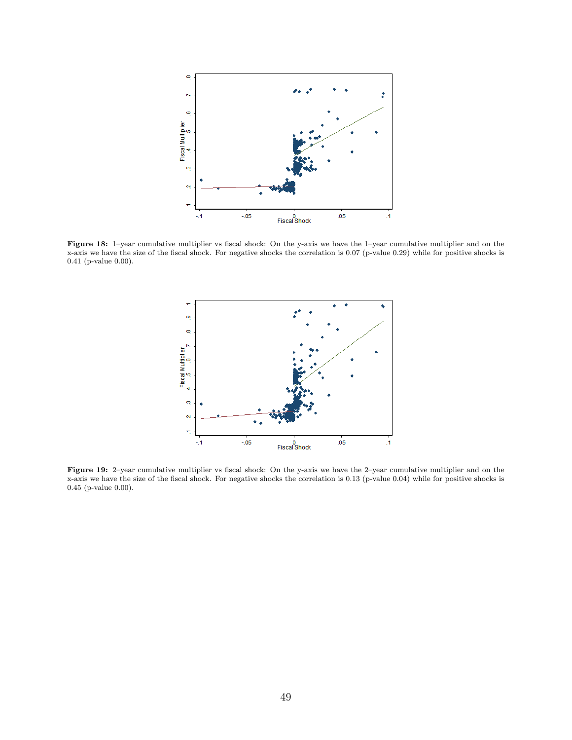**Figure 18:** 1–year cumulative multiplier vs fiscal shock: On the y-axis we have the 1–year cumulative multiplier and on the x-axis we have the size of the fiscal shock. For negative shocks the correlation is 0.07 (p-value 0.29) while for positive shocks is 0.41 (p-value 0.00).

**Figure 19:** 2–year cumulative multiplier vs fiscal shock: On the y-axis we have the 2–year cumulative multiplier and on the x-axis we have the size of the fiscal shock. For negative shocks the correlation is 0.13 (p-value 0.04) while for positive shocks is 0.45 (p-value 0.00).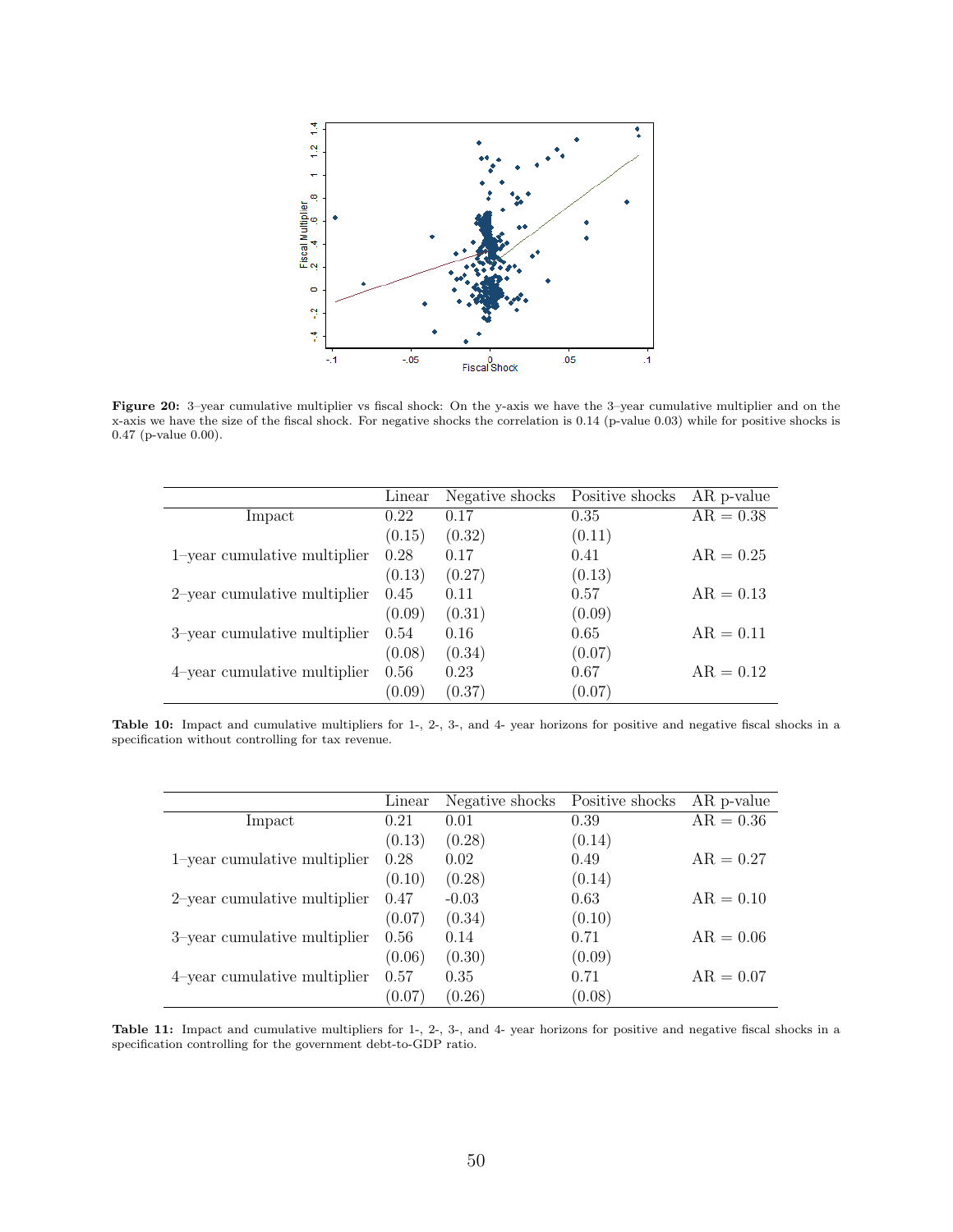**Figure 20:** 3–year cumulative multiplier vs fiscal shock: On the y-axis we have the 3–year cumulative multiplier and on the x-axis we have the size of the fiscal shock. For negative shocks the correlation is 0.14 (p-value 0.03) while for positive shocks is 0.47 (p-value 0.00).

| | Linear | Negative shocks | Positive shocks | AR p-value |
|---|---|---|---|---|
| Impact | 0.22 | 0.17 | 0.35 | AR = 0.38 |
| | (0.15) | (0.32) | (0.11) | |
| 1–year cumulative multiplier | 0.28 | 0.17 | 0.41 | AR = 0.25 |
| | (0.13) | (0.27) | (0.13) | |
| 2–year cumulative multiplier | 0.45 | 0.11 | 0.57 | AR = 0.13 |
| | (0.09) | (0.31) | (0.09) | |
| 3–year cumulative multiplier | 0.54 | 0.16 | 0.65 | AR = 0.11 |
| | (0.08) | (0.34) | (0.07) | |
| 4–year cumulative multiplier | 0.56 | 0.23 | 0.67 | AR = 0.12 |
| | (0.09) | (0.37) | (0.07) | |

**Table 10:** Impact and cumulative multipliers for 1-, 2-, 3-, and 4- year horizons for positive and negative fiscal shocks in a specification without controlling for tax revenue.

| | Linear | Negative shocks | Positive shocks | AR p-value |
|---|---|---|---|---|
| Impact | 0.21 | 0.01 | 0.39 | AR = 0.36 |
| | (0.13) | (0.28) | (0.14) | |
| 1–year cumulative multiplier | 0.28 | 0.02 | 0.49 | AR = 0.27 |
| | (0.10) | (0.28) | (0.14) | |
| 2–year cumulative multiplier | 0.47 | -0.03 | 0.63 | AR = 0.10 |
| | (0.07) | (0.34) | (0.10) | |
| 3–year cumulative multiplier | 0.56 | 0.14 | 0.71 | AR = 0.06 |
| | (0.06) | (0.30) | (0.09) | |
| 4–year cumulative multiplier | 0.57 | 0.35 | 0.71 | AR = 0.07 |
| | (0.07) | (0.26) | (0.08) | |

**Table 11:** Impact and cumulative multipliers for 1-, 2-, 3-, and 4- year horizons for positive and negative fiscal shocks in a specification controlling for the government debt-to-GDP ratio.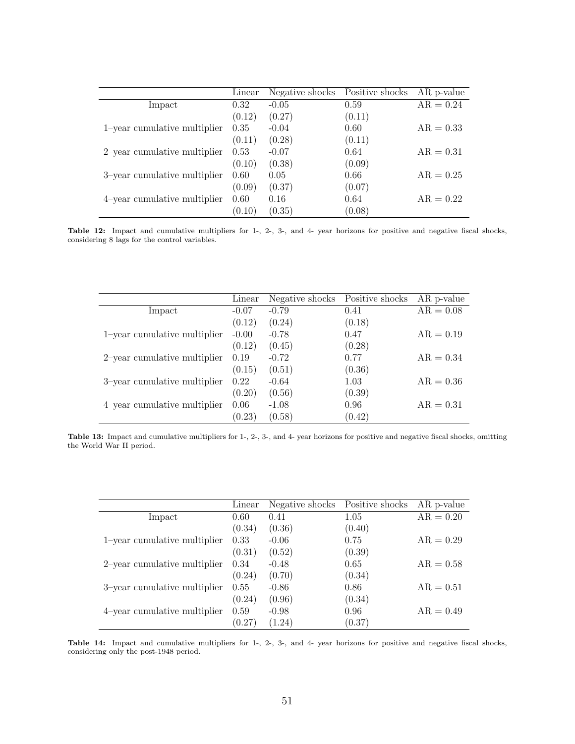| | Linear | Negative shocks | Positive shocks | AR p-value |
|---|---|---|---|---|
| Impact | 0.32 | -0.05 | 0.59 | AR = 0.24 |
| | (0.12) | (0.27) | (0.11) | |
| 1–year cumulative multiplier | 0.35 | -0.04 | 0.60 | AR = 0.33 |
| | (0.11) | (0.28) | (0.11) | |
| 2–year cumulative multiplier | 0.53 | -0.07 | 0.64 | AR = 0.31 |
| | (0.10) | (0.38) | (0.09) | |
| 3–year cumulative multiplier | 0.60 | 0.05 | 0.66 | AR = 0.25 |
| | (0.09) | (0.37) | (0.07) | |
| 4–year cumulative multiplier | 0.60 | 0.16 | 0.64 | AR = 0.22 |
| | (0.10) | (0.35) | (0.08) | |

**Table 12:** Impact and cumulative multipliers for 1-, 2-, 3-, and 4- year horizons for positive and negative fiscal shocks, considering 8 lags for the control variables.

| | Linear | Negative shocks | Positive shocks | AR p-value |
|---|---|---|---|---|
| Impact | -0.07 | -0.79 | 0.41 | AR = 0.08 |
| | (0.12) | (0.24) | (0.18) | |
| 1–year cumulative multiplier | -0.00 | -0.78 | 0.47 | AR = 0.19 |
| | (0.12) | (0.45) | (0.28) | |
| 2–year cumulative multiplier | 0.19 | -0.72 | 0.77 | AR = 0.34 |
| | (0.15) | (0.51) | (0.36) | |
| 3–year cumulative multiplier | 0.22 | -0.64 | 1.03 | AR = 0.36 |
| | (0.20) | (0.56) | (0.39) | |
| 4–year cumulative multiplier | 0.06 | -1.08 | 0.96 | AR = 0.31 |
| | (0.23) | (0.58) | (0.42) | |

**Table 13:** Impact and cumulative multipliers for 1-, 2-, 3-, and 4- year horizons for positive and negative fiscal shocks, omitting the World War II period.

| | Linear | Negative shocks | Positive shocks | AR p-value |
|---|---|---|---|---|
| Impact | 0.60 | 0.41 | 1.05 | AR = 0.20 |
| | (0.34) | (0.36) | (0.40) | |
| 1–year cumulative multiplier | 0.33 | -0.06 | 0.75 | AR = 0.29 |
| | (0.31) | (0.52) | (0.39) | |
| 2–year cumulative multiplier | 0.34 | -0.48 | 0.65 | AR = 0.58 |
| | (0.24) | (0.70) | (0.34) | |
| 3–year cumulative multiplier | 0.55 | -0.86 | 0.86 | AR = 0.51 |
| | (0.24) | (0.96) | (0.34) | |
| 4–year cumulative multiplier | 0.59 | -0.98 | 0.96 | AR = 0.49 |
| | (0.27) | (1.24) | (0.37) | |

**Table 14:** Impact and cumulative multipliers for 1-, 2-, 3-, and 4- year horizons for positive and negative fiscal shocks, considering only the post-1948 period.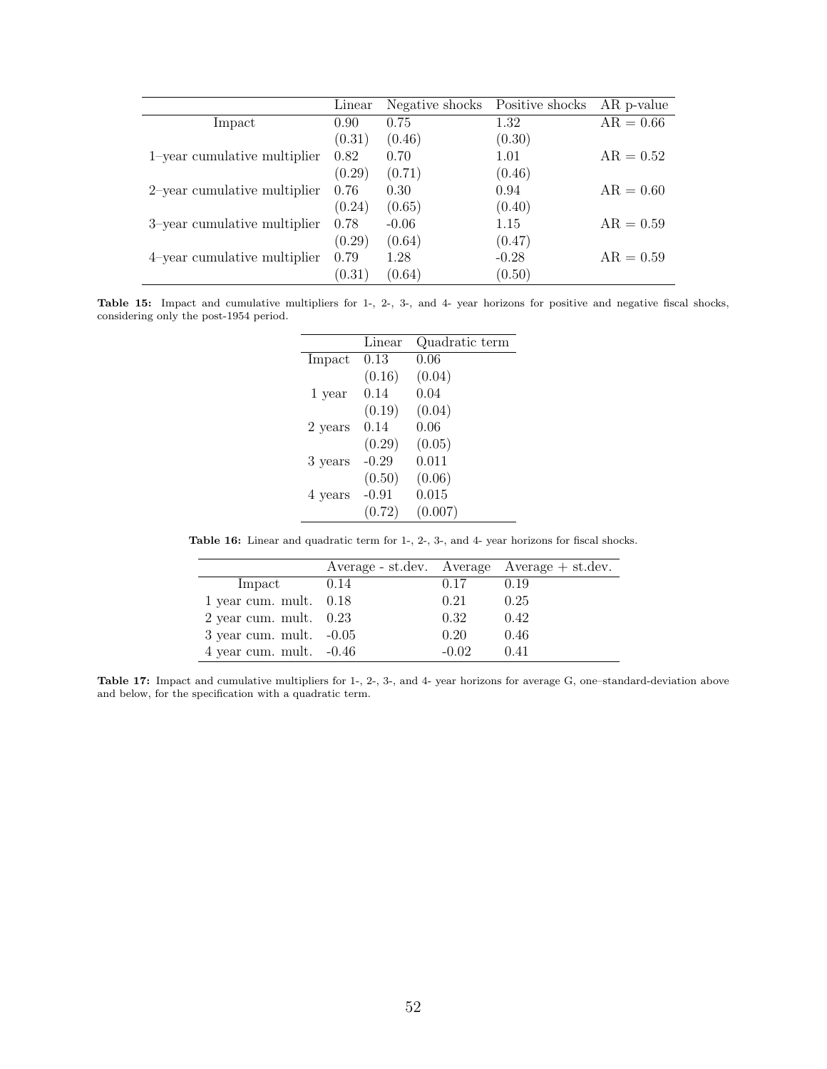| | Linear | Negative shocks | Positive shocks | AR p-value |
|---|---|---|---|---|
| Impact | 0.90 | 0.75 | 1.32 | AR = 0.66 |
| | (0.31) | (0.46) | (0.30) | |
| 1–year cumulative multiplier | 0.82 | 0.70 | 1.01 | AR = 0.52 |
| | (0.29) | (0.71) | (0.46) | |
| 2–year cumulative multiplier | 0.76 | 0.30 | 0.94 | AR = 0.60 |
| | (0.24) | (0.65) | (0.40) | |
| 3–year cumulative multiplier | 0.78 | -0.06 | 1.15 | AR = 0.59 |
| | (0.29) | (0.64) | (0.47) | |
| 4–year cumulative multiplier | 0.79 | 1.28 | -0.28 | AR = 0.59 |
| | (0.31) | (0.64) | (0.50) | |

**Table 15:** Impact and cumulative multipliers for 1-, 2-, 3-, and 4- year horizons for positive and negative fiscal shocks, considering only the post-1954 period.

| | Linear | Quadratic term |
|---|---|---|
| Impact | 0.13 | 0.06 |
| | (0.16) | (0.04) |
| 1 year | 0.14 | 0.04 |
| | (0.19) | (0.04) |
| 2 years | 0.14 | 0.06 |
| | (0.29) | (0.05) |
| 3 years | -0.29 | 0.011 |
| | (0.50) | (0.06) |
| 4 years | -0.91 | 0.015 |
| | (0.72) | (0.007) |

**Table 16:** Linear and quadratic term for 1-, 2-, 3-, and 4- year horizons for fiscal shocks.

| | Average - st.dev. | Average | Average + st.dev. |
|---|---|---|---|
| Impact | 0.14 | 0.17 | 0.19 |
| 1 year cum. mult. | 0.18 | 0.21 | 0.25 |
| 2 year cum. mult. | 0.23 | 0.32 | 0.42 |
| 3 year cum. mult. | -0.05 | 0.20 | 0.46 |
| 4 year cum. mult. | -0.46 | -0.02 | 0.41 |

**Table 17:** Impact and cumulative multipliers for 1-, 2-, 3-, and 4- year horizons for average G, one–standard-deviation above and below, for the specification with a quadratic term.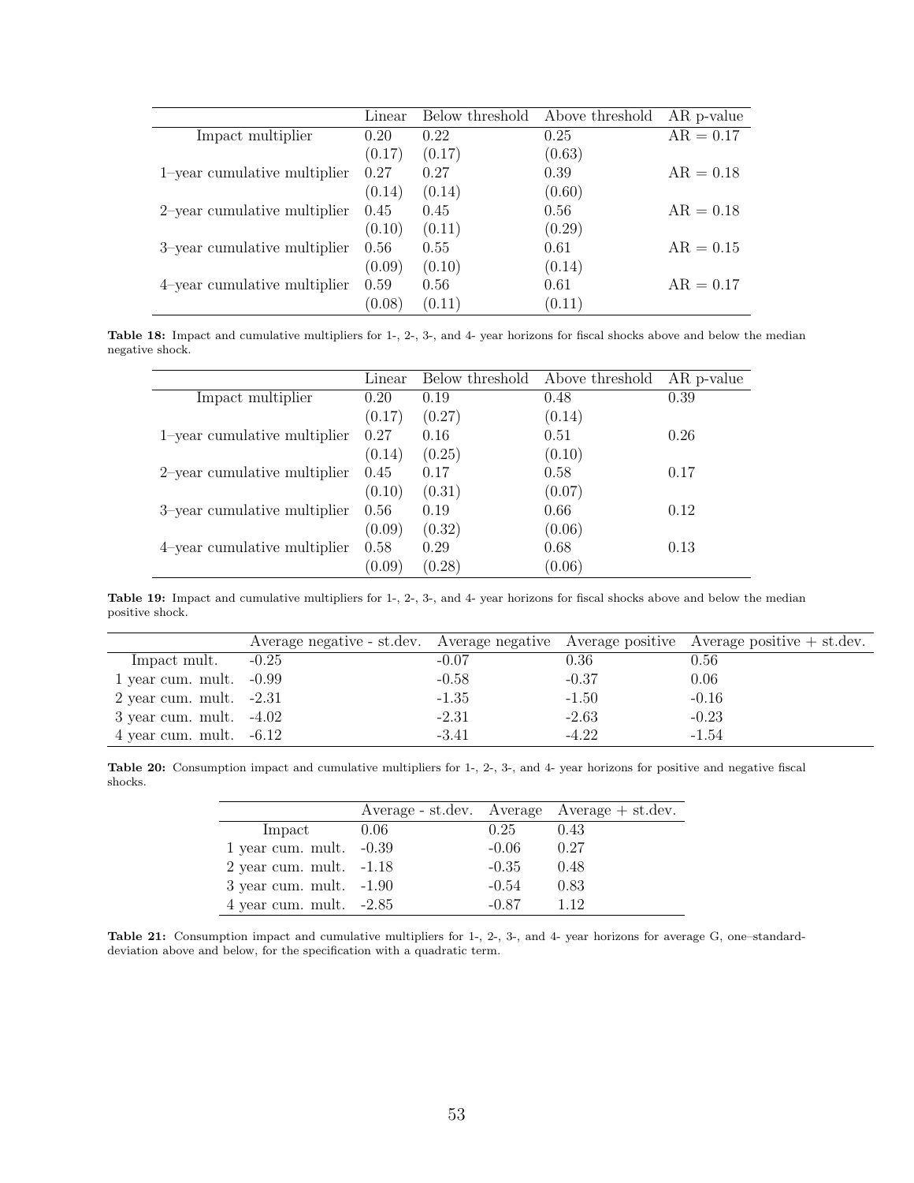| | Linear | Below threshold | Above threshold | AR p-value |
|---|---|---|---|---|
| Impact multiplier | 0.20 | 0.22 | 0.25 | AR = 0.17 |
| | (0.17) | (0.17) | (0.63) | |
| 1–year cumulative multiplier | 0.27 | 0.27 | 0.39 | AR = 0.18 |
| | (0.14) | (0.14) | (0.60) | |
| 2–year cumulative multiplier | 0.45 | 0.45 | 0.56 | AR = 0.18 |
| | (0.10) | (0.11) | (0.29) | |
| 3–year cumulative multiplier | 0.56 | 0.55 | 0.61 | AR = 0.15 |
| | (0.09) | (0.10) | (0.14) | |
| 4–year cumulative multiplier | 0.59 | 0.56 | 0.61 | AR = 0.17 |
| | (0.08) | (0.11) | (0.11) | |

**Table 18:** Impact and cumulative multipliers for 1-, 2-, 3-, and 4- year horizons for fiscal shocks above and below the median negative shock.

| | Linear | Below threshold | Above threshold | AR p-value |
|---|---|---|---|---|
| Impact multiplier | 0.20 | 0.19 | 0.48 | 0.39 |
| | (0.17) | (0.27) | (0.14) | |
| 1–year cumulative multiplier | 0.27 | 0.16 | 0.51 | 0.26 |
| | (0.14) | (0.25) | (0.10) | |
| 2–year cumulative multiplier | 0.45 | 0.17 | 0.58 | 0.17 |
| | (0.10) | (0.31) | (0.07) | |
| 3–year cumulative multiplier | 0.56 | 0.19 | 0.66 | 0.12 |
| | (0.09) | (0.32) | (0.06) | |
| 4–year cumulative multiplier | 0.58 | 0.29 | 0.68 | 0.13 |
| | (0.09) | (0.28) | (0.06) | |

**Table 19:** Impact and cumulative multipliers for 1-, 2-, 3-, and 4- year horizons for fiscal shocks above and below the median positive shock.

| | Average negative - st.dev. | Average negative | Average positive | Average positive + st.dev. |
|---|---|---|---|---|
| Impact mult. | -0.25 | -0.07 | 0.36 | 0.56 |
| 1 year cum. mult. | -0.99 | -0.58 | -0.37 | 0.06 |
| 2 year cum. mult. | -2.31 | -1.35 | -1.50 | -0.16 |
| 3 year cum. mult. | -4.02 | -2.31 | -2.63 | -0.23 |
| 4 year cum. mult. | -6.12 | -3.41 | -4.22 | -1.54 |

**Table 20:** Consumption impact and cumulative multipliers for 1-, 2-, 3-, and 4- year horizons for positive and negative fiscal shocks.

| | Average - st.dev. | Average | Average + st.dev. |
|---|---|---|---|
| Impact | 0.06 | 0.25 | 0.43 |
| 1 year cum. mult. | -0.39 | -0.06 | 0.27 |
| 2 year cum. mult. | -1.18 | -0.35 | 0.48 |
| 3 year cum. mult. | -1.90 | -0.54 | 0.83 |
| 4 year cum. mult. | -2.85 | -0.87 | 1.12 |

**Table 21:** Consumption impact and cumulative multipliers for 1-, 2-, 3-, and 4- year horizons for average G, one–standard-deviation above and below, for the specification with a quadratic term.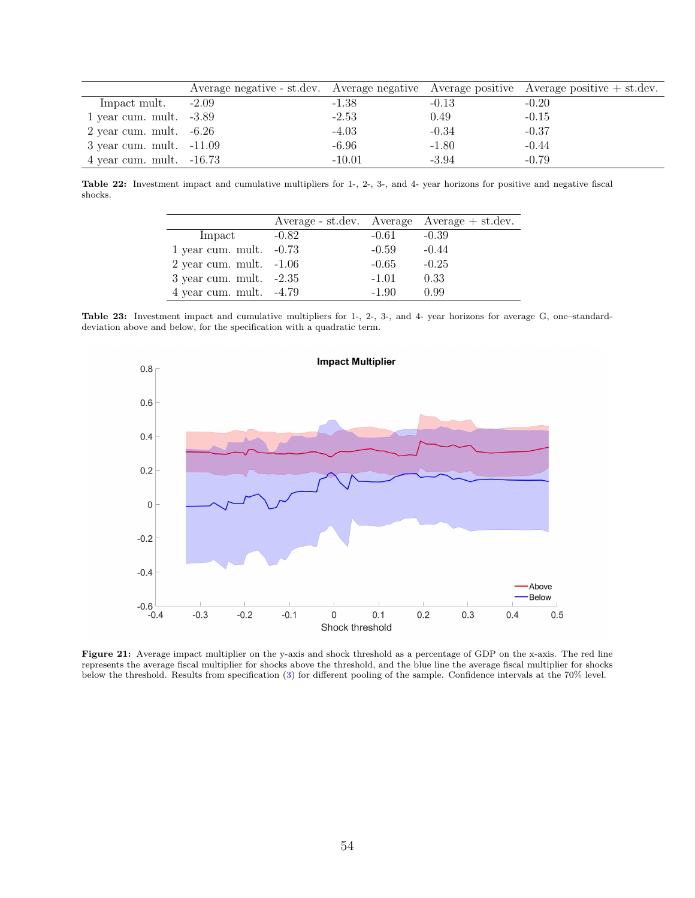| | Average negative - st.dev. | Average negative | Average positive | Average positive + st.dev. |
|---|---|---|---|---|
| Impact mult. | -2.09 | -1.38 | -0.13 | -0.20 |
| 1 year cum. mult. | -3.89 | -2.53 | 0.49 | -0.15 |
| 2 year cum. mult. | -6.26 | -4.03 | -0.34 | -0.37 |
| 3 year cum. mult. | -11.09 | -6.96 | -1.80 | -0.44 |
| 4 year cum. mult. | -16.73 | -10.01 | -3.94 | -0.79 |

**Table 22:** Investment impact and cumulative multipliers for 1-, 2-, 3-, and 4- year horizons for positive and negative fiscal shocks.

| | Average - st.dev. | Average | Average + st.dev. |
|---|---|---|---|
| Impact | -0.82 | -0.61 | -0.39 |
| 1 year cum. mult. | -0.73 | -0.59 | -0.44 |
| 2 year cum. mult. | -1.06 | -0.65 | -0.25 |
| 3 year cum. mult. | -2.35 | -1.01 | 0.33 |
| 4 year cum. mult. | -4.79 | -1.90 | 0.99 |

**Table 23:** Investment impact and cumulative multipliers for 1-, 2-, 3-, and 4- year horizons for average G, one–standard-deviation above and below, for the specification with a quadratic term.

**Figure 21:** Average impact multiplier on the y-axis and shock threshold as a percentage of GDP on the x-axis. The red line represents the average fiscal multiplier for shocks above the threshold, and the blue line the average fiscal multiplier for shocks below the threshold. Results from specification (3) for different pooling of the sample. Confidence intervals at the 70% level.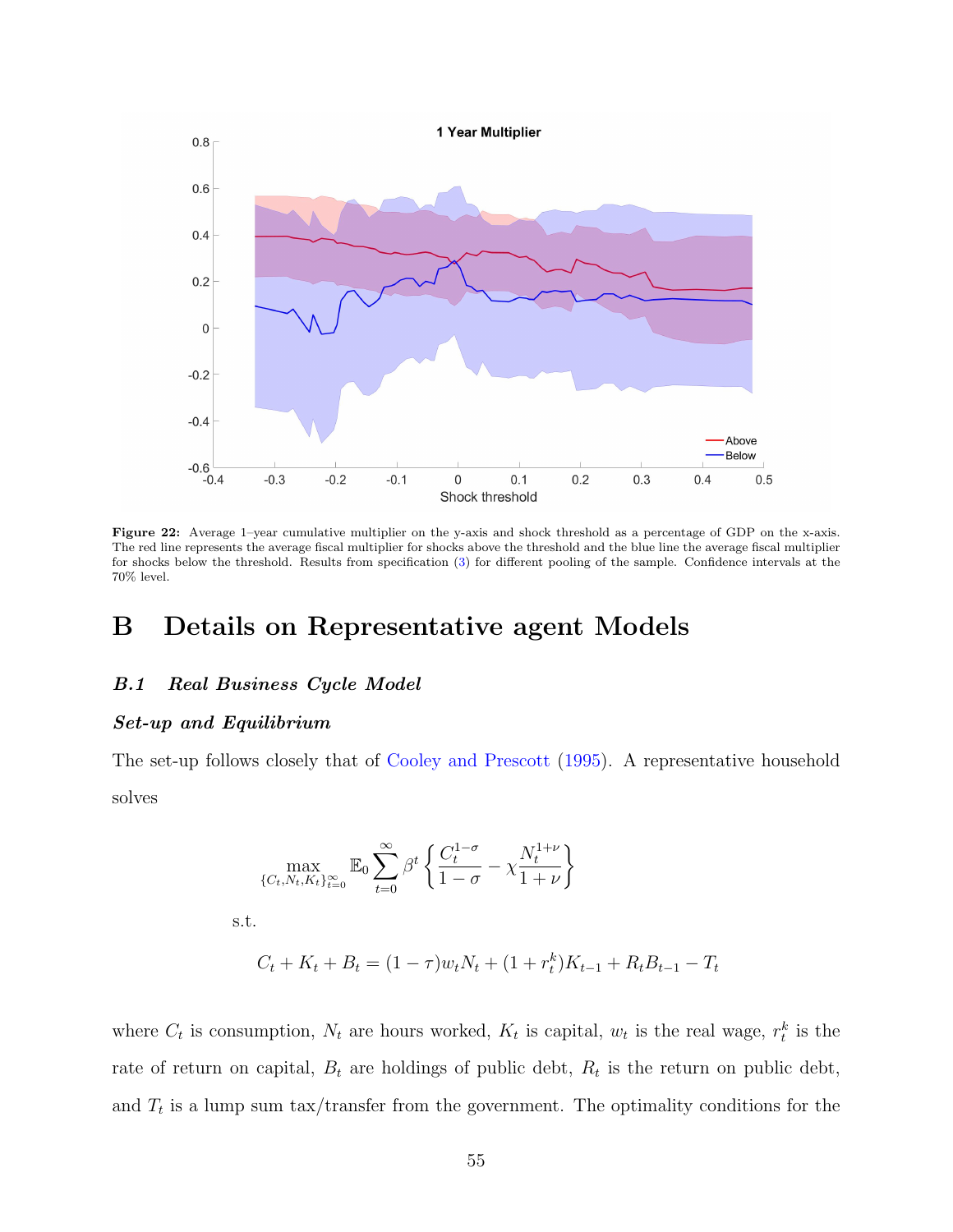**Figure 22:** Average 1–year cumulative multiplier on the y-axis and shock threshold as a percentage of GDP on the x-axis. The red line represents the average fiscal multiplier for shocks above the threshold and the blue line the average fiscal multiplier for shocks below the threshold. Results from specification (3) for different pooling of the sample. Confidence intervals at the 70% level.

# B Details on Representative agent Models

## B.1 Real Business Cycle Model

### Set-up and Equilibrium

The set-up follows closely that of Cooley and Prescott (1995). A representative household solves

$$\max_{\{C_t, N_t, K_t\}_{t=0}^{\infty}} \mathbb{E}_0 \sum_{t=0}^{\infty} \beta^t \left\{ \frac{C_t^{1-\sigma}}{1-\sigma} - \chi \frac{N_t^{1+\nu}}{1+\nu} \right\}$$

s.t.

$$C_t + K_t + B_t = (1-\tau) w_t N_t + (1 + r_t^k) K_{t-1} + R_t B_{t-1} - T_t$$

where $C_t$ is consumption, $N_t$ are hours worked, $K_t$ is capital, $w_t$ is the real wage, $r_t^k$ is the rate of return on capital, $B_t$ are holdings of public debt, $R_t$ is the return on public debt, and $T_t$ is a lump sum tax/transfer from the government. The optimality conditions for the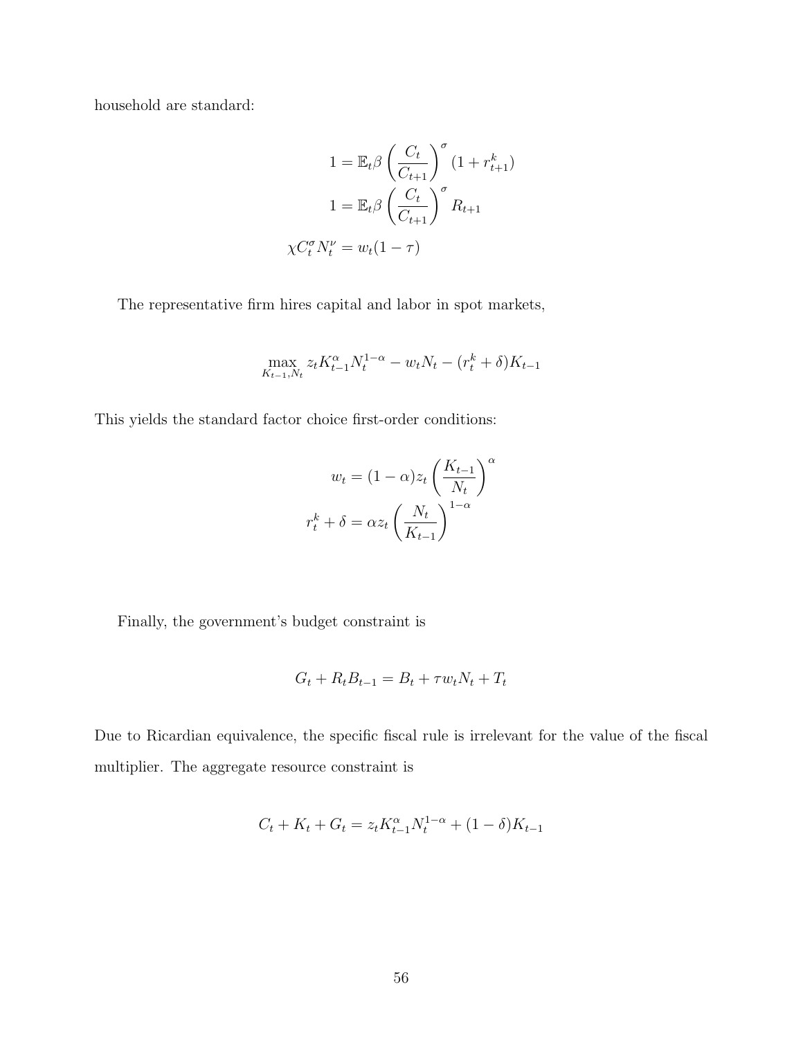household are standard:

$$
\begin{aligned}
1 &= \mathbb{E}_t \beta \left( \frac{C_t}{C_{t+1}} \right)^{\sigma} (1 + r_{t+1}^k) \\
1 &= \mathbb{E}_t \beta \left( \frac{C_t}{C_{t+1}} \right)^{\sigma} R_{t+1} \\
\chi C_t^{\sigma} N_t^{\nu} &= w_t (1 - \tau)
\end{aligned}
$$

The representative firm hires capital and labor in spot markets,

$$
\max_{K_{t-1}, N_t} z_t K_{t-1}^{\alpha} N_t^{1-\alpha} - w_t N_t - (r_t^k + \delta) K_{t-1}
$$

This yields the standard factor choice first-order conditions:

$$
\begin{aligned}
w_t &= (1 - \alpha) z_t \left( \frac{K_{t-1}}{N_t} \right)^{\alpha} \\
r_t^k + \delta &= \alpha z_t \left( \frac{N_t}{K_{t-1}} \right)^{1-\alpha}
\end{aligned}
$$

Finally, the government's budget constraint is

$$
G_t + R_t B_{t-1} = B_t + \tau w_t N_t + T_t
$$

Due to Ricardian equivalence, the specific fiscal rule is irrelevant for the value of the fiscal multiplier. The aggregate resource constraint is

$$
C_t + K_t + G_t = z_t K_{t-1}^{\alpha} N_t^{1-\alpha} + (1 - \delta) K_{t-1}
$$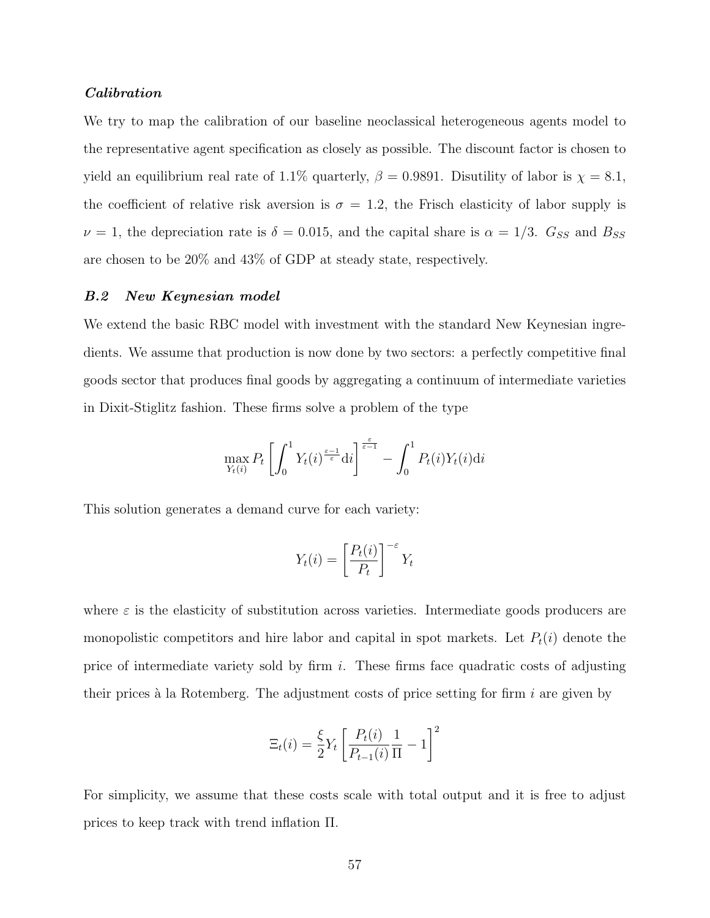***Calibration***

We try to map the calibration of our baseline neoclassical heterogeneous agents model to the representative agent specification as closely as possible. The discount factor is chosen to yield an equilibrium real rate of 1.1% quarterly, $\beta = 0.9891$. Disutility of labor is $\chi = 8.1$, the coefficient of relative risk aversion is $\sigma = 1.2$, the Frisch elasticity of labor supply is $\nu = 1$, the depreciation rate is $\delta = 0.015$, and the capital share is $\alpha = 1/3$. $G_{SS}$ and $B_{SS}$ are chosen to be 20% and 43% of GDP at steady state, respectively.

### *B.2 New Keynesian model*

We extend the basic RBC model with investment with the standard New Keynesian ingredients. We assume that production is now done by two sectors: a perfectly competitive final goods sector that produces final goods by aggregating a continuum of intermediate varieties in Dixit-Stiglitz fashion. These firms solve a problem of the type

$$\max_{Y_t(i)} P_t \left[ \int_0^1 Y_t(i)^{\frac{\varepsilon-1}{\varepsilon}} \mathrm{d}i \right]^{\frac{\varepsilon}{\varepsilon-1}} - \int_0^1 P_t(i) Y_t(i) \mathrm{d}i$$

This solution generates a demand curve for each variety:

$$Y_t(i) = \left[ \frac{P_t(i)}{P_t} \right]^{-\varepsilon} Y_t$$

where $\varepsilon$ is the elasticity of substitution across varieties. Intermediate goods producers are monopolistic competitors and hire labor and capital in spot markets. Let $P_t(i)$ denote the price of intermediate variety sold by firm $i$. These firms face quadratic costs of adjusting their prices à la Rotemberg. The adjustment costs of price setting for firm $i$ are given by

$$\Xi_t(i) = \frac{\xi}{2} Y_t \left[ \frac{P_t(i)}{P_{t-1}(i)} \frac{1}{\Pi} - 1 \right]^2$$

For simplicity, we assume that these costs scale with total output and it is free to adjust prices to keep track with trend inflation $\Pi$.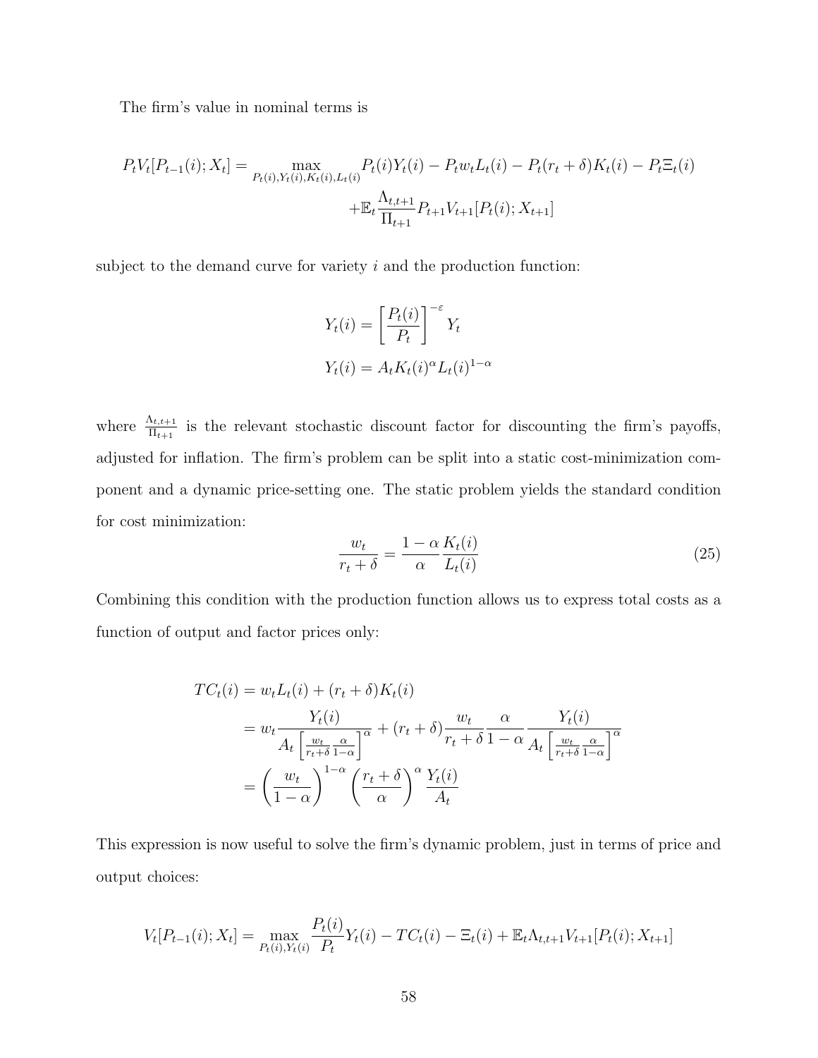The firm's value in nominal terms is

$$
\begin{aligned}
P_t V_t[P_{t-1}(i); X_t] = \max_{P_t(i), Y_t(i), K_t(i), L_t(i)} & P_t(i) Y_t(i) - P_t w_t L_t(i) - P_t (r_t + \delta) K_t(i) - P_t \Xi_t(i) \\
& + \mathbb{E}_t \frac{\Lambda_{t,t+1}}{\Pi_{t+1}} P_{t+1} V_{t+1}[P_t(i); X_{t+1}]
\end{aligned}
$$

subject to the demand curve for variety $i$ and the production function:

$$
Y_t(i) = \left[\frac{P_t(i)}{P_t}\right]^{-\varepsilon} Y_t
$$

$$
Y_t(i) = A_t K_t(i)^{\alpha} L_t(i)^{1-\alpha}
$$

where $\frac{\Lambda_{t,t+1}}{\Pi_{t+1}}$ is the relevant stochastic discount factor for discounting the firm's payoffs, adjusted for inflation. The firm's problem can be split into a static cost-minimization component and a dynamic price-setting one. The static problem yields the standard condition for cost minimization:

$$
\frac{w_t}{r_t + \delta} = \frac{1 - \alpha}{\alpha} \frac{K_t(i)}{L_t(i)} \tag{25}
$$

Combining this condition with the production function allows us to express total costs as a function of output and factor prices only:

$$
\begin{aligned}
TC_t(i) &= w_t L_t(i) + (r_t + \delta) K_t(i) \\
&= w_t \frac{Y_t(i)}{A_t \left[\frac{w_t}{r_t+\delta} \frac{\alpha}{1-\alpha}\right]^{\alpha}} + (r_t + \delta) \frac{w_t}{r_t + \delta} \frac{\alpha}{1 - \alpha} \frac{Y_t(i)}{A_t \left[\frac{w_t}{r_t+\delta} \frac{\alpha}{1-\alpha}\right]^{\alpha}} \\
&= \left(\frac{w_t}{1 - \alpha}\right)^{1-\alpha} \left(\frac{r_t + \delta}{\alpha}\right)^{\alpha} \frac{Y_t(i)}{A_t}
\end{aligned}
$$

This expression is now useful to solve the firm's dynamic problem, just in terms of price and output choices:

$$
V_t[P_{t-1}(i); X_t] = \max_{P_t(i), Y_t(i)} \frac{P_t(i)}{P_t} Y_t(i) - TC_t(i) - \Xi_t(i) + \mathbb{E}_t \Lambda_{t,t+1} V_{t+1}[P_t(i); X_{t+1}]
$$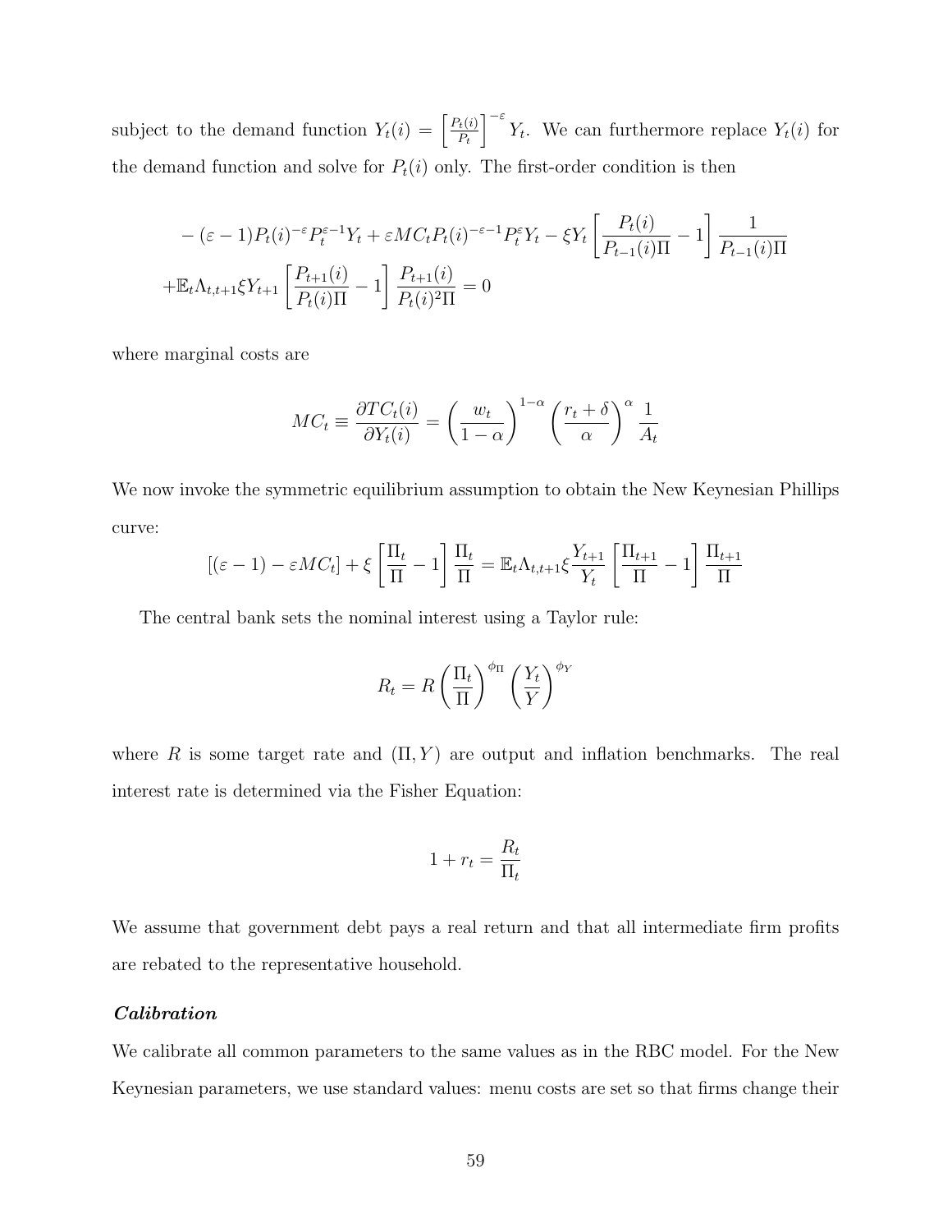subject to the demand function $Y_t(i) = \left[\frac{P_t(i)}{P_t}\right]^{-\varepsilon} Y_t$. We can furthermore replace $Y_t(i)$ for the demand function and solve for $P_t(i)$ only. The first-order condition is then

$$
\begin{aligned}
&-(\varepsilon-1)P_t(i)^{-\varepsilon}P_t^{\varepsilon-1}Y_t + \varepsilon MC_t P_t(i)^{-\varepsilon-1}P_t^{\varepsilon}Y_t - \xi Y_t\left[\frac{P_t(i)}{P_{t-1}(i)\Pi} - 1\right]\frac{1}{P_{t-1}(i)\Pi} \\
&+\mathbb{E}_t\Lambda_{t,t+1}\xi Y_{t+1}\left[\frac{P_{t+1}(i)}{P_t(i)\Pi} - 1\right]\frac{P_{t+1}(i)}{P_t(i)^2\Pi} = 0
\end{aligned}
$$

where marginal costs are

$$
MC_t \equiv \frac{\partial TC_t(i)}{\partial Y_t(i)} = \left(\frac{w_t}{1-\alpha}\right)^{1-\alpha}\left(\frac{r_t+\delta}{\alpha}\right)^{\alpha}\frac{1}{A_t}
$$

We now invoke the symmetric equilibrium assumption to obtain the New Keynesian Phillips curve:

$$
[(\varepsilon-1) - \varepsilon MC_t] + \xi\left[\frac{\Pi_t}{\Pi} - 1\right]\frac{\Pi_t}{\Pi} = \mathbb{E}_t\Lambda_{t,t+1}\xi\frac{Y_{t+1}}{Y_t}\left[\frac{\Pi_{t+1}}{\Pi} - 1\right]\frac{\Pi_{t+1}}{\Pi}
$$

The central bank sets the nominal interest using a Taylor rule:

$$
R_t = R\left(\frac{\Pi_t}{\Pi}\right)^{\phi_\Pi}\left(\frac{Y_t}{Y}\right)^{\phi_Y}
$$

where $R$ is some target rate and $(\Pi, Y)$ are output and inflation benchmarks. The real interest rate is determined via the Fisher Equation:

$$
1 + r_t = \frac{R_t}{\Pi_t}
$$

We assume that government debt pays a real return and that all intermediate firm profits are rebated to the representative household.

***Calibration***

We calibrate all common parameters to the same values as in the RBC model. For the New Keynesian parameters, we use standard values: menu costs are set so that firms change their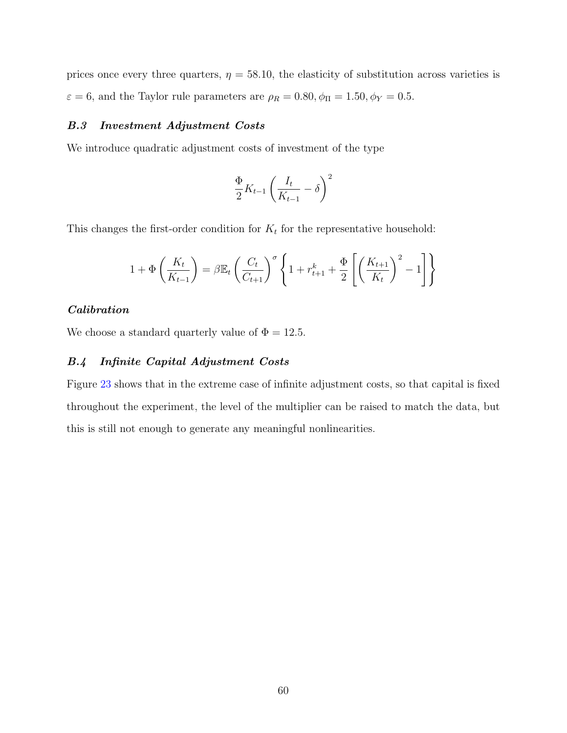prices once every three quarters, $\eta = 58.10$, the elasticity of substitution across varieties is $\varepsilon = 6$, and the Taylor rule parameters are $\rho_R = 0.80, \phi_\Pi = 1.50, \phi_Y = 0.5$.

### *B.3 Investment Adjustment Costs*

We introduce quadratic adjustment costs of investment of the type

$$\frac{\Phi}{2} K_{t-1} \left( \frac{I_t}{K_{t-1}} - \delta \right)^2$$

This changes the first-order condition for $K_t$ for the representative household:

$$1 + \Phi \left( \frac{K_t}{K_{t-1}} \right) = \beta \mathbb{E}_t \left( \frac{C_t}{C_{t+1}} \right)^\sigma \left\{ 1 + r_{t+1}^k + \frac{\Phi}{2} \left[ \left( \frac{K_{t+1}}{K_t} \right)^2 - 1 \right] \right\}$$

#### *Calibration*

We choose a standard quarterly value of $\Phi = 12.5$.

### *B.4 Infinite Capital Adjustment Costs*

Figure 23 shows that in the extreme case of infinite adjustment costs, so that capital is fixed throughout the experiment, the level of the multiplier can be raised to match the data, but this is still not enough to generate any meaningful nonlinearities.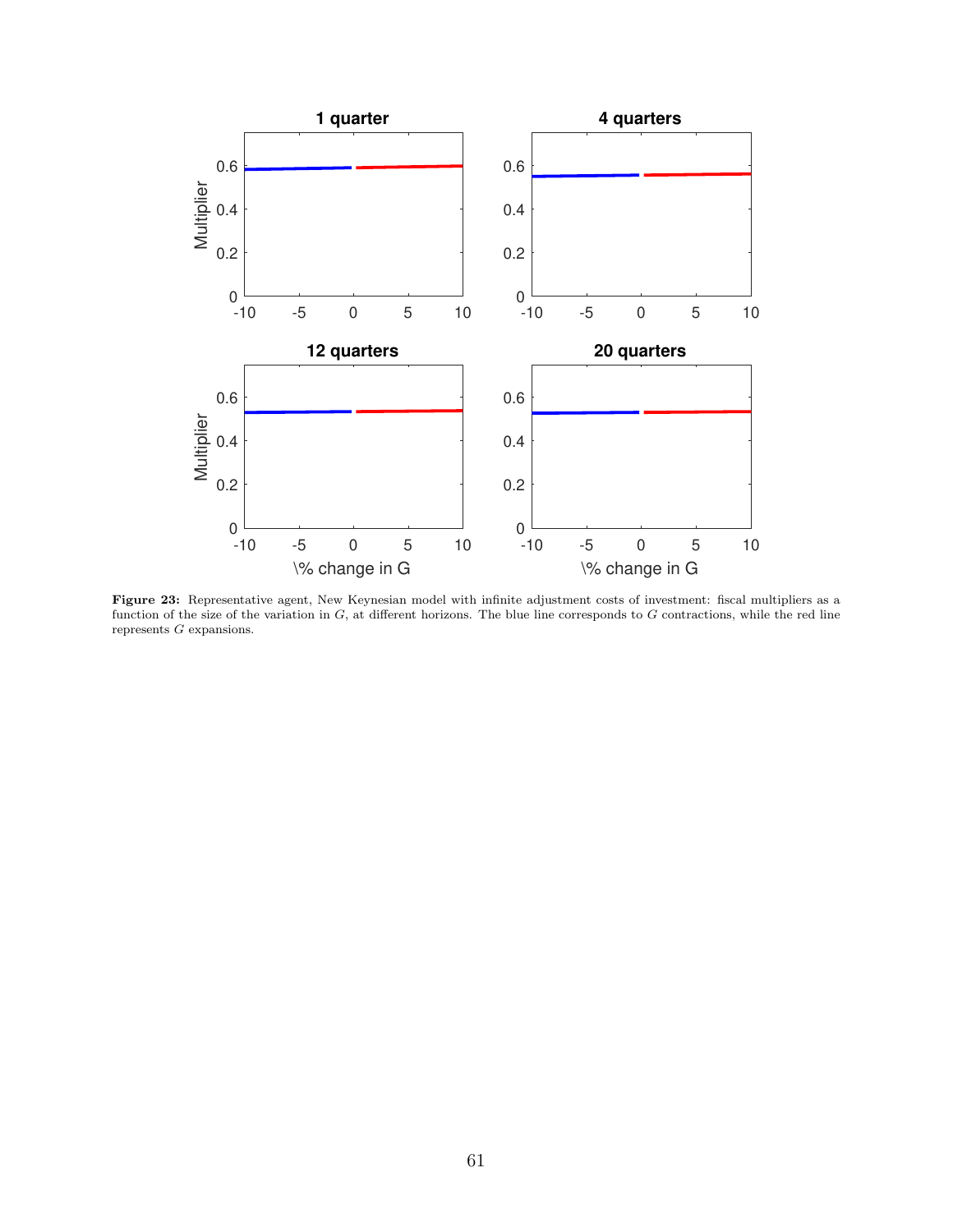**Figure 23:** Representative agent, New Keynesian model with infinite adjustment costs of investment: fiscal multipliers as a function of the size of the variation in $G$, at different horizons. The blue line corresponds to $G$ contractions, while the red line represents $G$ expansions.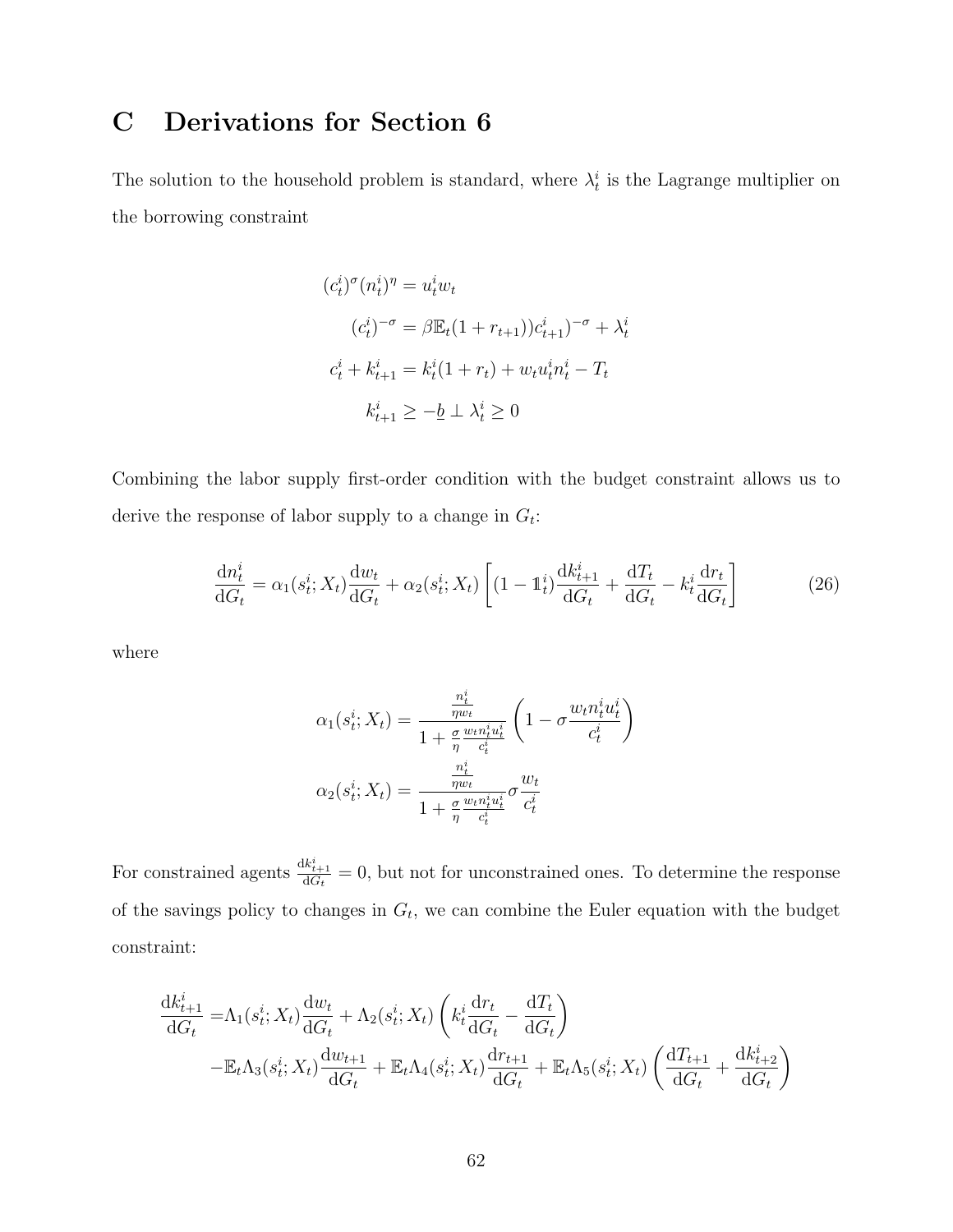# C Derivations for Section 6

The solution to the household problem is standard, where $\lambda_t^i$ is the Lagrange multiplier on the borrowing constraint

$$
\begin{aligned}
(c_t^i)^\sigma (n_t^i)^\eta &= u_t^i w_t \\
(c_t^i)^{-\sigma} &= \beta \mathbb{E}_t (1 + r_{t+1})) c_{t+1}^i)^{-\sigma} + \lambda_t^i \\
c_t^i + k_{t+1}^i &= k_t^i (1 + r_t) + w_t u_t^i n_t^i - T_t \\
k_{t+1}^i &\geq -\underline{b} \perp \lambda_t^i \geq 0
\end{aligned}
$$

Combining the labor supply first-order condition with the budget constraint allows us to derive the response of labor supply to a change in $G_t$:

$$
\frac{\mathrm{d}n_t^i}{\mathrm{d}G_t} = \alpha_1(s_t^i; X_t) \frac{\mathrm{d}w_t}{\mathrm{d}G_t} + \alpha_2(s_t^i; X_t) \left[ (1 - \mathbb{1}_t^i) \frac{\mathrm{d}k_{t+1}^i}{\mathrm{d}G_t} + \frac{\mathrm{d}T_t}{\mathrm{d}G_t} - k_t^i \frac{\mathrm{d}r_t}{\mathrm{d}G_t} \right] \tag{26}
$$

where

$$
\begin{aligned}
\alpha_1(s_t^i; X_t) &= \frac{\frac{n_t^i}{\eta w_t}}{1 + \frac{\sigma}{\eta} \frac{w_t n_t^i u_t^i}{c_t^i}} \left( 1 - \sigma \frac{w_t n_t^i u_t^i}{c_t^i} \right) \\
\alpha_2(s_t^i; X_t) &= \frac{\frac{n_t^i}{\eta w_t}}{1 + \frac{\sigma}{\eta} \frac{w_t n_t^i u_t^i}{c_t^i}} \sigma \frac{w_t}{c_t^i}
\end{aligned}
$$

For constrained agents $\frac{\mathrm{d}k_{t+1}^i}{\mathrm{d}G_t} = 0$, but not for unconstrained ones. To determine the response of the savings policy to changes in $G_t$, we can combine the Euler equation with the budget constraint:

$$
\begin{aligned}
\frac{\mathrm{d}k_{t+1}^i}{\mathrm{d}G_t} =& \Lambda_1(s_t^i; X_t) \frac{\mathrm{d}w_t}{\mathrm{d}G_t} + \Lambda_2(s_t^i; X_t) \left( k_t^i \frac{\mathrm{d}r_t}{\mathrm{d}G_t} - \frac{\mathrm{d}T_t}{\mathrm{d}G_t} \right) \\
&- \mathbb{E}_t \Lambda_3(s_t^i; X_t) \frac{\mathrm{d}w_{t+1}}{\mathrm{d}G_t} + \mathbb{E}_t \Lambda_4(s_t^i; X_t) \frac{\mathrm{d}r_{t+1}}{\mathrm{d}G_t} + \mathbb{E}_t \Lambda_5(s_t^i; X_t) \left( \frac{\mathrm{d}T_{t+1}}{\mathrm{d}G_t} + \frac{\mathrm{d}k_{t+2}^i}{\mathrm{d}G_t} \right)
\end{aligned}
$$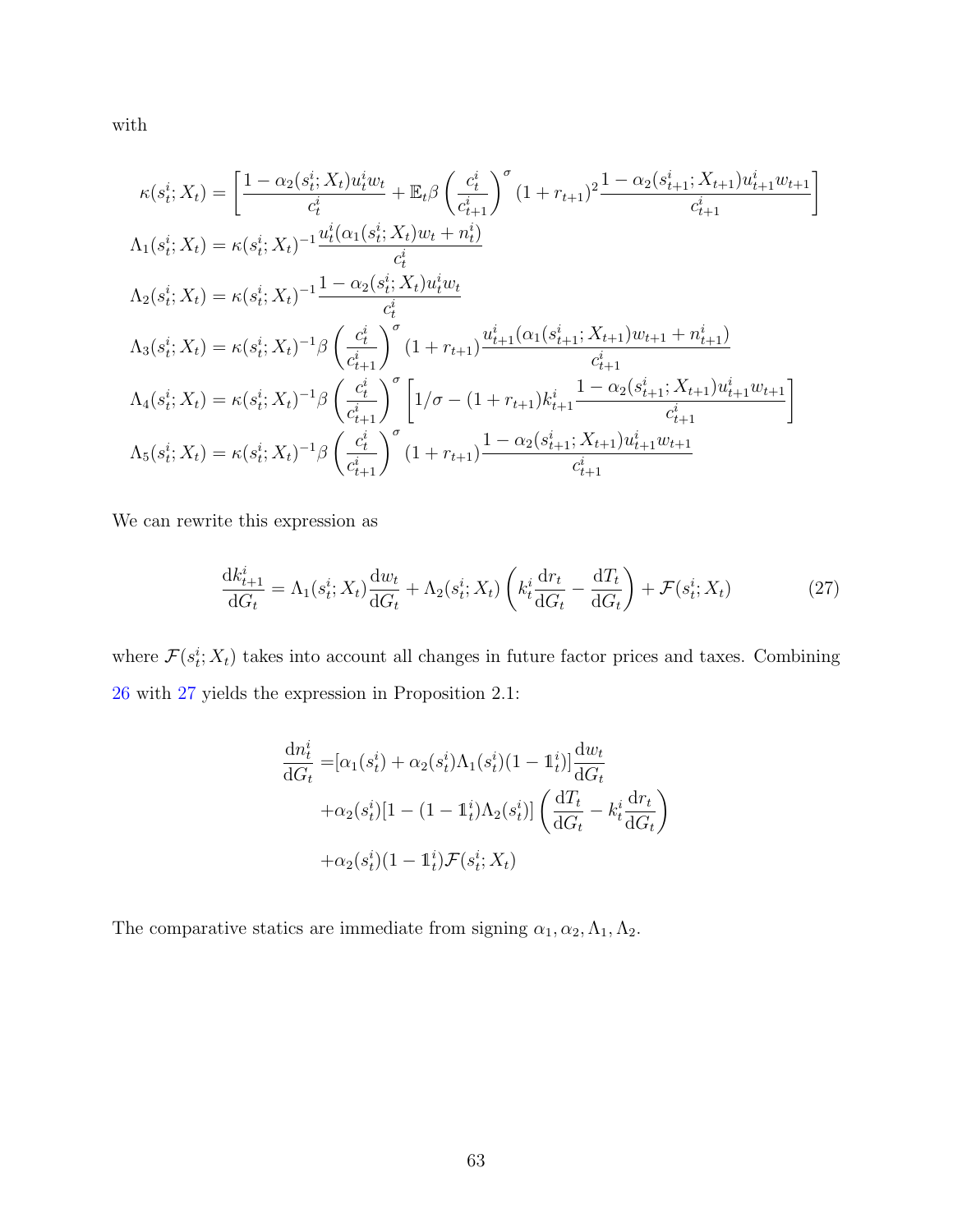with

$$
\begin{aligned}
\kappa(s_t^i; X_t) &= \left[\frac{1-\alpha_2(s_t^i; X_t)u_t^i w_t}{c_t^i} + \mathbb{E}_t \beta \left(\frac{c_t^i}{c_{t+1}^i}\right)^\sigma (1+r_{t+1})^2 \frac{1-\alpha_2(s_{t+1}^i; X_{t+1})u_{t+1}^i w_{t+1}}{c_{t+1}^i}\right] \\
\Lambda_1(s_t^i; X_t) &= \kappa(s_t^i; X_t)^{-1} \frac{u_t^i(\alpha_1(s_t^i; X_t)w_t + n_t^i)}{c_t^i} \\
\Lambda_2(s_t^i; X_t) &= \kappa(s_t^i; X_t)^{-1} \frac{1-\alpha_2(s_t^i; X_t)u_t^i w_t}{c_t^i} \\
\Lambda_3(s_t^i; X_t) &= \kappa(s_t^i; X_t)^{-1} \beta \left(\frac{c_t^i}{c_{t+1}^i}\right)^\sigma (1+r_{t+1}) \frac{u_{t+1}^i(\alpha_1(s_{t+1}^i; X_{t+1})w_{t+1} + n_{t+1}^i)}{c_{t+1}^i} \\
\Lambda_4(s_t^i; X_t) &= \kappa(s_t^i; X_t)^{-1} \beta \left(\frac{c_t^i}{c_{t+1}^i}\right)^\sigma \left[1/\sigma - (1+r_{t+1})k_{t+1}^i \frac{1-\alpha_2(s_{t+1}^i; X_{t+1})u_{t+1}^i w_{t+1}}{c_{t+1}^i}\right] \\
\Lambda_5(s_t^i; X_t) &= \kappa(s_t^i; X_t)^{-1} \beta \left(\frac{c_t^i}{c_{t+1}^i}\right)^\sigma (1+r_{t+1}) \frac{1-\alpha_2(s_{t+1}^i; X_{t+1})u_{t+1}^i w_{t+1}}{c_{t+1}^i}
\end{aligned}
$$

We can rewrite this expression as

$$
\frac{\mathrm{d}k_{t+1}^i}{\mathrm{d}G_t} = \Lambda_1(s_t^i; X_t)\frac{\mathrm{d}w_t}{\mathrm{d}G_t} + \Lambda_2(s_t^i; X_t)\left(k_t^i \frac{\mathrm{d}r_t}{\mathrm{d}G_t} - \frac{\mathrm{d}T_t}{\mathrm{d}G_t}\right) + \mathcal{F}(s_t^i; X_t) \tag{27}
$$

where $\mathcal{F}(s_t^i; X_t)$ takes into account all changes in future factor prices and taxes. Combining 26 with 27 yields the expression in Proposition 2.1:

$$
\begin{aligned}
\frac{\mathrm{d}n_t^i}{\mathrm{d}G_t} =& [\alpha_1(s_t^i) + \alpha_2(s_t^i)\Lambda_1(s_t^i)(1-\mathbb{1}_t^i)]\frac{\mathrm{d}w_t}{\mathrm{d}G_t} \\
&+ \alpha_2(s_t^i)[1-(1-\mathbb{1}_t^i)\Lambda_2(s_t^i)]\left(\frac{\mathrm{d}T_t}{\mathrm{d}G_t} - k_t^i \frac{\mathrm{d}r_t}{\mathrm{d}G_t}\right) \\
&+ \alpha_2(s_t^i)(1-\mathbb{1}_t^i)\mathcal{F}(s_t^i; X_t)
\end{aligned}
$$

The comparative statics are immediate from signing $\alpha_1, \alpha_2, \Lambda_1, \Lambda_2$.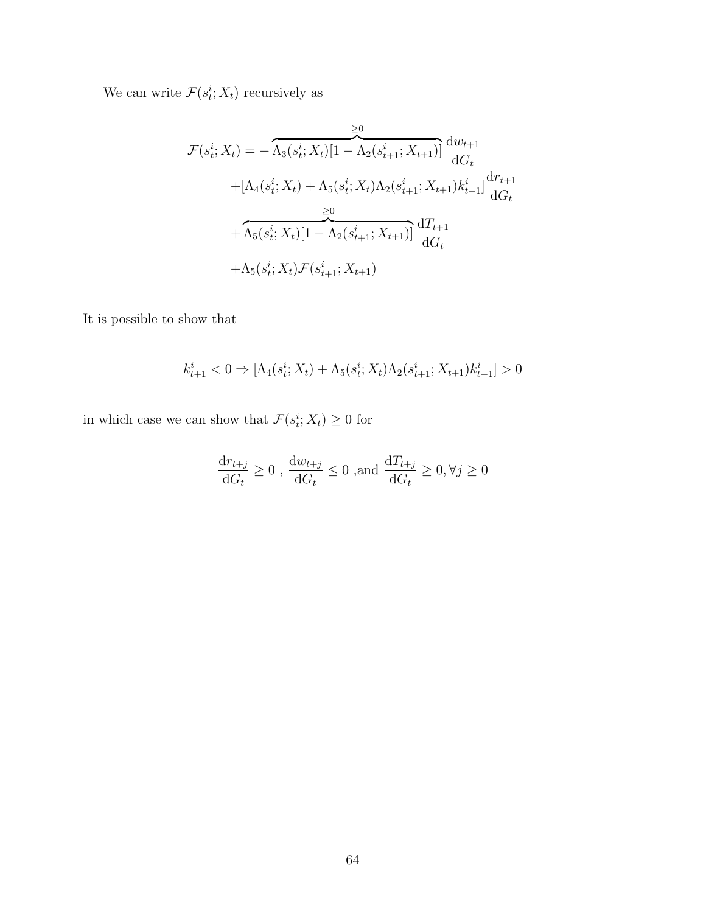We can write $\mathcal{F}(s_t^i; X_t)$ recursively as

$$
\begin{aligned}
\mathcal{F}(s_t^i; X_t) = & -\overbrace{\Lambda_3(s_t^i; X_t)[1 - \Lambda_2(s_{t+1}^i; X_{t+1})]}^{\geq 0} \frac{\mathrm{d}w_{t+1}}{\mathrm{d}G_t} \\
& + [\Lambda_4(s_t^i; X_t) + \Lambda_5(s_t^i; X_t)\Lambda_2(s_{t+1}^i; X_{t+1})k_{t+1}^i] \frac{\mathrm{d}r_{t+1}}{\mathrm{d}G_t} \\
& + \overbrace{\Lambda_5(s_t^i; X_t)[1 - \Lambda_2(s_{t+1}^i; X_{t+1})]}^{\geq 0} \frac{\mathrm{d}T_{t+1}}{\mathrm{d}G_t} \\
& + \Lambda_5(s_t^i; X_t)\mathcal{F}(s_{t+1}^i; X_{t+1})
\end{aligned}
$$

It is possible to show that

$$
k_{t+1}^i < 0 \Rightarrow [\Lambda_4(s_t^i; X_t) + \Lambda_5(s_t^i; X_t)\Lambda_2(s_{t+1}^i; X_{t+1})k_{t+1}^i] > 0
$$

in which case we can show that $\mathcal{F}(s_t^i; X_t) \geq 0$ for

$$
\frac{\mathrm{d}r_{t+j}}{\mathrm{d}G_t} \geq 0 \ , \ \frac{\mathrm{d}w_{t+j}}{\mathrm{d}G_t} \leq 0 \ \text{,and} \ \frac{\mathrm{d}T_{t+j}}{\mathrm{d}G_t} \geq 0, \forall j \geq 0
$$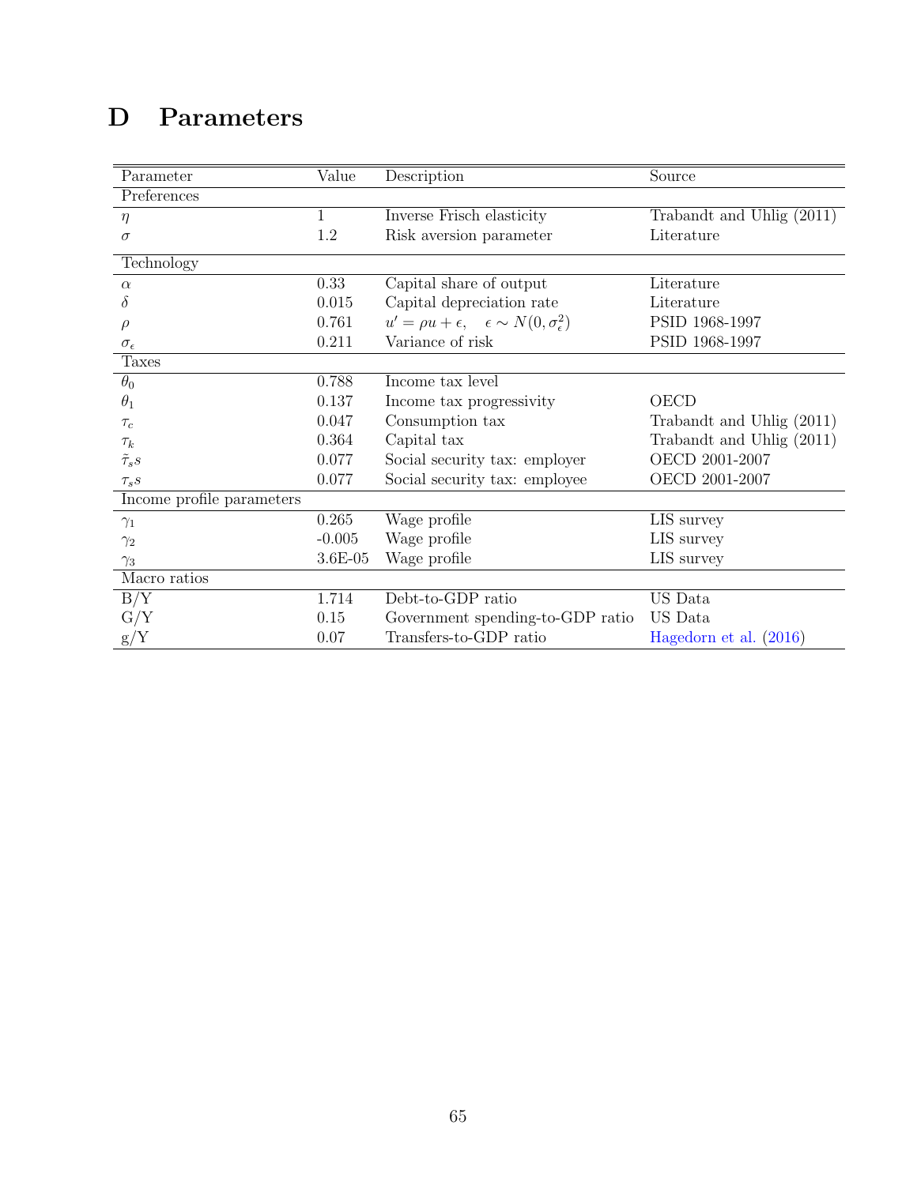# D Parameters

| Parameter | Value | Description | Source |
|---|---|---|---|
| Preferences | | | |
| $\eta$ | 1 | Inverse Frisch elasticity | Trabandt and Uhlig (2011) |
| $\sigma$ | 1.2 | Risk aversion parameter | Literature |
| Technology | | | |
| $\alpha$ | 0.33 | Capital share of output | Literature |
| $\delta$ | 0.015 | Capital depreciation rate | Literature |
| $\rho$ | 0.761 | $u' = \rho u + \epsilon, \quad \epsilon \sim N(0, \sigma_\epsilon^2)$ | PSID 1968-1997 |
| $\sigma_\epsilon$ | 0.211 | Variance of risk | PSID 1968-1997 |
| Taxes | | | |
| $\theta_0$ | 0.788 | Income tax level | |
| $\theta_1$ | 0.137 | Income tax progressivity | OECD |
| $\tau_c$ | 0.047 | Consumption tax | Trabandt and Uhlig (2011) |
| $\tau_k$ | 0.364 | Capital tax | Trabandt and Uhlig (2011) |
| $\tilde{\tau}_s s$ | 0.077 | Social security tax: employer | OECD 2001-2007 |
| $\tau_s s$ | 0.077 | Social security tax: employee | OECD 2001-2007 |
| Income profile parameters | | | |
| $\gamma_1$ | 0.265 | Wage profile | LIS survey |
| $\gamma_2$ | -0.005 | Wage profile | LIS survey |
| $\gamma_3$ | 3.6E-05 | Wage profile | LIS survey |
| Macro ratios | | | |
| B/Y | 1.714 | Debt-to-GDP ratio | US Data |
| G/Y | 0.15 | Government spending-to-GDP ratio | US Data |
| g/Y | 0.07 | Transfers-to-GDP ratio | Hagedorn et al. (2016) |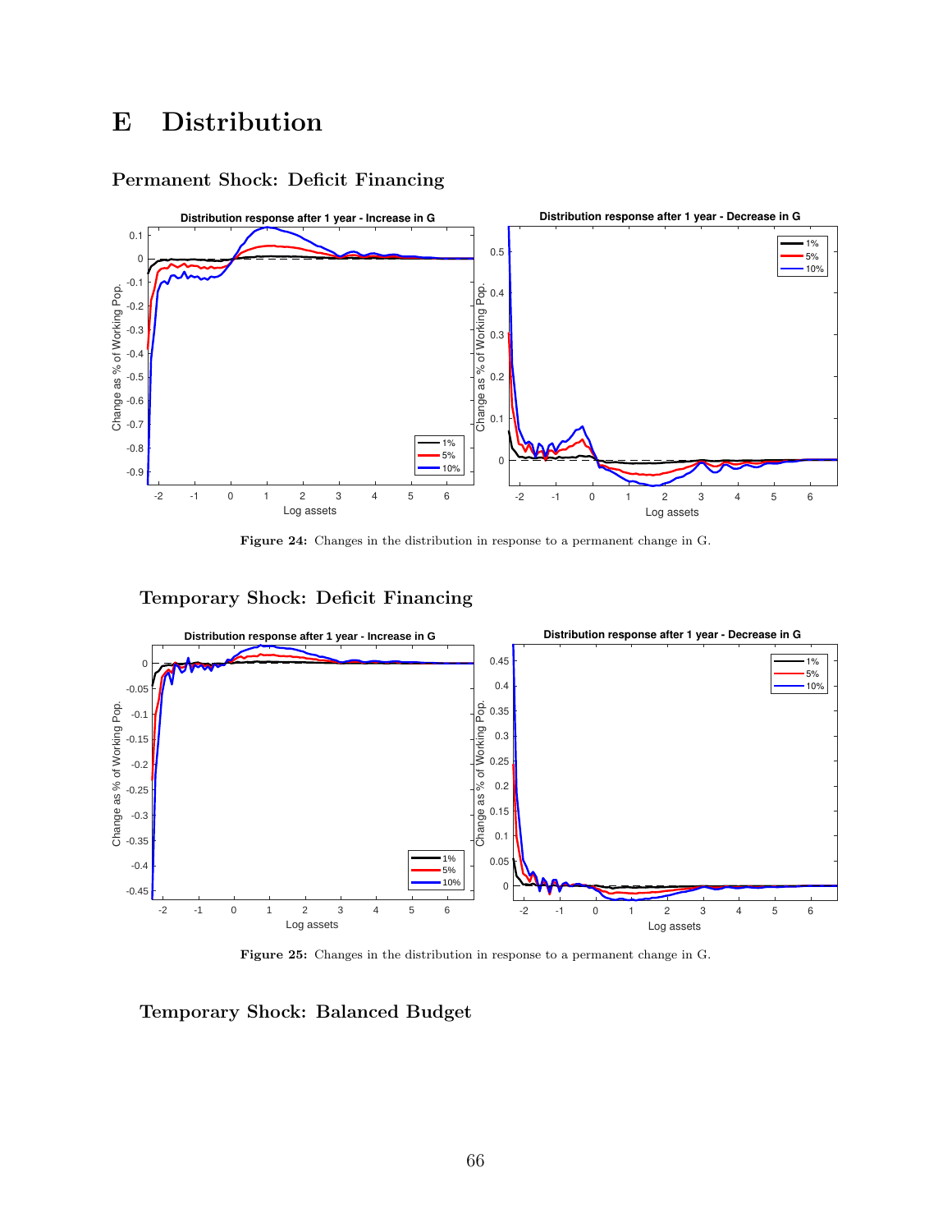# E Distribution

### Permanent Shock: Deficit Financing

**Figure 24:** Changes in the distribution in response to a permanent change in G.

### Temporary Shock: Deficit Financing

**Figure 25:** Changes in the distribution in response to a permanent change in G.

### Temporary Shock: Balanced Budget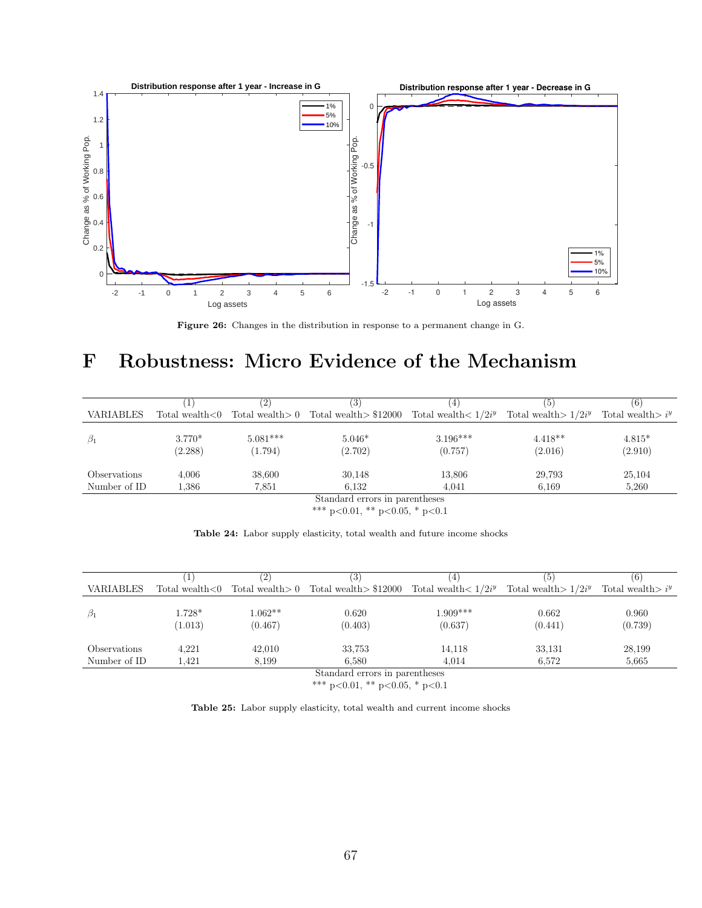Figure 26: Changes in the distribution in response to a permanent change in G.

# F Robustness: Micro Evidence of the Mechanism

| VARIABLES | (1) Total wealth<0 | (2) Total wealth> 0 | (3) Total wealth> \$12000 | (4) Total wealth< $1/2i^y$ | (5) Total wealth> $1/2i^y$ | (6) Total wealth> $i^y$ |
|---|---|---|---|---|---|---|
| $\beta_1$ | 3.770* | 5.081*** | 5.046* | 3.196*** | 4.418** | 4.815* |
| | (2.288) | (1.794) | (2.702) | (0.757) | (2.016) | (2.910) |
| Observations | 4,006 | 38,600 | 30,148 | 13,806 | 29,793 | 25,104 |
| Number of ID | 1,386 | 7,851 | 6,132 | 4,041 | 6,169 | 5,260 |

Standard errors in parentheses
*** p<0.01, ** p<0.05, * p<0.1

**Table 24:** Labor supply elasticity, total wealth and future income shocks

| VARIABLES | (1) Total wealth<0 | (2) Total wealth> 0 | (3) Total wealth> \$12000 | (4) Total wealth< $1/2i^y$ | (5) Total wealth> $1/2i^y$ | (6) Total wealth> $i^y$ |
|---|---|---|---|---|---|---|
| $\beta_1$ | 1.728* | 1.062** | 0.620 | 1.909*** | 0.662 | 0.960 |
| | (1.013) | (0.467) | (0.403) | (0.637) | (0.441) | (0.739) |
| Observations | 4,221 | 42,010 | 33,753 | 14,118 | 33,131 | 28,199 |
| Number of ID | 1,421 | 8,199 | 6,580 | 4,014 | 6,572 | 5,665 |

Standard errors in parentheses
*** p<0.01, ** p<0.05, * p<0.1

**Table 25:** Labor supply elasticity, total wealth and current income shocks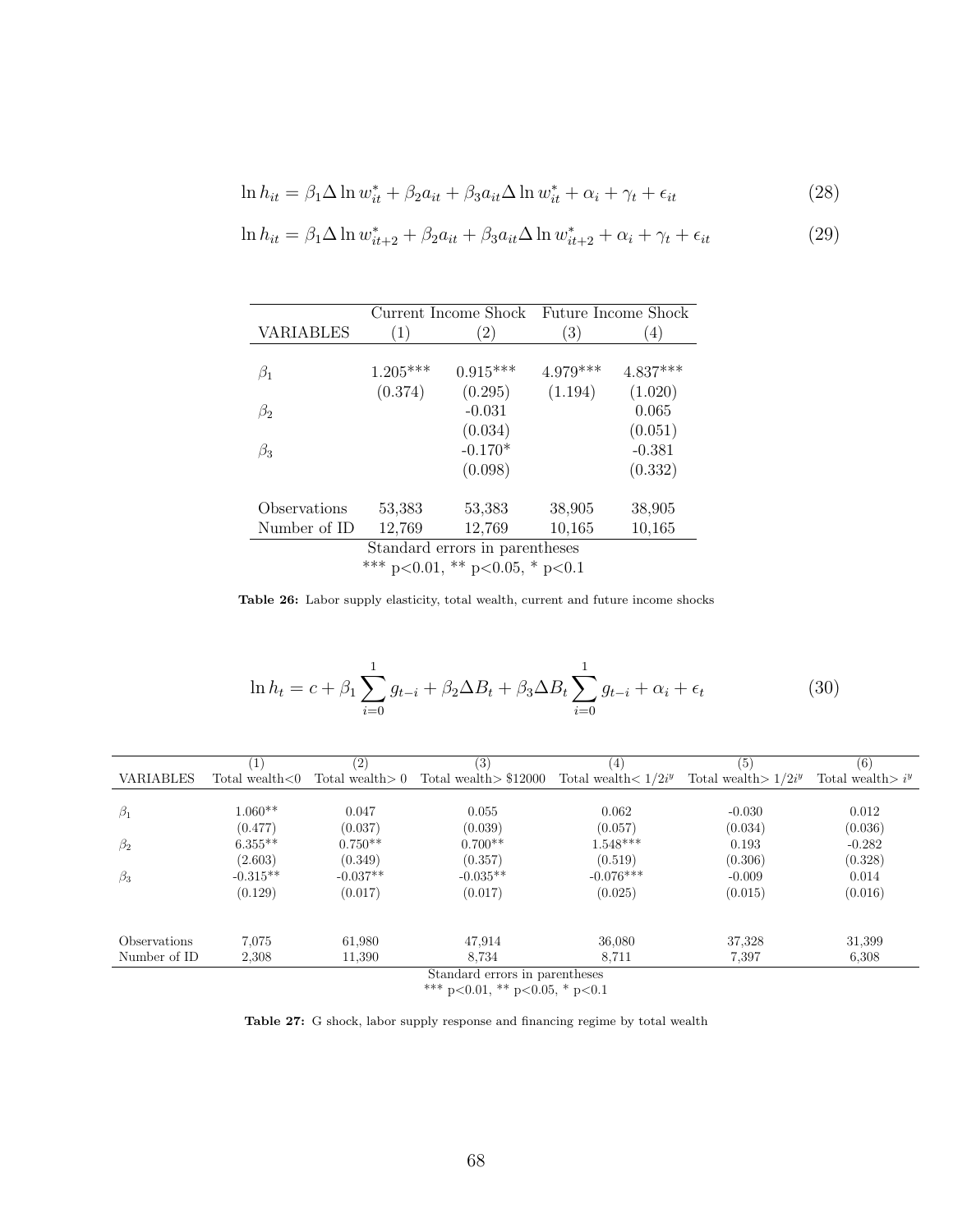$$\ln h_{it} = \beta_1 \Delta \ln w^*_{it} + \beta_2 a_{it} + \beta_3 a_{it} \Delta \ln w^*_{it} + \alpha_i + \gamma_t + \epsilon_{it} \tag{28}$$

$$\ln h_{it} = \beta_1 \Delta \ln w^*_{it+2} + \beta_2 a_{it} + \beta_3 a_{it} \Delta \ln w^*_{it+2} + \alpha_i + \gamma_t + \epsilon_{it} \tag{29}$$

| | Current Income Shock | | Future Income Shock | |
|---|---|---|---|---|
| VARIABLES | (1) | (2) | (3) | (4) |
| $\beta_1$ | 1.205*** | 0.915*** | 4.979*** | 4.837*** |
| | (0.374) | (0.295) | (1.194) | (1.020) |
| $\beta_2$ | | -0.031 | | 0.065 |
| | | (0.034) | | (0.051) |
| $\beta_3$ | | -0.170* | | -0.381 |
| | | (0.098) | | (0.332) |
| Observations | 53,383 | 53,383 | 38,905 | 38,905 |
| Number of ID | 12,769 | 12,769 | 10,165 | 10,165 |

Standard errors in parentheses
*** p<0.01, ** p<0.05, * p<0.1

**Table 26:** Labor supply elasticity, total wealth, current and future income shocks

$$\ln h_t = c + \beta_1 \sum_{i=0}^{1} g_{t-i} + \beta_2 \Delta B_t + \beta_3 \Delta B_t \sum_{i=0}^{1} g_{t-i} + \alpha_i + \epsilon_t \tag{30}$$

| | (1) | (2) | (3) | (4) | (5) | (6) |
|---|---|---|---|---|---|---|
| VARIABLES | Total wealth<0 | Total wealth> 0 | Total wealth> \$12000 | Total wealth< $1/2i^y$ | Total wealth> $1/2i^y$ | Total wealth> $i^y$ |
| $\beta_1$ | 1.060** | 0.047 | 0.055 | 0.062 | -0.030 | 0.012 |
| | (0.477) | (0.037) | (0.039) | (0.057) | (0.034) | (0.036) |
| $\beta_2$ | 6.355** | 0.750** | 0.700** | 1.548*** | 0.193 | -0.282 |
| | (2.603) | (0.349) | (0.357) | (0.519) | (0.306) | (0.328) |
| $\beta_3$ | -0.315** | -0.037** | -0.035** | -0.076*** | -0.009 | 0.014 |
| | (0.129) | (0.017) | (0.017) | (0.025) | (0.015) | (0.016) |
| Observations | 7,075 | 61,980 | 47,914 | 36,080 | 37,328 | 31,399 |
| Number of ID | 2,308 | 11,390 | 8,734 | 8,711 | 7,397 | 6,308 |

Standard errors in parentheses
*** p<0.01, ** p<0.05, * p<0.1

**Table 27:** G shock, labor supply response and financing regime by total wealth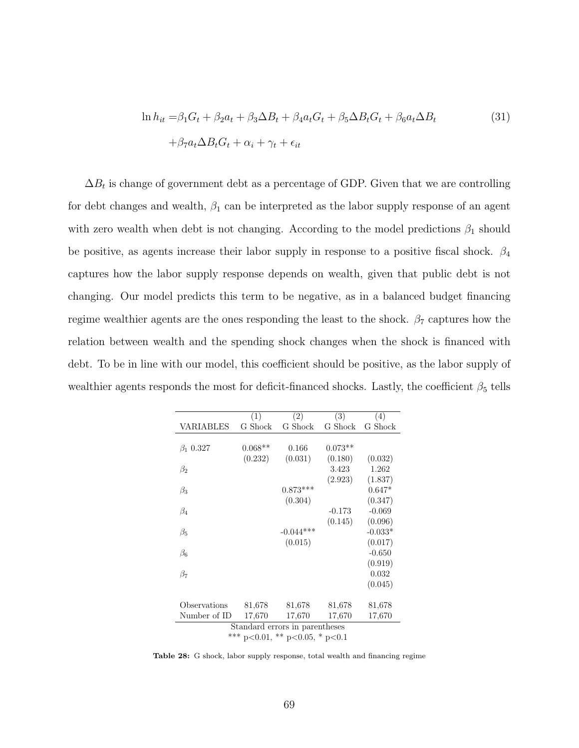$$
\begin{aligned}
\ln h_{it} =& \beta_1 G_t + \beta_2 a_t + \beta_3 \Delta B_t + \beta_4 a_t G_t + \beta_5 \Delta B_t G_t + \beta_6 a_t \Delta B_t \\
&+ \beta_7 a_t \Delta B_t G_t + \alpha_i + \gamma_t + \epsilon_{it}
\end{aligned} \tag{31}
$$

$\Delta B_t$ is change of government debt as a percentage of GDP. Given that we are controlling for debt changes and wealth, $\beta_1$ can be interpreted as the labor supply response of an agent with zero wealth when debt is not changing. According to the model predictions $\beta_1$ should be positive, as agents increase their labor supply in response to a positive fiscal shock. $\beta_4$ captures how the labor supply response depends on wealth, given that public debt is not changing. Our model predicts this term to be negative, as in a balanced budget financing regime wealthier agents are the ones responding the least to the shock. $\beta_7$ captures how the relation between wealth and the spending shock changes when the shock is financed with debt. To be in line with our model, this coefficient should be positive, as the labor supply of wealthier agents responds the most for deficit-financed shocks. Lastly, the coefficient $\beta_5$ tells

| VARIABLES | (1) G Shock | (2) G Shock | (3) G Shock | (4) G Shock |
|---|---|---|---|---|
| $\beta_1$ 0.327 | 0.068** | 0.166 | 0.073** | |
| | (0.232) | (0.031) | (0.180) | (0.032) |
| $\beta_2$ | | | 3.423 | 1.262 |
| | | | (2.923) | (1.837) |
| $\beta_3$ | | 0.873*** | | 0.647* |
| | | (0.304) | | (0.347) |
| $\beta_4$ | | | -0.173 | -0.069 |
| | | | (0.145) | (0.096) |
| $\beta_5$ | | -0.044*** | | -0.033* |
| | | (0.015) | | (0.017) |
| $\beta_6$ | | | | -0.650 |
| | | | | (0.919) |
| $\beta_7$ | | | | 0.032 |
| | | | | (0.045) |
| Observations | 81,678 | 81,678 | 81,678 | 81,678 |
| Number of ID | 17,670 | 17,670 | 17,670 | 17,670 |

Standard errors in parentheses
*** p<0.01, ** p<0.05, * p<0.1

**Table 28:** G shock, labor supply response, total wealth and financing regime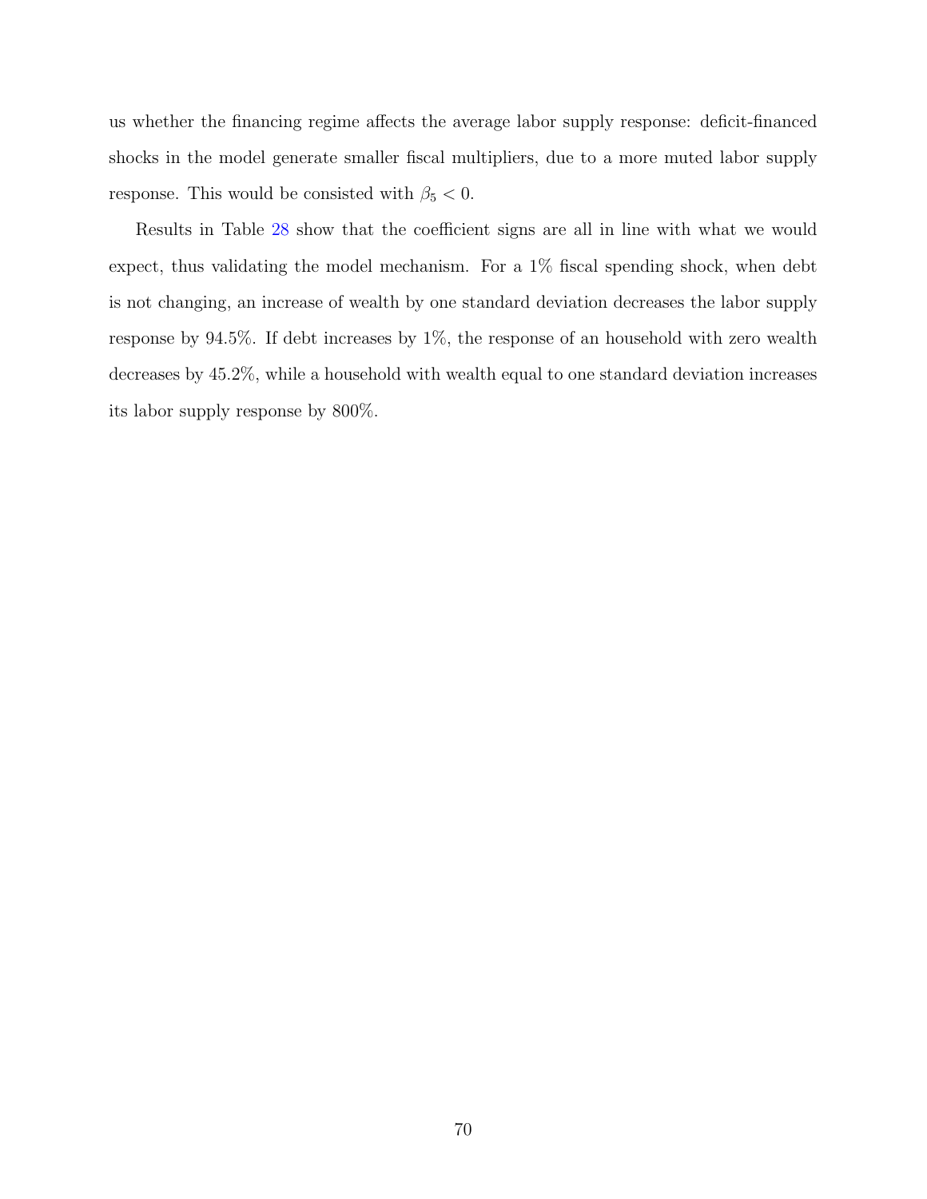us whether the financing regime affects the average labor supply response: deficit-financed shocks in the model generate smaller fiscal multipliers, due to a more muted labor supply response. This would be consisted with $\beta_5 < 0$.

Results in Table 28 show that the coefficient signs are all in line with what we would expect, thus validating the model mechanism. For a 1% fiscal spending shock, when debt is not changing, an increase of wealth by one standard deviation decreases the labor supply response by 94.5%. If debt increases by 1%, the response of an household with zero wealth decreases by 45.2%, while a household with wealth equal to one standard deviation increases its labor supply response by 800%.